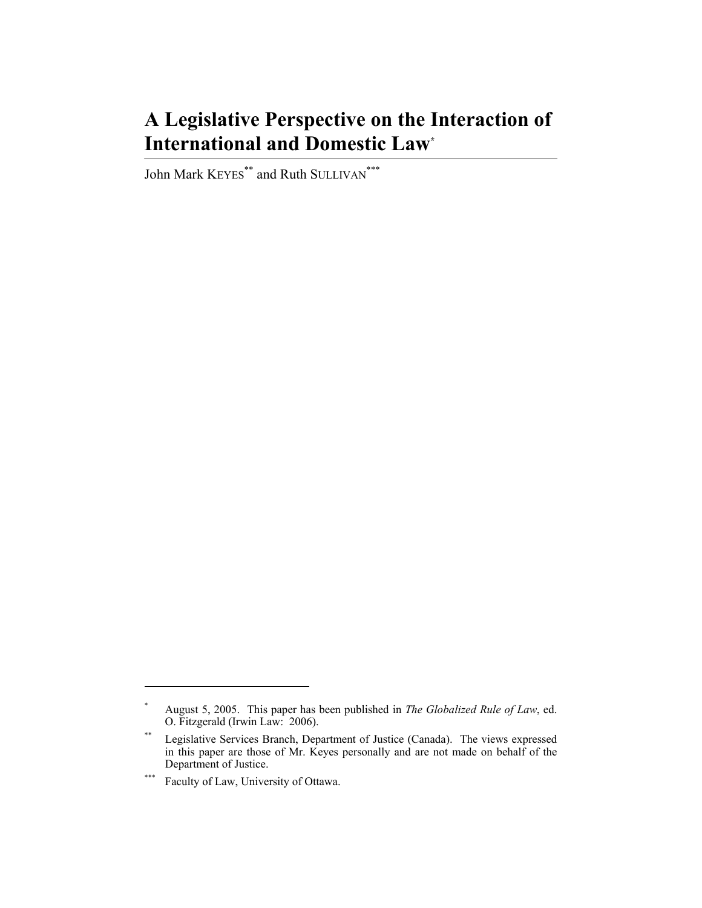# A Legislative Perspective on the Interaction of International and Domestic Law[*]

John Mark KEYES[**] and Ruth SULLIVAN[***]

---

[*] August 5, 2005. This paper has been published in *The Globalized Rule of Law*, ed. O. Fitzgerald (Irwin Law: 2006).

[**] Legislative Services Branch, Department of Justice (Canada). The views expressed in this paper are those of Mr. Keyes personally and are not made on behalf of the Department of Justice.

[***] Faculty of Law, University of Ottawa.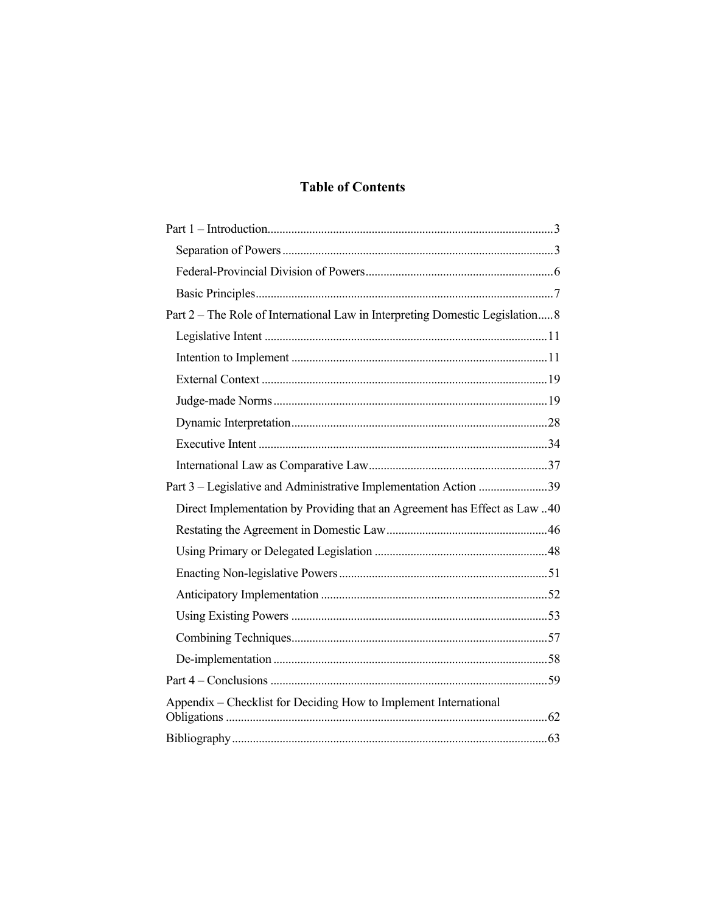# Table of Contents

Part 1 – Introduction.............................................................................................3

- Separation of Powers.........................................................................................3
- Federal-Provincial Division of Powers..............................................................6
- Basic Principles..................................................................................................7

Part 2 – The Role of International Law in Interpreting Domestic Legislation.....8

- Legislative Intent .............................................................................................11
- Intention to Implement ....................................................................................11
- External Context ..............................................................................................19
- Judge-made Norms..........................................................................................19
- Dynamic Interpretation....................................................................................28
- Executive Intent ...............................................................................................34
- International Law as Comparative Law...........................................................37

Part 3 – Legislative and Administrative Implementation Action .......................39

- Direct Implementation by Providing that an Agreement has Effect as Law ..40
- Restating the Agreement in Domestic Law.....................................................46
- Using Primary or Delegated Legislation .........................................................48
- Enacting Non-legislative Powers.....................................................................51
- Anticipatory Implementation ..........................................................................52
- Using Existing Powers ....................................................................................53
- Combining Techniques....................................................................................57
- De-implementation ..........................................................................................58

Part 4 – Conclusions ...........................................................................................59

Appendix – Checklist for Deciding How to Implement International Obligations ..........................................................................................................62

Bibliography........................................................................................................63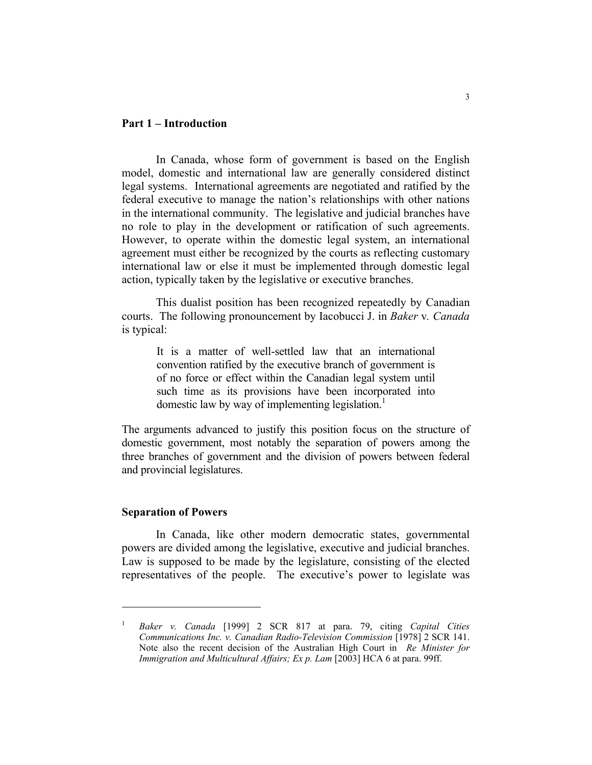## Part 1 – Introduction

In Canada, whose form of government is based on the English model, domestic and international law are generally considered distinct legal systems. International agreements are negotiated and ratified by the federal executive to manage the nation's relationships with other nations in the international community. The legislative and judicial branches have no role to play in the development or ratification of such agreements. However, to operate within the domestic legal system, an international agreement must either be recognized by the courts as reflecting customary international law or else it must be implemented through domestic legal action, typically taken by the legislative or executive branches.

This dualist position has been recognized repeatedly by Canadian courts. The following pronouncement by Iacobucci J. in *Baker* v. *Canada* is typical:

> It is a matter of well-settled law that an international convention ratified by the executive branch of government is of no force or effect within the Canadian legal system until such time as its provisions have been incorporated into domestic law by way of implementing legislation.[1]

The arguments advanced to justify this position focus on the structure of domestic government, most notably the separation of powers among the three branches of government and the division of powers between federal and provincial legislatures.

### Separation of Powers

In Canada, like other modern democratic states, governmental powers are divided among the legislative, executive and judicial branches. Law is supposed to be made by the legislature, consisting of the elected representatives of the people. The executive's power to legislate was

---

[1] *Baker v. Canada* [1999] 2 SCR 817 at para. 79, citing *Capital Cities Communications Inc. v. Canadian Radio-Television Commission* [1978] 2 SCR 141. Note also the recent decision of the Australian High Court in *Re Minister for Immigration and Multicultural Affairs; Ex p. Lam* [2003] HCA 6 at para. 99ff.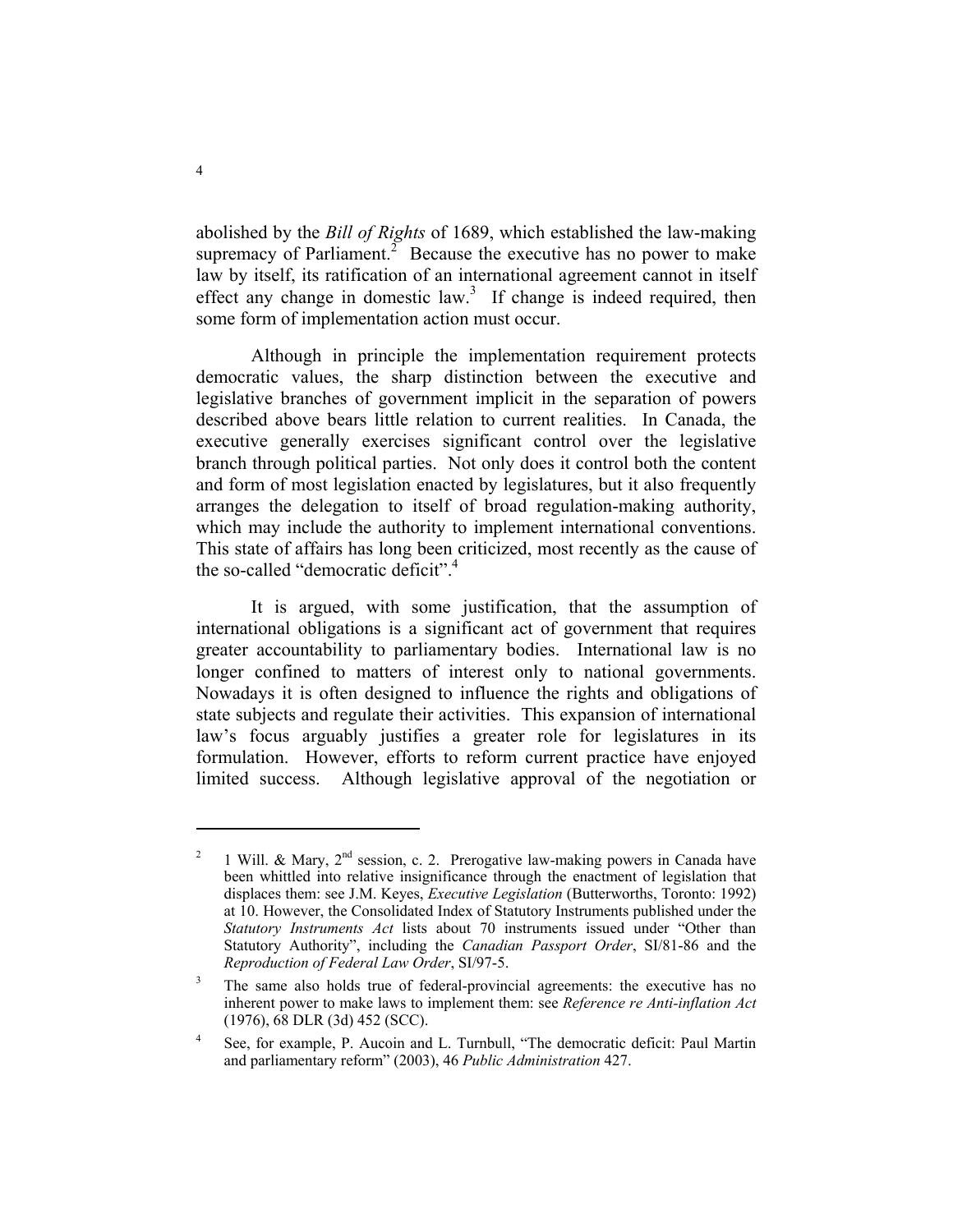abolished by the *Bill of Rights* of 1689, which established the law-making supremacy of Parliament.[2] Because the executive has no power to make law by itself, its ratification of an international agreement cannot in itself effect any change in domestic law.[3] If change is indeed required, then some form of implementation action must occur.

Although in principle the implementation requirement protects democratic values, the sharp distinction between the executive and legislative branches of government implicit in the separation of powers described above bears little relation to current realities. In Canada, the executive generally exercises significant control over the legislative branch through political parties. Not only does it control both the content and form of most legislation enacted by legislatures, but it also frequently arranges the delegation to itself of broad regulation-making authority, which may include the authority to implement international conventions. This state of affairs has long been criticized, most recently as the cause of the so-called "democratic deficit".[4]

It is argued, with some justification, that the assumption of international obligations is a significant act of government that requires greater accountability to parliamentary bodies. International law is no longer confined to matters of interest only to national governments. Nowadays it is often designed to influence the rights and obligations of state subjects and regulate their activities. This expansion of international law's focus arguably justifies a greater role for legislatures in its formulation. However, efforts to reform current practice have enjoyed limited success. Although legislative approval of the negotiation or

---

[2] 1 Will. & Mary, 2nd session, c. 2. Prerogative law-making powers in Canada have been whittled into relative insignificance through the enactment of legislation that displaces them: see J.M. Keyes, *Executive Legislation* (Butterworths, Toronto: 1992) at 10. However, the Consolidated Index of Statutory Instruments published under the *Statutory Instruments Act* lists about 70 instruments issued under "Other than Statutory Authority", including the *Canadian Passport Order*, SI/81-86 and the *Reproduction of Federal Law Order*, SI/97-5.

[3] The same also holds true of federal-provincial agreements: the executive has no inherent power to make laws to implement them: see *Reference re Anti-inflation Act* (1976), 68 DLR (3d) 452 (SCC).

[4] See, for example, P. Aucoin and L. Turnbull, "The democratic deficit: Paul Martin and parliamentary reform" (2003), 46 *Public Administration* 427.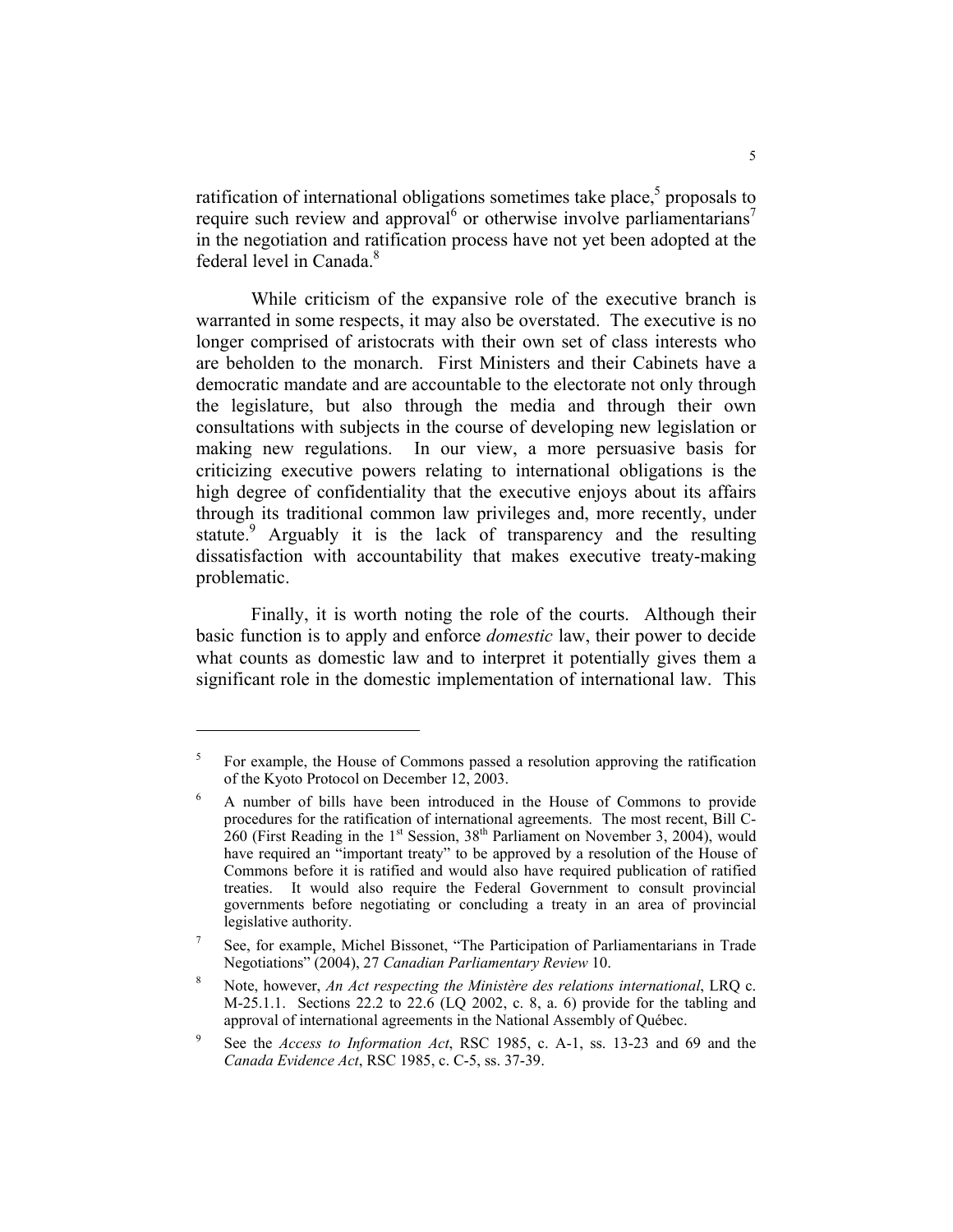ratification of international obligations sometimes take place,[5] proposals to require such review and approval[6] or otherwise involve parliamentarians[7] in the negotiation and ratification process have not yet been adopted at the federal level in Canada.[8]

While criticism of the expansive role of the executive branch is warranted in some respects, it may also be overstated. The executive is no longer comprised of aristocrats with their own set of class interests who are beholden to the monarch. First Ministers and their Cabinets have a democratic mandate and are accountable to the electorate not only through the legislature, but also through the media and through their own consultations with subjects in the course of developing new legislation or making new regulations. In our view, a more persuasive basis for criticizing executive powers relating to international obligations is the high degree of confidentiality that the executive enjoys about its affairs through its traditional common law privileges and, more recently, under statute.[9] Arguably it is the lack of transparency and the resulting dissatisfaction with accountability that makes executive treaty-making problematic.

Finally, it is worth noting the role of the courts. Although their basic function is to apply and enforce *domestic* law, their power to decide what counts as domestic law and to interpret it potentially gives them a significant role in the domestic implementation of international law. This

---

[5] For example, the House of Commons passed a resolution approving the ratification of the Kyoto Protocol on December 12, 2003.

[6] A number of bills have been introduced in the House of Commons to provide procedures for the ratification of international agreements. The most recent, Bill C-260 (First Reading in the 1st Session, 38th Parliament on November 3, 2004), would have required an "important treaty" to be approved by a resolution of the House of Commons before it is ratified and would also have required publication of ratified treaties. It would also require the Federal Government to consult provincial governments before negotiating or concluding a treaty in an area of provincial legislative authority.

[7] See, for example, Michel Bissonet, "The Participation of Parliamentarians in Trade Negotiations" (2004), 27 *Canadian Parliamentary Review* 10.

[8] Note, however, *An Act respecting the Ministère des relations international*, LRQ c. M-25.1.1. Sections 22.2 to 22.6 (LQ 2002, c. 8, a. 6) provide for the tabling and approval of international agreements in the National Assembly of Québec.

[9] See the *Access to Information Act*, RSC 1985, c. A-1, ss. 13-23 and 69 and the *Canada Evidence Act*, RSC 1985, c. C-5, ss. 37-39.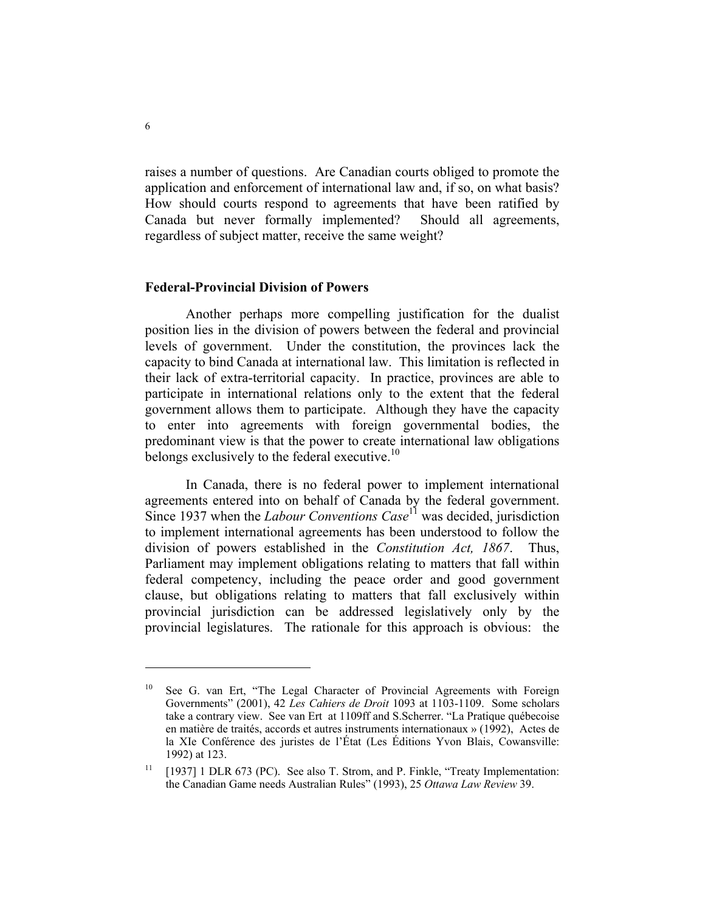raises a number of questions. Are Canadian courts obliged to promote the application and enforcement of international law and, if so, on what basis? How should courts respond to agreements that have been ratified by Canada but never formally implemented? Should all agreements, regardless of subject matter, receive the same weight?

## Federal-Provincial Division of Powers

Another perhaps more compelling justification for the dualist position lies in the division of powers between the federal and provincial levels of government. Under the constitution, the provinces lack the capacity to bind Canada at international law. This limitation is reflected in their lack of extra-territorial capacity. In practice, provinces are able to participate in international relations only to the extent that the federal government allows them to participate. Although they have the capacity to enter into agreements with foreign governmental bodies, the predominant view is that the power to create international law obligations belongs exclusively to the federal executive.[10]

In Canada, there is no federal power to implement international agreements entered into on behalf of Canada by the federal government. Since 1937 when the *Labour Conventions Case*[11] was decided, jurisdiction to implement international agreements has been understood to follow the division of powers established in the *Constitution Act, 1867*. Thus, Parliament may implement obligations relating to matters that fall within federal competency, including the peace order and good government clause, but obligations relating to matters that fall exclusively within provincial jurisdiction can be addressed legislatively only by the provincial legislatures. The rationale for this approach is obvious: the

---

[10] See G. van Ert, "The Legal Character of Provincial Agreements with Foreign Governments" (2001), 42 *Les Cahiers de Droit* 1093 at 1103-1109. Some scholars take a contrary view. See van Ert at 1109ff and S.Scherrer. "La Pratique québecoise en matière de traités, accords et autres instruments internationaux » (1992), Actes de la XIe Conférence des juristes de l'État (Les Éditions Yvon Blais, Cowansville: 1992) at 123.

[11] [1937] 1 DLR 673 (PC). See also T. Strom, and P. Finkle, "Treaty Implementation: the Canadian Game needs Australian Rules" (1993), 25 *Ottawa Law Review* 39.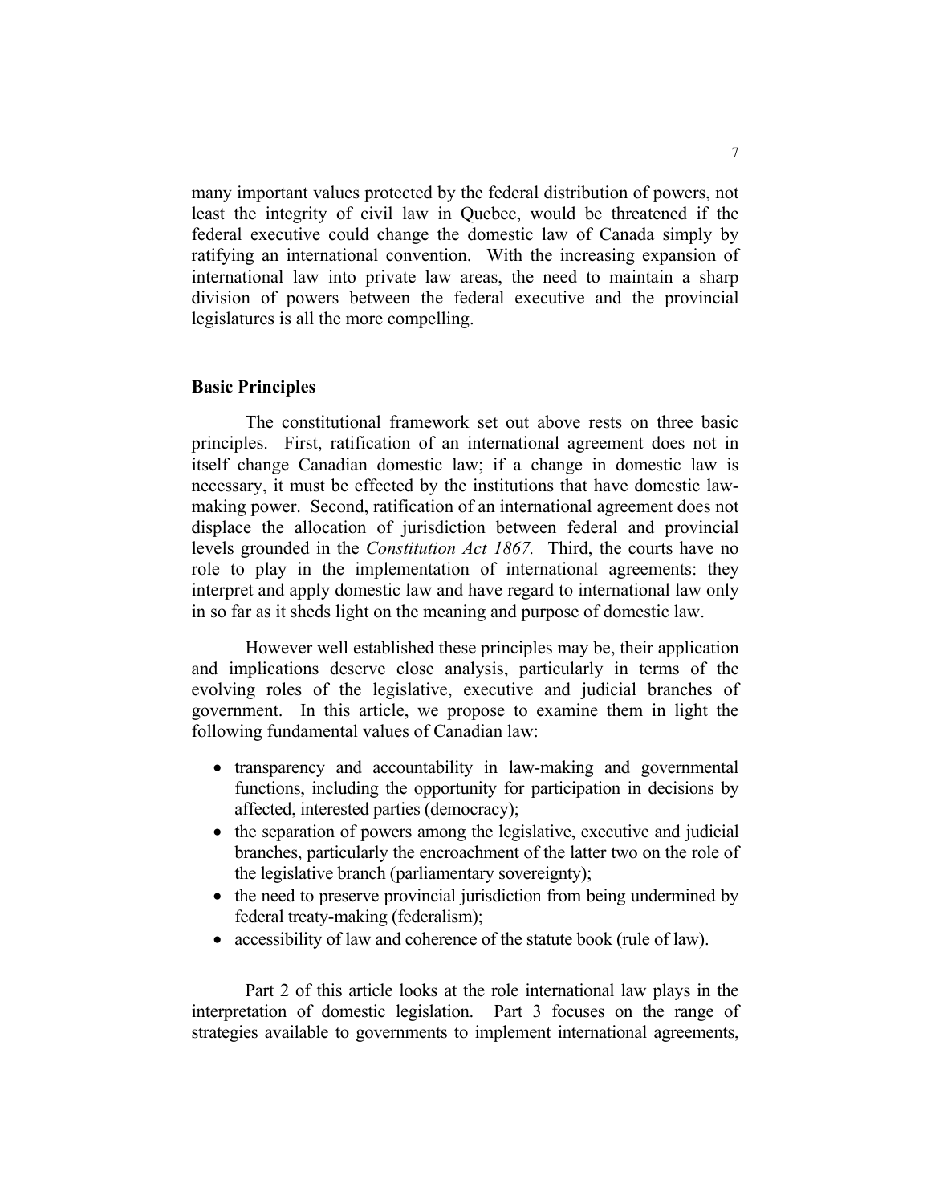many important values protected by the federal distribution of powers, not least the integrity of civil law in Quebec, would be threatened if the federal executive could change the domestic law of Canada simply by ratifying an international convention. With the increasing expansion of international law into private law areas, the need to maintain a sharp division of powers between the federal executive and the provincial legislatures is all the more compelling.

### Basic Principles

The constitutional framework set out above rests on three basic principles. First, ratification of an international agreement does not in itself change Canadian domestic law; if a change in domestic law is necessary, it must be effected by the institutions that have domestic law-making power. Second, ratification of an international agreement does not displace the allocation of jurisdiction between federal and provincial levels grounded in the *Constitution Act 1867.* Third, the courts have no role to play in the implementation of international agreements: they interpret and apply domestic law and have regard to international law only in so far as it sheds light on the meaning and purpose of domestic law.

However well established these principles may be, their application and implications deserve close analysis, particularly in terms of the evolving roles of the legislative, executive and judicial branches of government. In this article, we propose to examine them in light the following fundamental values of Canadian law:

- transparency and accountability in law-making and governmental functions, including the opportunity for participation in decisions by affected, interested parties (democracy);
- the separation of powers among the legislative, executive and judicial branches, particularly the encroachment of the latter two on the role of the legislative branch (parliamentary sovereignty);
- the need to preserve provincial jurisdiction from being undermined by federal treaty-making (federalism);
- accessibility of law and coherence of the statute book (rule of law).

Part 2 of this article looks at the role international law plays in the interpretation of domestic legislation. Part 3 focuses on the range of strategies available to governments to implement international agreements,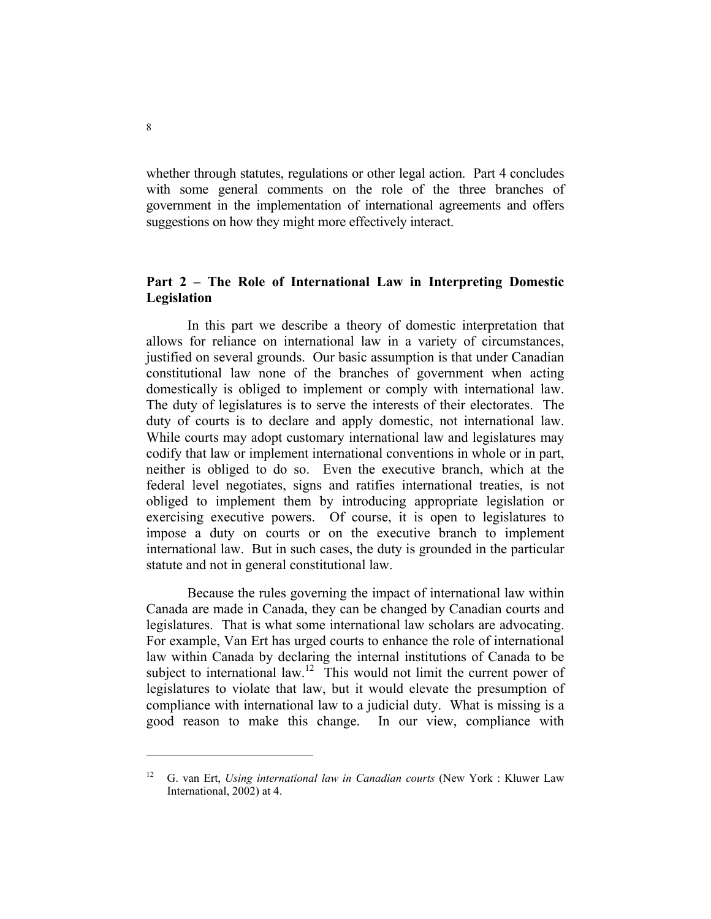whether through statutes, regulations or other legal action. Part 4 concludes with some general comments on the role of the three branches of government in the implementation of international agreements and offers suggestions on how they might more effectively interact.

## Part 2 – The Role of International Law in Interpreting Domestic Legislation

In this part we describe a theory of domestic interpretation that allows for reliance on international law in a variety of circumstances, justified on several grounds. Our basic assumption is that under Canadian constitutional law none of the branches of government when acting domestically is obliged to implement or comply with international law. The duty of legislatures is to serve the interests of their electorates. The duty of courts is to declare and apply domestic, not international law. While courts may adopt customary international law and legislatures may codify that law or implement international conventions in whole or in part, neither is obliged to do so. Even the executive branch, which at the federal level negotiates, signs and ratifies international treaties, is not obliged to implement them by introducing appropriate legislation or exercising executive powers. Of course, it is open to legislatures to impose a duty on courts or on the executive branch to implement international law. But in such cases, the duty is grounded in the particular statute and not in general constitutional law.

Because the rules governing the impact of international law within Canada are made in Canada, they can be changed by Canadian courts and legislatures. That is what some international law scholars are advocating. For example, Van Ert has urged courts to enhance the role of international law within Canada by declaring the internal institutions of Canada to be subject to international law.[12] This would not limit the current power of legislatures to violate that law, but it would elevate the presumption of compliance with international law to a judicial duty. What is missing is a good reason to make this change. In our view, compliance with

---

[12] G. van Ert, *Using international law in Canadian courts* (New York : Kluwer Law International, 2002) at 4.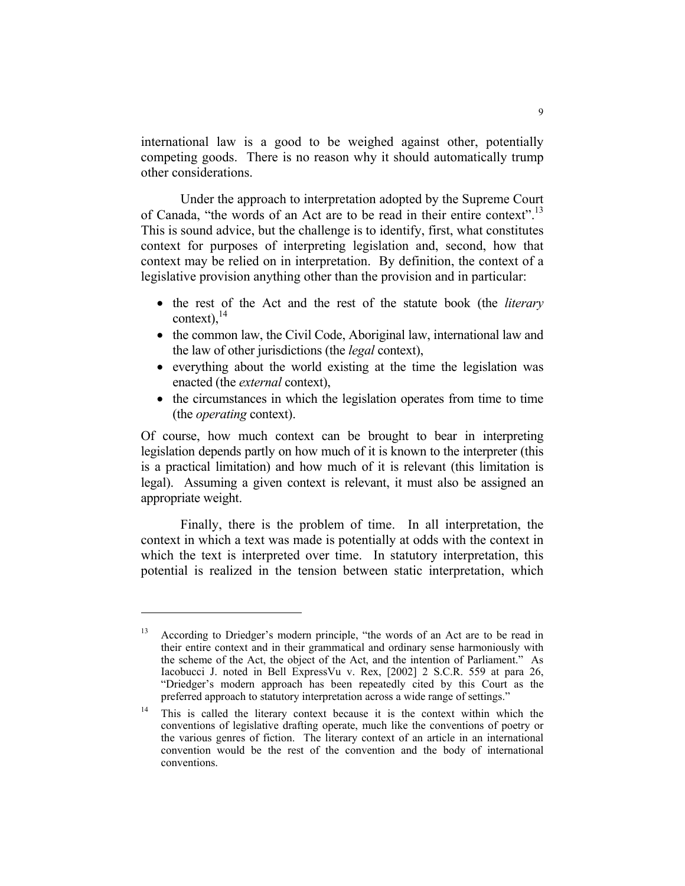international law is a good to be weighed against other, potentially competing goods. There is no reason why it should automatically trump other considerations.

Under the approach to interpretation adopted by the Supreme Court of Canada, "the words of an Act are to be read in their entire context".[13] This is sound advice, but the challenge is to identify, first, what constitutes context for purposes of interpreting legislation and, second, how that context may be relied on in interpretation. By definition, the context of a legislative provision anything other than the provision and in particular:

- the rest of the Act and the rest of the statute book (the *literary* context),[14]
- the common law, the Civil Code, Aboriginal law, international law and the law of other jurisdictions (the *legal* context),
- everything about the world existing at the time the legislation was enacted (the *external* context),
- the circumstances in which the legislation operates from time to time (the *operating* context).

Of course, how much context can be brought to bear in interpreting legislation depends partly on how much of it is known to the interpreter (this is a practical limitation) and how much of it is relevant (this limitation is legal). Assuming a given context is relevant, it must also be assigned an appropriate weight.

Finally, there is the problem of time. In all interpretation, the context in which a text was made is potentially at odds with the context in which the text is interpreted over time. In statutory interpretation, this potential is realized in the tension between static interpretation, which

---

[13] According to Driedger's modern principle, "the words of an Act are to be read in their entire context and in their grammatical and ordinary sense harmoniously with the scheme of the Act, the object of the Act, and the intention of Parliament." As Iacobucci J. noted in Bell ExpressVu v. Rex, [2002] 2 S.C.R. 559 at para 26, "Driedger's modern approach has been repeatedly cited by this Court as the preferred approach to statutory interpretation across a wide range of settings."

[14] This is called the literary context because it is the context within which the conventions of legislative drafting operate, much like the conventions of poetry or the various genres of fiction. The literary context of an article in an international convention would be the rest of the convention and the body of international conventions.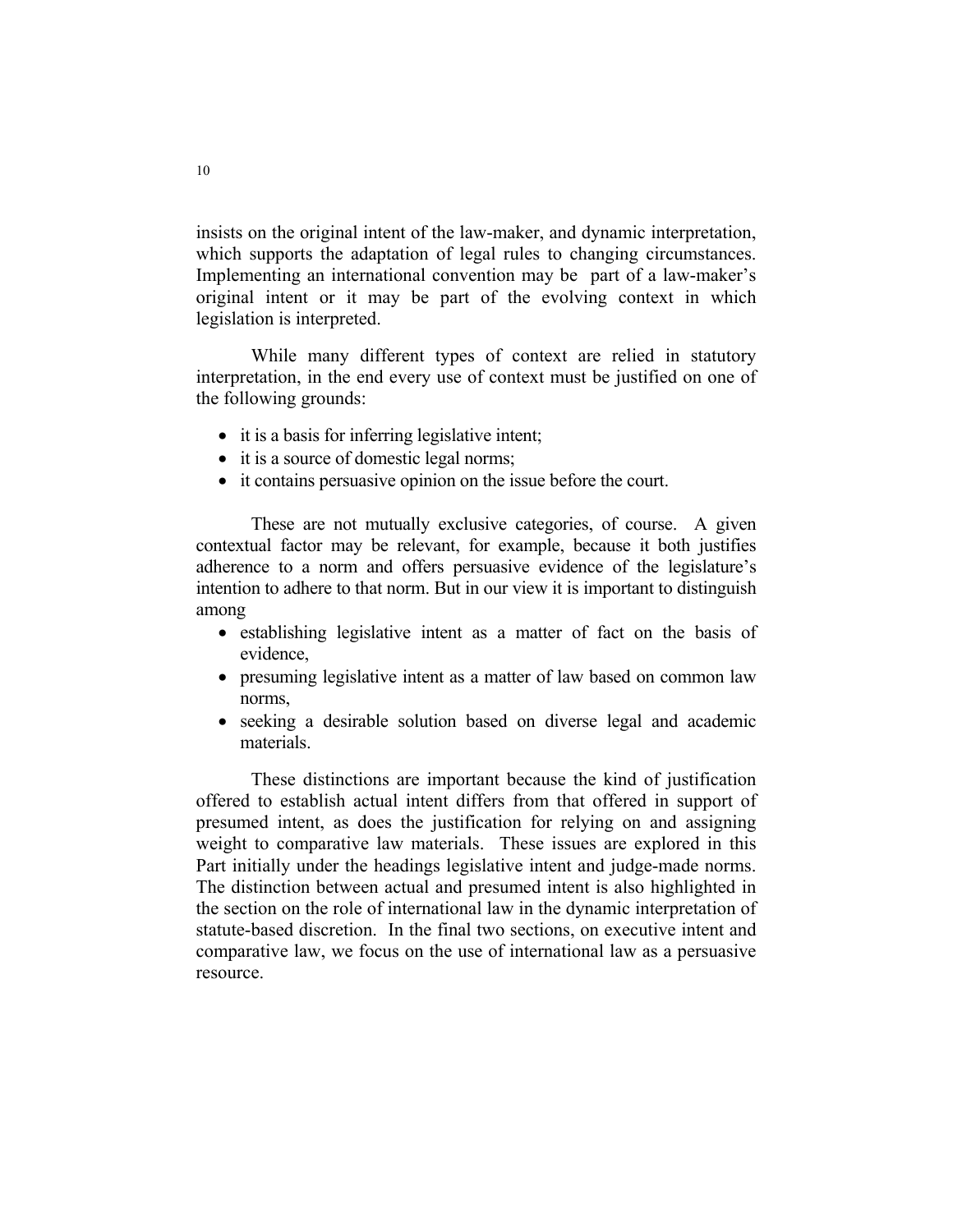insists on the original intent of the law-maker, and dynamic interpretation, which supports the adaptation of legal rules to changing circumstances. Implementing an international convention may be part of a law-maker's original intent or it may be part of the evolving context in which legislation is interpreted.

While many different types of context are relied in statutory interpretation, in the end every use of context must be justified on one of the following grounds:

- it is a basis for inferring legislative intent;
- it is a source of domestic legal norms;
- it contains persuasive opinion on the issue before the court.

These are not mutually exclusive categories, of course. A given contextual factor may be relevant, for example, because it both justifies adherence to a norm and offers persuasive evidence of the legislature's intention to adhere to that norm. But in our view it is important to distinguish among

- establishing legislative intent as a matter of fact on the basis of evidence,
- presuming legislative intent as a matter of law based on common law norms,
- seeking a desirable solution based on diverse legal and academic materials.

These distinctions are important because the kind of justification offered to establish actual intent differs from that offered in support of presumed intent, as does the justification for relying on and assigning weight to comparative law materials. These issues are explored in this Part initially under the headings legislative intent and judge-made norms. The distinction between actual and presumed intent is also highlighted in the section on the role of international law in the dynamic interpretation of statute-based discretion. In the final two sections, on executive intent and comparative law, we focus on the use of international law as a persuasive resource.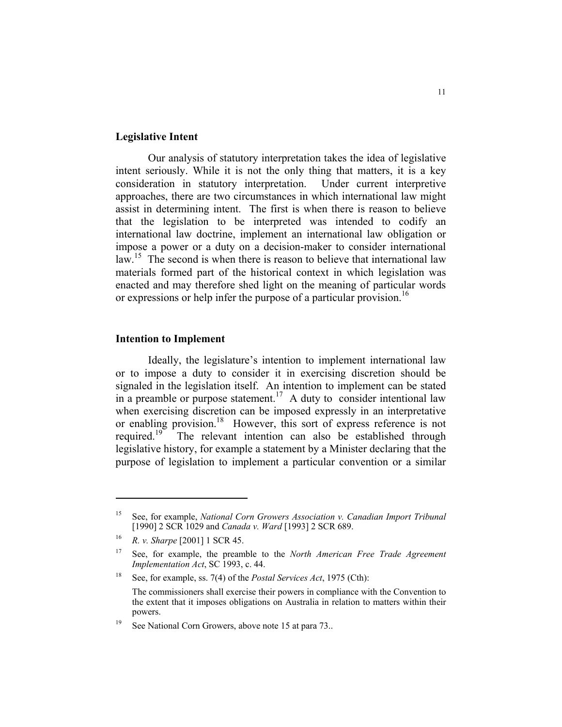**Legislative Intent**

Our analysis of statutory interpretation takes the idea of legislative intent seriously. While it is not the only thing that matters, it is a key consideration in statutory interpretation. Under current interpretive approaches, there are two circumstances in which international law might assist in determining intent. The first is when there is reason to believe that the legislation to be interpreted was intended to codify an international law doctrine, implement an international law obligation or impose a power or a duty on a decision-maker to consider international law.[15] The second is when there is reason to believe that international law materials formed part of the historical context in which legislation was enacted and may therefore shed light on the meaning of particular words or expressions or help infer the purpose of a particular provision.[16]

**Intention to Implement**

Ideally, the legislature's intention to implement international law or to impose a duty to consider it in exercising discretion should be signaled in the legislation itself. An intention to implement can be stated in a preamble or purpose statement.[17] A duty to consider intentional law when exercising discretion can be imposed expressly in an interpretative or enabling provision.[18] However, this sort of express reference is not required.[19] The relevant intention can also be established through legislative history, for example a statement by a Minister declaring that the purpose of legislation to implement a particular convention or a similar

---

[15] See, for example, *National Corn Growers Association v. Canadian Import Tribunal* [1990] 2 SCR 1029 and *Canada v. Ward* [1993] 2 SCR 689.

[16] *R. v. Sharpe* [2001] 1 SCR 45.

[17] See, for example, the preamble to the *North American Free Trade Agreement Implementation Act*, SC 1993, c. 44.

[18] See, for example, ss. 7(4) of the *Postal Services Act*, 1975 (Cth):

The commissioners shall exercise their powers in compliance with the Convention to the extent that it imposes obligations on Australia in relation to matters within their powers.

[19] See National Corn Growers, above note 15 at para 73..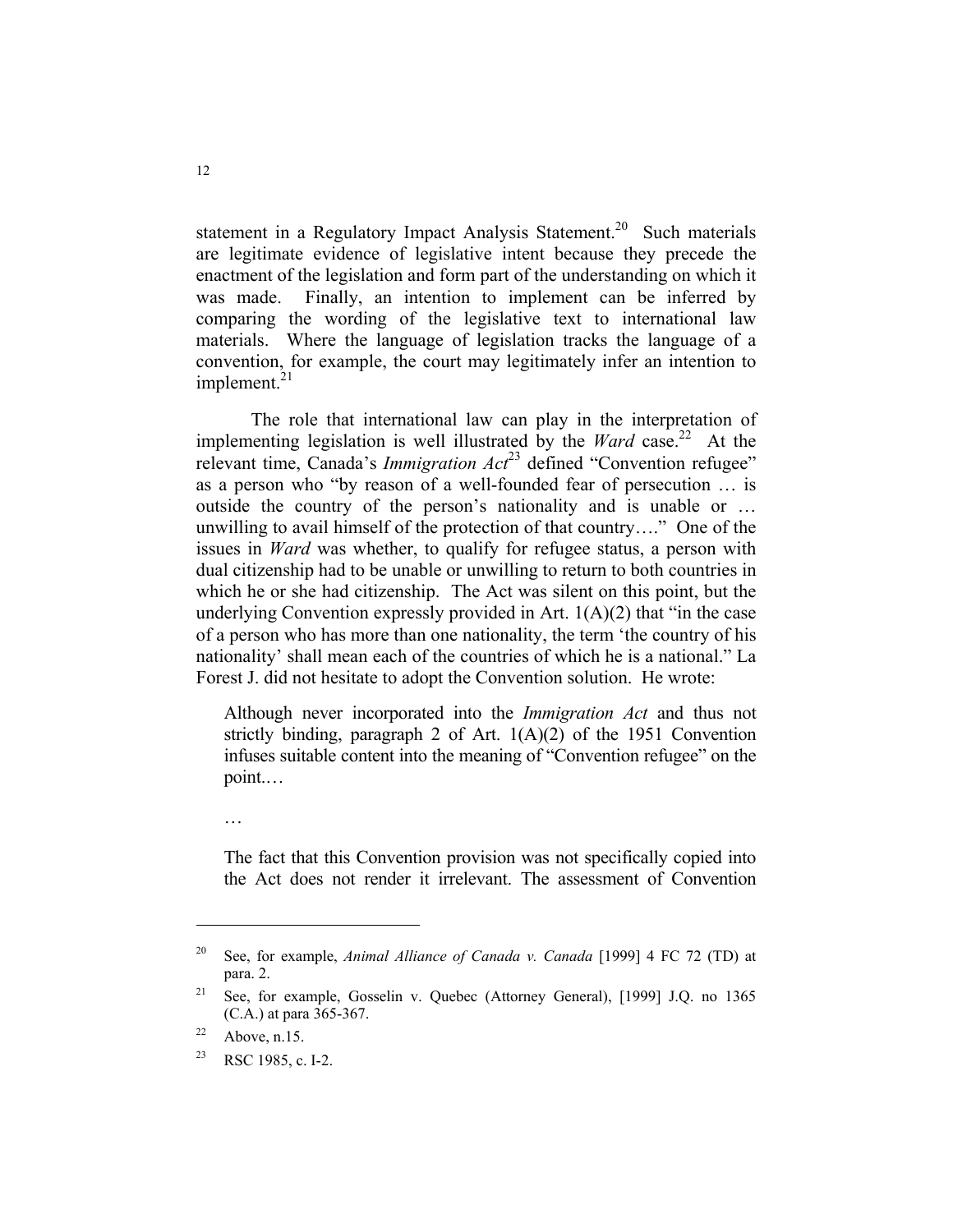statement in a Regulatory Impact Analysis Statement.[20] Such materials are legitimate evidence of legislative intent because they precede the enactment of the legislation and form part of the understanding on which it was made. Finally, an intention to implement can be inferred by comparing the wording of the legislative text to international law materials. Where the language of legislation tracks the language of a convention, for example, the court may legitimately infer an intention to implement.[21]

The role that international law can play in the interpretation of implementing legislation is well illustrated by the *Ward* case.[22] At the relevant time, Canada's *Immigration Act*[23] defined "Convention refugee" as a person who "by reason of a well-founded fear of persecution … is outside the country of the person's nationality and is unable or … unwilling to avail himself of the protection of that country…." One of the issues in *Ward* was whether, to qualify for refugee status, a person with dual citizenship had to be unable or unwilling to return to both countries in which he or she had citizenship. The Act was silent on this point, but the underlying Convention expressly provided in Art. 1(A)(2) that "in the case of a person who has more than one nationality, the term 'the country of his nationality' shall mean each of the countries of which he is a national." La Forest J. did not hesitate to adopt the Convention solution. He wrote:

> Although never incorporated into the *Immigration Act* and thus not strictly binding, paragraph 2 of Art. 1(A)(2) of the 1951 Convention infuses suitable content into the meaning of "Convention refugee" on the point.…
>
> …
>
> The fact that this Convention provision was not specifically copied into the Act does not render it irrelevant. The assessment of Convention

---

[20] See, for example, *Animal Alliance of Canada v. Canada* [1999] 4 FC 72 (TD) at para. 2.

[21] See, for example, Gosselin v. Quebec (Attorney General), [1999] J.Q. no 1365 (C.A.) at para 365-367.

[22] Above, n.15.

[23] RSC 1985, c. I-2.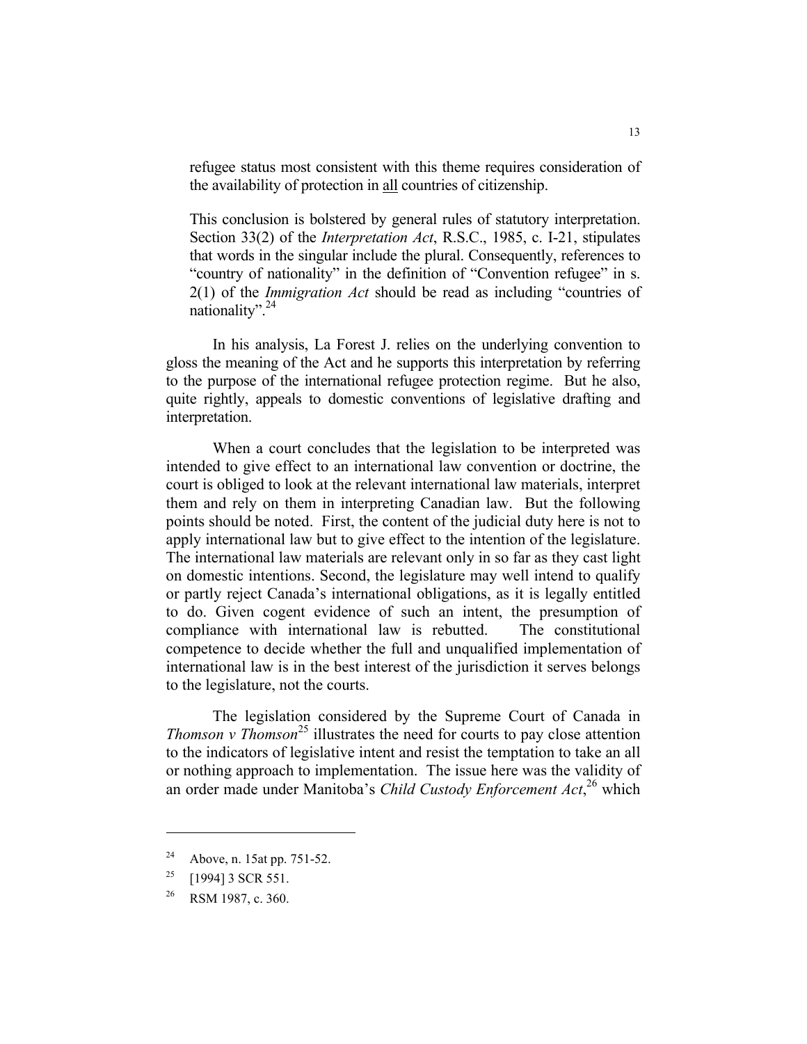> refugee status most consistent with this theme requires consideration of the availability of protection in <u>all</u> countries of citizenship.
>
> This conclusion is bolstered by general rules of statutory interpretation. Section 33(2) of the *Interpretation Act*, R.S.C., 1985, c. I-21, stipulates that words in the singular include the plural. Consequently, references to "country of nationality" in the definition of "Convention refugee" in s. 2(1) of the *Immigration Act* should be read as including "countries of nationality".[24]

In his analysis, La Forest J. relies on the underlying convention to gloss the meaning of the Act and he supports this interpretation by referring to the purpose of the international refugee protection regime. But he also, quite rightly, appeals to domestic conventions of legislative drafting and interpretation.

When a court concludes that the legislation to be interpreted was intended to give effect to an international law convention or doctrine, the court is obliged to look at the relevant international law materials, interpret them and rely on them in interpreting Canadian law. But the following points should be noted. First, the content of the judicial duty here is not to apply international law but to give effect to the intention of the legislature. The international law materials are relevant only in so far as they cast light on domestic intentions. Second, the legislature may well intend to qualify or partly reject Canada's international obligations, as it is legally entitled to do. Given cogent evidence of such an intent, the presumption of compliance with international law is rebutted. The constitutional competence to decide whether the full and unqualified implementation of international law is in the best interest of the jurisdiction it serves belongs to the legislature, not the courts.

The legislation considered by the Supreme Court of Canada in *Thomson v Thomson*[25] illustrates the need for courts to pay close attention to the indicators of legislative intent and resist the temptation to take an all or nothing approach to implementation. The issue here was the validity of an order made under Manitoba's *Child Custody Enforcement Act*,[26] which

---

[24] Above, n. 15at pp. 751-52.

[25] [1994] 3 SCR 551.

[26] RSM 1987, c. 360.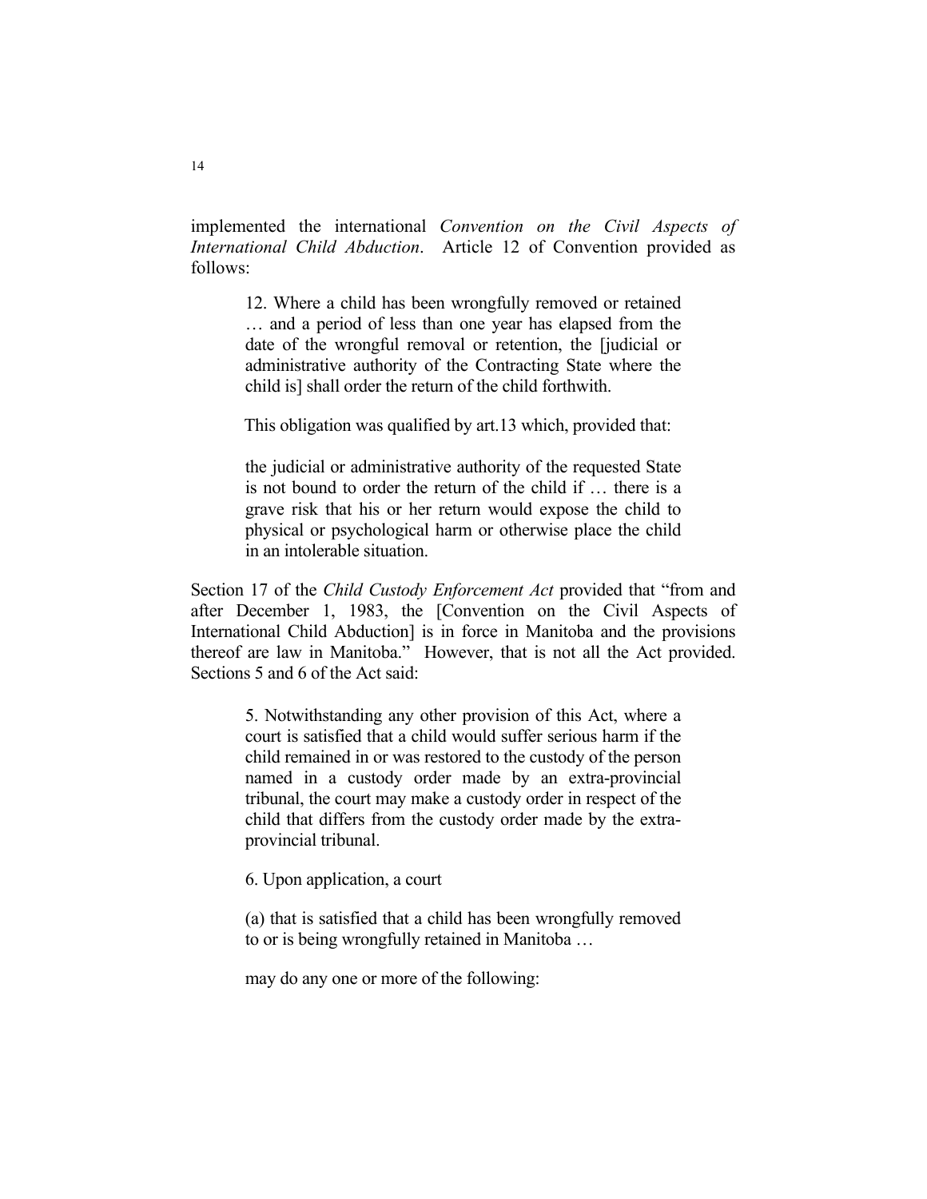implemented the international *Convention on the Civil Aspects of International Child Abduction*. Article 12 of Convention provided as follows:

> 12. Where a child has been wrongfully removed or retained … and a period of less than one year has elapsed from the date of the wrongful removal or retention, the [judicial or administrative authority of the Contracting State where the child is] shall order the return of the child forthwith.

> This obligation was qualified by art.13 which, provided that:

> the judicial or administrative authority of the requested State is not bound to order the return of the child if … there is a grave risk that his or her return would expose the child to physical or psychological harm or otherwise place the child in an intolerable situation.

Section 17 of the *Child Custody Enforcement Act* provided that "from and after December 1, 1983, the [Convention on the Civil Aspects of International Child Abduction] is in force in Manitoba and the provisions thereof are law in Manitoba." However, that is not all the Act provided. Sections 5 and 6 of the Act said:

> 5. Notwithstanding any other provision of this Act, where a court is satisfied that a child would suffer serious harm if the child remained in or was restored to the custody of the person named in a custody order made by an extra-provincial tribunal, the court may make a custody order in respect of the child that differs from the custody order made by the extra-provincial tribunal.
>
> 6. Upon application, a court
>
> (a) that is satisfied that a child has been wrongfully removed to or is being wrongfully retained in Manitoba …
>
> may do any one or more of the following: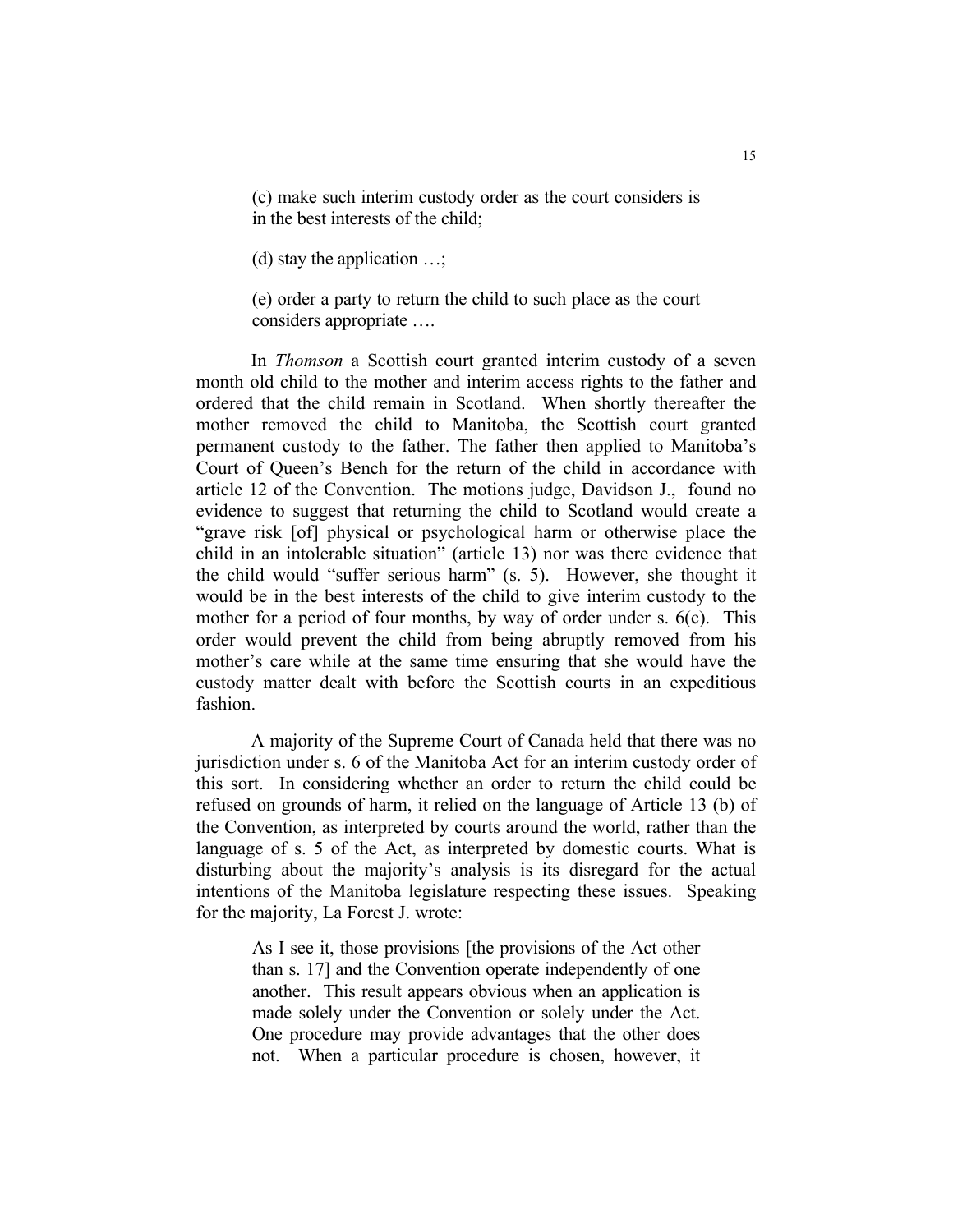> (c) make such interim custody order as the court considers is in the best interests of the child;
>
> (d) stay the application …;
>
> (e) order a party to return the child to such place as the court considers appropriate ….

In *Thomson* a Scottish court granted interim custody of a seven month old child to the mother and interim access rights to the father and ordered that the child remain in Scotland. When shortly thereafter the mother removed the child to Manitoba, the Scottish court granted permanent custody to the father. The father then applied to Manitoba's Court of Queen's Bench for the return of the child in accordance with article 12 of the Convention. The motions judge, Davidson J., found no evidence to suggest that returning the child to Scotland would create a "grave risk [of] physical or psychological harm or otherwise place the child in an intolerable situation" (article 13) nor was there evidence that the child would "suffer serious harm" (s. 5). However, she thought it would be in the best interests of the child to give interim custody to the mother for a period of four months, by way of order under s. 6(c). This order would prevent the child from being abruptly removed from his mother's care while at the same time ensuring that she would have the custody matter dealt with before the Scottish courts in an expeditious fashion.

A majority of the Supreme Court of Canada held that there was no jurisdiction under s. 6 of the Manitoba Act for an interim custody order of this sort. In considering whether an order to return the child could be refused on grounds of harm, it relied on the language of Article 13 (b) of the Convention, as interpreted by courts around the world, rather than the language of s. 5 of the Act, as interpreted by domestic courts. What is disturbing about the majority's analysis is its disregard for the actual intentions of the Manitoba legislature respecting these issues. Speaking for the majority, La Forest J. wrote:

> As I see it, those provisions [the provisions of the Act other than s. 17] and the Convention operate independently of one another. This result appears obvious when an application is made solely under the Convention or solely under the Act. One procedure may provide advantages that the other does not. When a particular procedure is chosen, however, it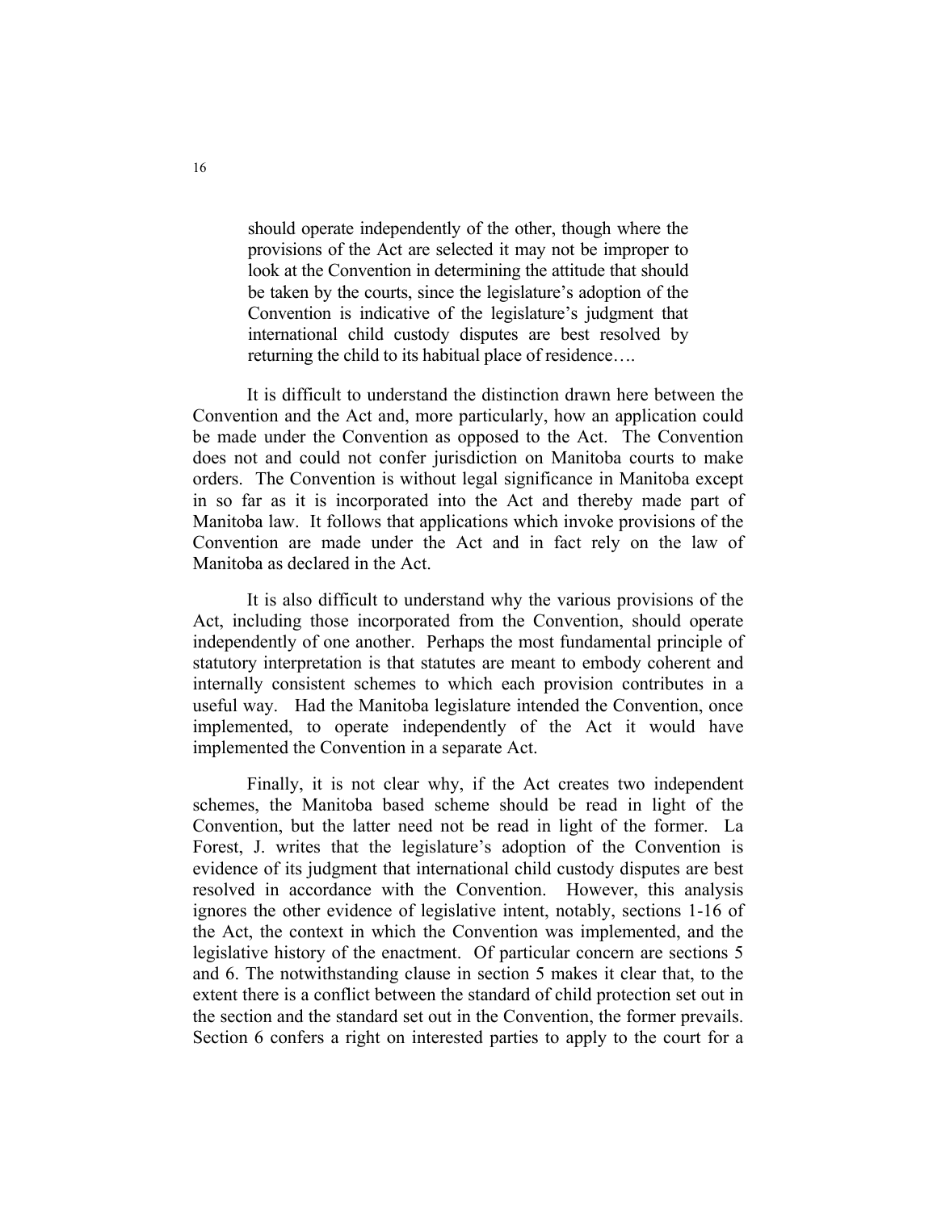> should operate independently of the other, though where the provisions of the Act are selected it may not be improper to look at the Convention in determining the attitude that should be taken by the courts, since the legislature's adoption of the Convention is indicative of the legislature's judgment that international child custody disputes are best resolved by returning the child to its habitual place of residence….

It is difficult to understand the distinction drawn here between the Convention and the Act and, more particularly, how an application could be made under the Convention as opposed to the Act. The Convention does not and could not confer jurisdiction on Manitoba courts to make orders. The Convention is without legal significance in Manitoba except in so far as it is incorporated into the Act and thereby made part of Manitoba law. It follows that applications which invoke provisions of the Convention are made under the Act and in fact rely on the law of Manitoba as declared in the Act.

It is also difficult to understand why the various provisions of the Act, including those incorporated from the Convention, should operate independently of one another. Perhaps the most fundamental principle of statutory interpretation is that statutes are meant to embody coherent and internally consistent schemes to which each provision contributes in a useful way. Had the Manitoba legislature intended the Convention, once implemented, to operate independently of the Act it would have implemented the Convention in a separate Act.

Finally, it is not clear why, if the Act creates two independent schemes, the Manitoba based scheme should be read in light of the Convention, but the latter need not be read in light of the former. La Forest, J. writes that the legislature's adoption of the Convention is evidence of its judgment that international child custody disputes are best resolved in accordance with the Convention. However, this analysis ignores the other evidence of legislative intent, notably, sections 1-16 of the Act, the context in which the Convention was implemented, and the legislative history of the enactment. Of particular concern are sections 5 and 6. The notwithstanding clause in section 5 makes it clear that, to the extent there is a conflict between the standard of child protection set out in the section and the standard set out in the Convention, the former prevails. Section 6 confers a right on interested parties to apply to the court for a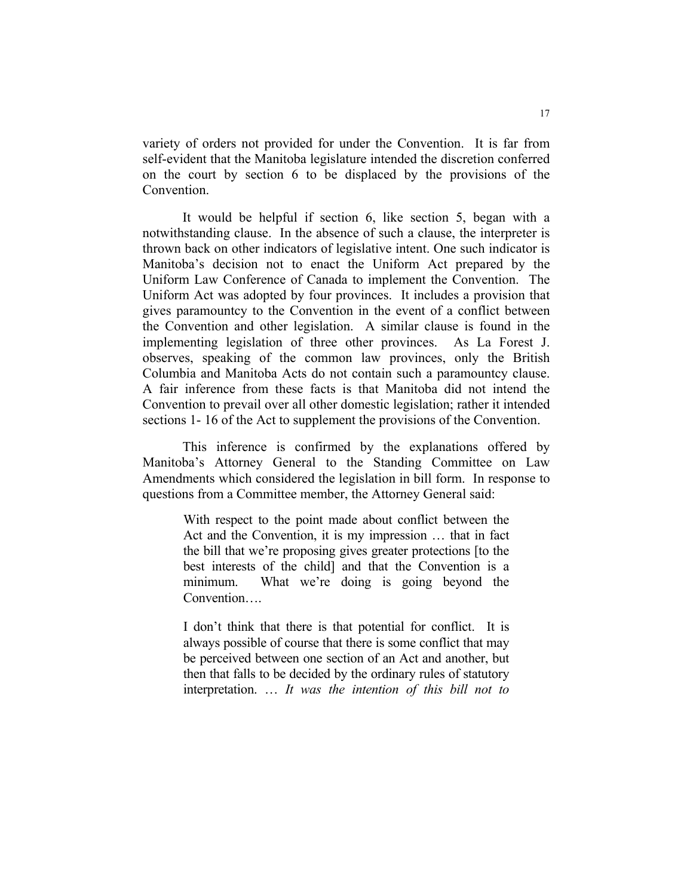variety of orders not provided for under the Convention. It is far from self-evident that the Manitoba legislature intended the discretion conferred on the court by section 6 to be displaced by the provisions of the Convention.

It would be helpful if section 6, like section 5, began with a notwithstanding clause. In the absence of such a clause, the interpreter is thrown back on other indicators of legislative intent. One such indicator is Manitoba's decision not to enact the Uniform Act prepared by the Uniform Law Conference of Canada to implement the Convention. The Uniform Act was adopted by four provinces. It includes a provision that gives paramountcy to the Convention in the event of a conflict between the Convention and other legislation. A similar clause is found in the implementing legislation of three other provinces. As La Forest J. observes, speaking of the common law provinces, only the British Columbia and Manitoba Acts do not contain such a paramountcy clause. A fair inference from these facts is that Manitoba did not intend the Convention to prevail over all other domestic legislation; rather it intended sections 1- 16 of the Act to supplement the provisions of the Convention.

This inference is confirmed by the explanations offered by Manitoba's Attorney General to the Standing Committee on Law Amendments which considered the legislation in bill form. In response to questions from a Committee member, the Attorney General said:

> With respect to the point made about conflict between the Act and the Convention, it is my impression … that in fact the bill that we're proposing gives greater protections [to the best interests of the child] and that the Convention is a minimum. What we're doing is going beyond the Convention….
>
> I don't think that there is that potential for conflict. It is always possible of course that there is some conflict that may be perceived between one section of an Act and another, but then that falls to be decided by the ordinary rules of statutory interpretation. … *It was the intention of this bill not to*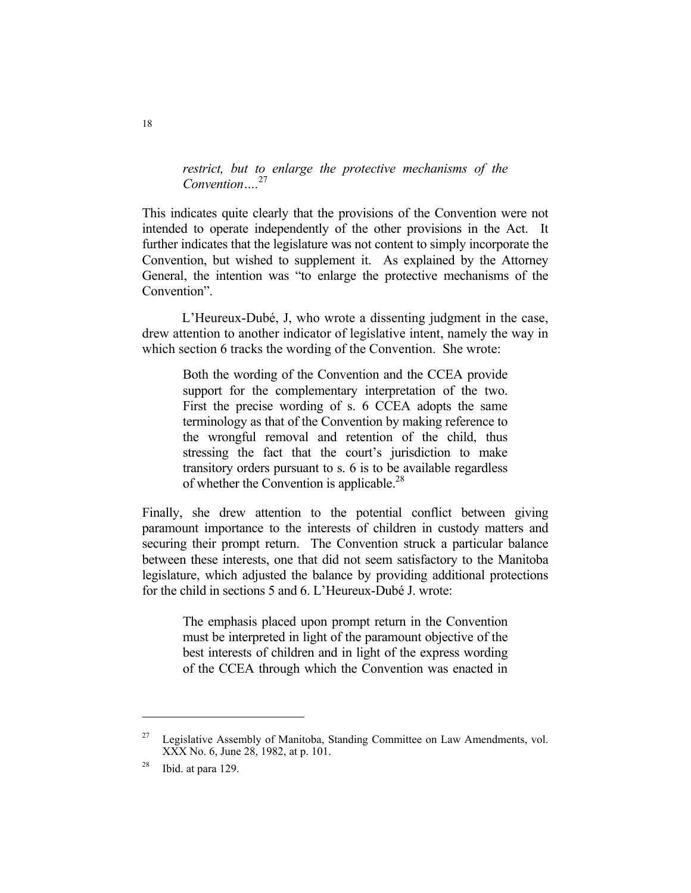> *restrict, but to enlarge the protective mechanisms of the Convention….*[27]

This indicates quite clearly that the provisions of the Convention were not intended to operate independently of the other provisions in the Act. It further indicates that the legislature was not content to simply incorporate the Convention, but wished to supplement it. As explained by the Attorney General, the intention was "to enlarge the protective mechanisms of the Convention".

L'Heureux-Dubé, J, who wrote a dissenting judgment in the case, drew attention to another indicator of legislative intent, namely the way in which section 6 tracks the wording of the Convention. She wrote:

> Both the wording of the Convention and the CCEA provide support for the complementary interpretation of the two. First the precise wording of s. 6 CCEA adopts the same terminology as that of the Convention by making reference to the wrongful removal and retention of the child, thus stressing the fact that the court's jurisdiction to make transitory orders pursuant to s. 6 is to be available regardless of whether the Convention is applicable.[28]

Finally, she drew attention to the potential conflict between giving paramount importance to the interests of children in custody matters and securing their prompt return. The Convention struck a particular balance between these interests, one that did not seem satisfactory to the Manitoba legislature, which adjusted the balance by providing additional protections for the child in sections 5 and 6. L'Heureux-Dubé J. wrote:

> The emphasis placed upon prompt return in the Convention must be interpreted in light of the paramount objective of the best interests of children and in light of the express wording of the CCEA through which the Convention was enacted in

---

[27] Legislative Assembly of Manitoba, Standing Committee on Law Amendments, vol. XXX No. 6, June 28, 1982, at p. 101.

[28] Ibid. at para 129.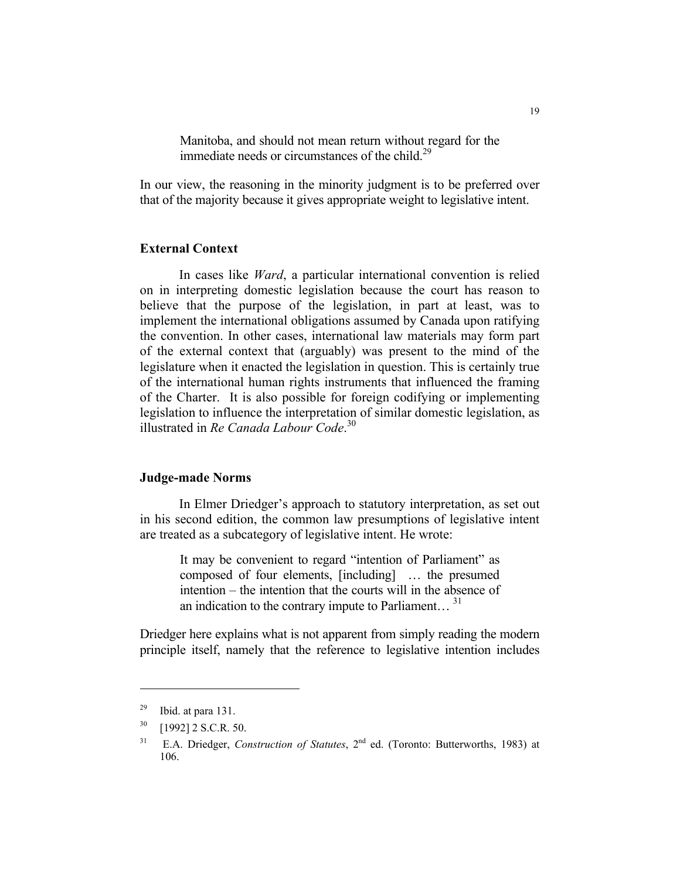> Manitoba, and should not mean return without regard for the immediate needs or circumstances of the child.[29]

In our view, the reasoning in the minority judgment is to be preferred over that of the majority because it gives appropriate weight to legislative intent.

### External Context

In cases like *Ward*, a particular international convention is relied on in interpreting domestic legislation because the court has reason to believe that the purpose of the legislation, in part at least, was to implement the international obligations assumed by Canada upon ratifying the convention. In other cases, international law materials may form part of the external context that (arguably) was present to the mind of the legislature when it enacted the legislation in question. This is certainly true of the international human rights instruments that influenced the framing of the Charter. It is also possible for foreign codifying or implementing legislation to influence the interpretation of similar domestic legislation, as illustrated in *Re Canada Labour Code*.[30]

### Judge-made Norms

In Elmer Driedger's approach to statutory interpretation, as set out in his second edition, the common law presumptions of legislative intent are treated as a subcategory of legislative intent. He wrote:

> It may be convenient to regard "intention of Parliament" as composed of four elements, [including] … the presumed intention – the intention that the courts will in the absence of an indication to the contrary impute to Parliament… [31]

Driedger here explains what is not apparent from simply reading the modern principle itself, namely that the reference to legislative intention includes

---

[29] Ibid. at para 131.

[30] [1992] 2 S.C.R. 50.

[31] E.A. Driedger, *Construction of Statutes*, 2nd ed. (Toronto: Butterworths, 1983) at 106.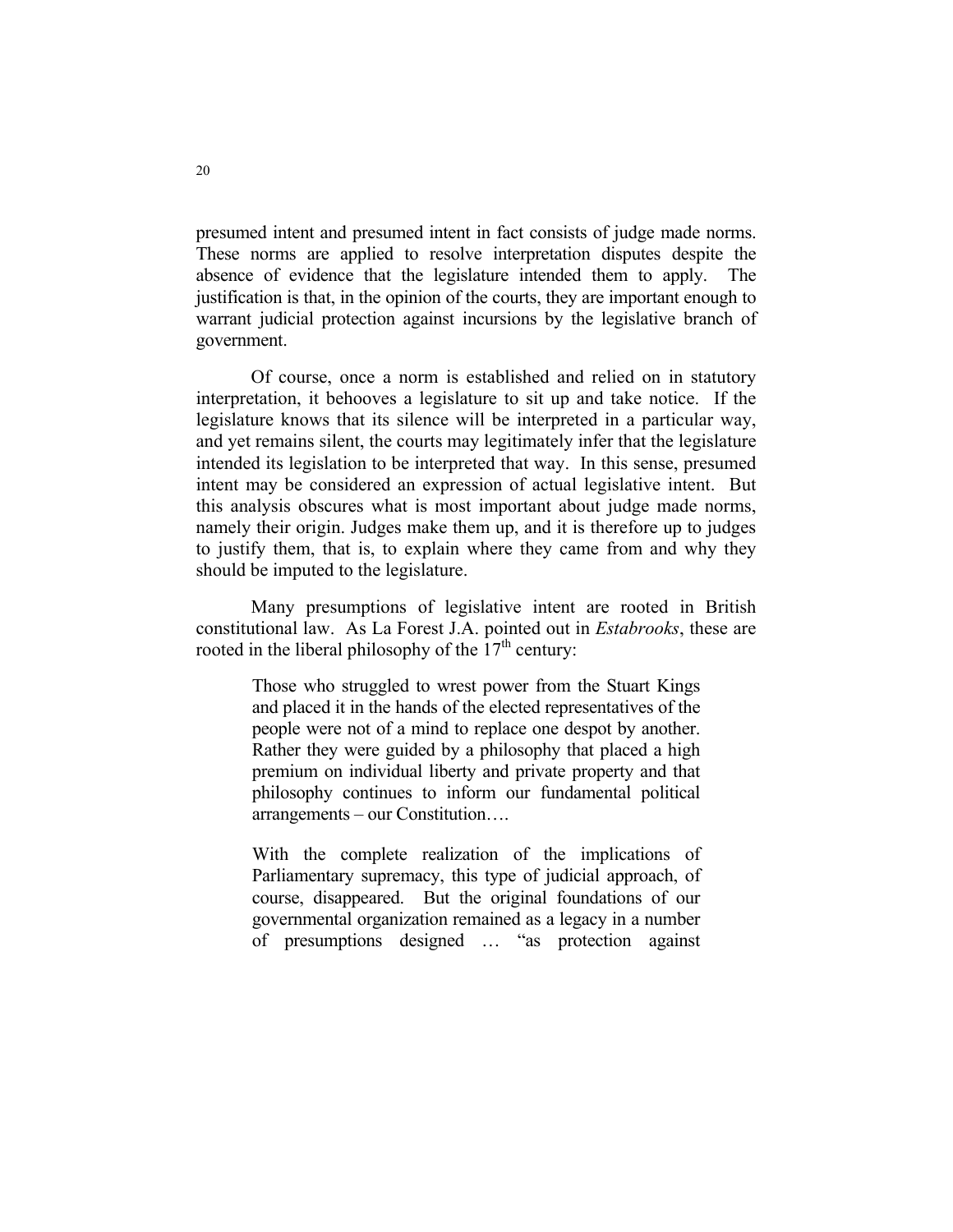presumed intent and presumed intent in fact consists of judge made norms. These norms are applied to resolve interpretation disputes despite the absence of evidence that the legislature intended them to apply. The justification is that, in the opinion of the courts, they are important enough to warrant judicial protection against incursions by the legislative branch of government.

Of course, once a norm is established and relied on in statutory interpretation, it behooves a legislature to sit up and take notice. If the legislature knows that its silence will be interpreted in a particular way, and yet remains silent, the courts may legitimately infer that the legislature intended its legislation to be interpreted that way. In this sense, presumed intent may be considered an expression of actual legislative intent. But this analysis obscures what is most important about judge made norms, namely their origin. Judges make them up, and it is therefore up to judges to justify them, that is, to explain where they came from and why they should be imputed to the legislature.

Many presumptions of legislative intent are rooted in British constitutional law. As La Forest J.A. pointed out in *Estabrooks*, these are rooted in the liberal philosophy of the 17th century:

> Those who struggled to wrest power from the Stuart Kings and placed it in the hands of the elected representatives of the people were not of a mind to replace one despot by another. Rather they were guided by a philosophy that placed a high premium on individual liberty and private property and that philosophy continues to inform our fundamental political arrangements – our Constitution….
>
> With the complete realization of the implications of Parliamentary supremacy, this type of judicial approach, of course, disappeared. But the original foundations of our governmental organization remained as a legacy in a number of presumptions designed … "as protection against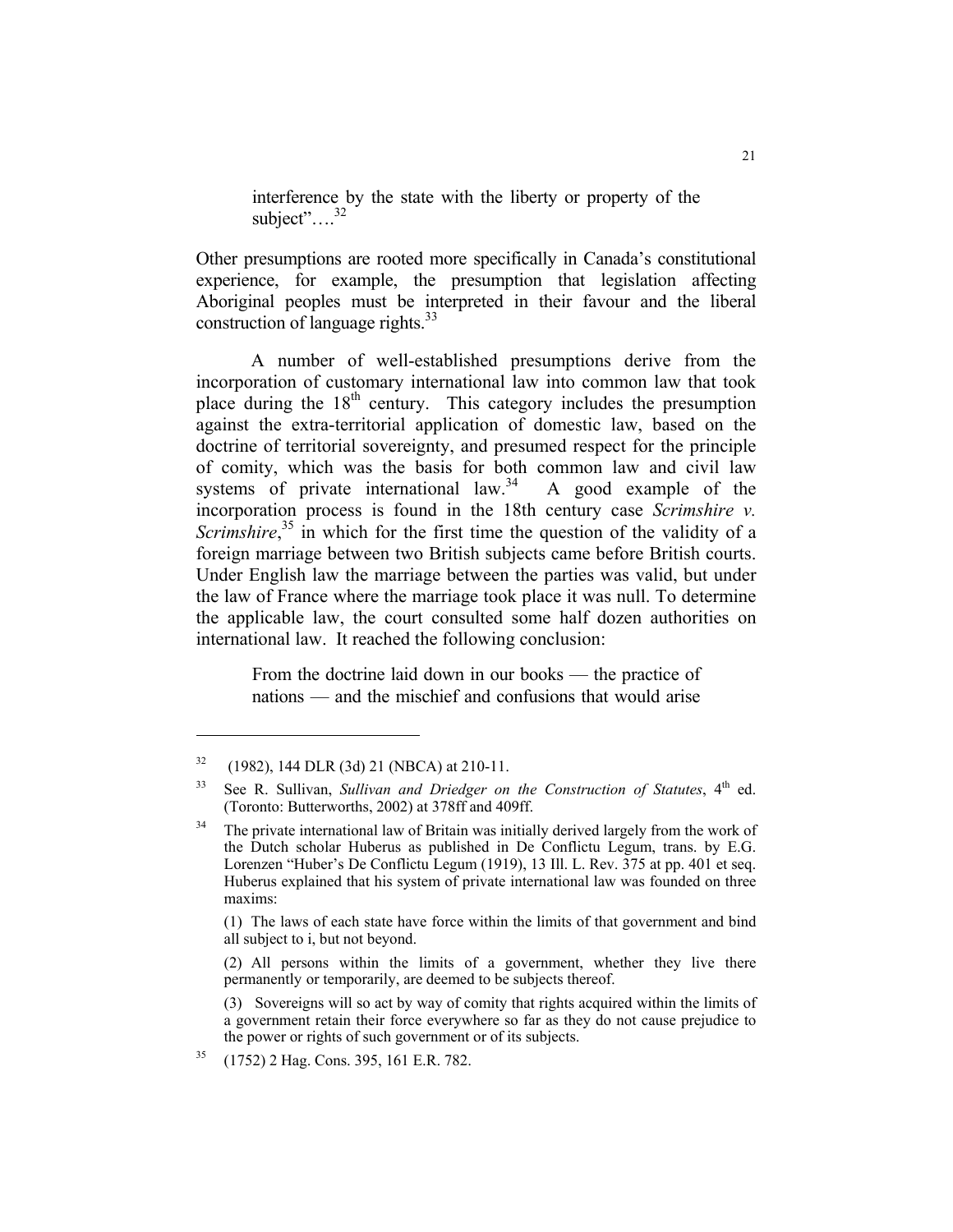> interference by the state with the liberty or property of the subject"….[32]

Other presumptions are rooted more specifically in Canada's constitutional experience, for example, the presumption that legislation affecting Aboriginal peoples must be interpreted in their favour and the liberal construction of language rights.[33]

A number of well-established presumptions derive from the incorporation of customary international law into common law that took place during the 18th century. This category includes the presumption against the extra-territorial application of domestic law, based on the doctrine of territorial sovereignty, and presumed respect for the principle of comity, which was the basis for both common law and civil law systems of private international law.[34] A good example of the incorporation process is found in the 18th century case *Scrimshire v. Scrimshire*,[35] in which for the first time the question of the validity of a foreign marriage between two British subjects came before British courts. Under English law the marriage between the parties was valid, but under the law of France where the marriage took place it was null. To determine the applicable law, the court consulted some half dozen authorities on international law. It reached the following conclusion:

> From the doctrine laid down in our books — the practice of nations — and the mischief and confusions that would arise

---

[32] (1982), 144 DLR (3d) 21 (NBCA) at 210-11.

[33] See R. Sullivan, *Sullivan and Driedger on the Construction of Statutes*, 4th ed. (Toronto: Butterworths, 2002) at 378ff and 409ff.

[34] The private international law of Britain was initially derived largely from the work of the Dutch scholar Huberus as published in De Conflictu Legum, trans. by E.G. Lorenzen "Huber's De Conflictu Legum (1919), 13 Ill. L. Rev. 375 at pp. 401 et seq. Huberus explained that his system of private international law was founded on three maxims:

(1) The laws of each state have force within the limits of that government and bind all subject to i, but not beyond.

(2) All persons within the limits of a government, whether they live there permanently or temporarily, are deemed to be subjects thereof.

(3) Sovereigns will so act by way of comity that rights acquired within the limits of a government retain their force everywhere so far as they do not cause prejudice to the power or rights of such government or of its subjects.

[35] (1752) 2 Hag. Cons. 395, 161 E.R. 782.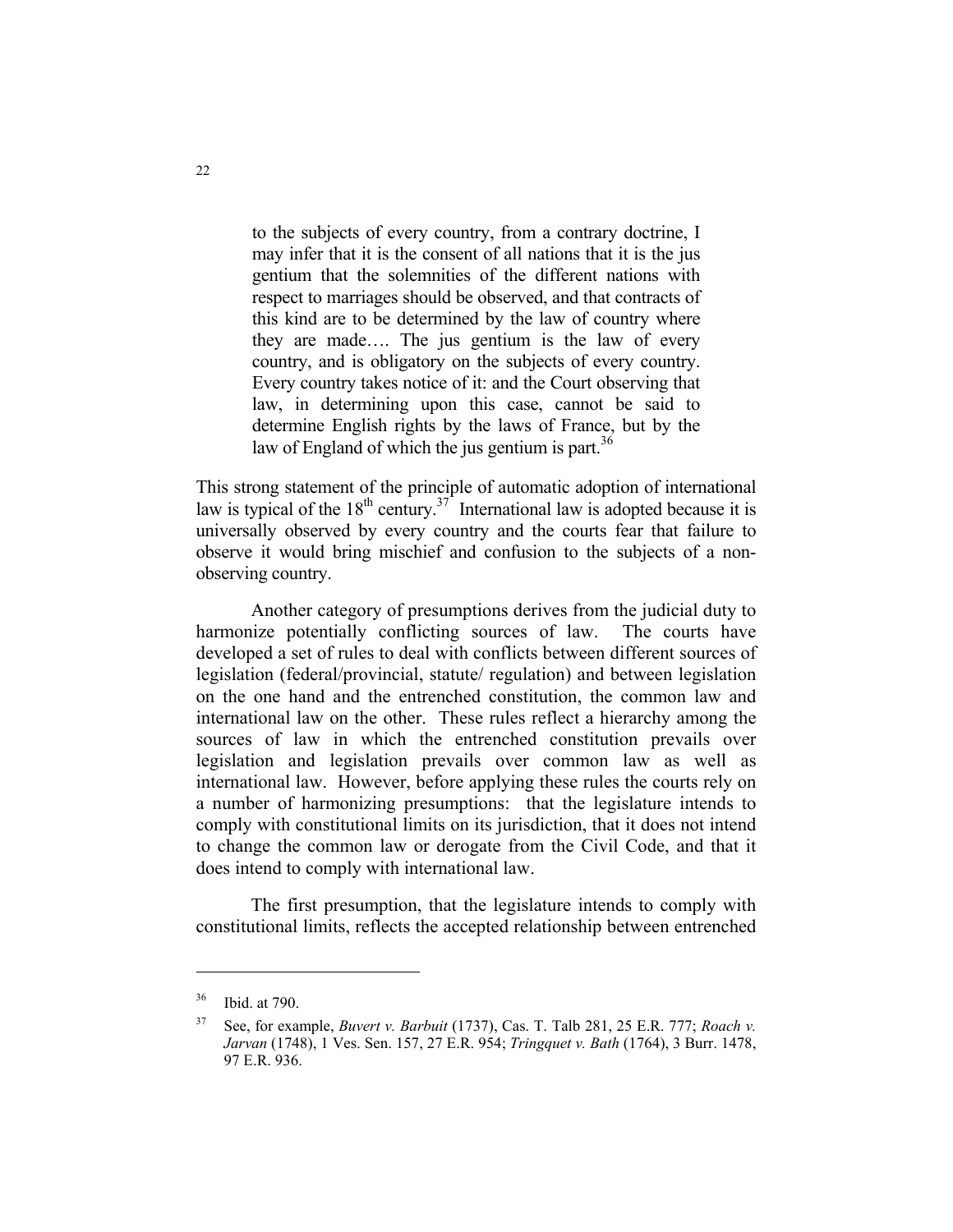> to the subjects of every country, from a contrary doctrine, I may infer that it is the consent of all nations that it is the jus gentium that the solemnities of the different nations with respect to marriages should be observed, and that contracts of this kind are to be determined by the law of country where they are made…. The jus gentium is the law of every country, and is obligatory on the subjects of every country. Every country takes notice of it: and the Court observing that law, in determining upon this case, cannot be said to determine English rights by the laws of France, but by the law of England of which the jus gentium is part.[36]

This strong statement of the principle of automatic adoption of international law is typical of the 18th century.[37] International law is adopted because it is universally observed by every country and the courts fear that failure to observe it would bring mischief and confusion to the subjects of a non-observing country.

Another category of presumptions derives from the judicial duty to harmonize potentially conflicting sources of law. The courts have developed a set of rules to deal with conflicts between different sources of legislation (federal/provincial, statute/ regulation) and between legislation on the one hand and the entrenched constitution, the common law and international law on the other. These rules reflect a hierarchy among the sources of law in which the entrenched constitution prevails over legislation and legislation prevails over common law as well as international law. However, before applying these rules the courts rely on a number of harmonizing presumptions: that the legislature intends to comply with constitutional limits on its jurisdiction, that it does not intend to change the common law or derogate from the Civil Code, and that it does intend to comply with international law.

The first presumption, that the legislature intends to comply with constitutional limits, reflects the accepted relationship between entrenched

---

[36] Ibid. at 790.

[37] See, for example, *Buvert v. Barbuit* (1737), Cas. T. Talb 281, 25 E.R. 777; *Roach v. Jarvan* (1748), 1 Ves. Sen. 157, 27 E.R. 954; *Tringquet v. Bath* (1764), 3 Burr. 1478, 97 E.R. 936.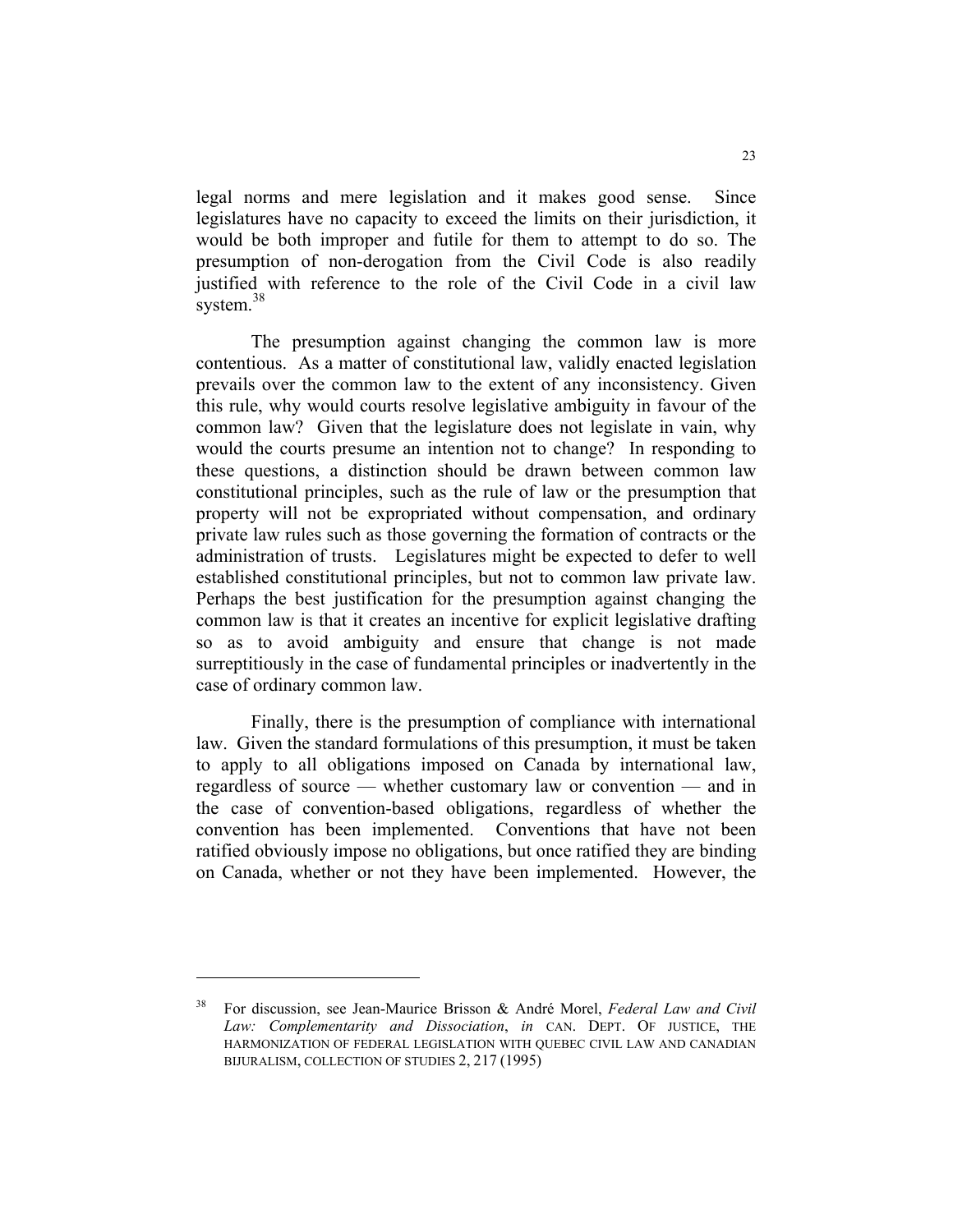legal norms and mere legislation and it makes good sense. Since legislatures have no capacity to exceed the limits on their jurisdiction, it would be both improper and futile for them to attempt to do so. The presumption of non-derogation from the Civil Code is also readily justified with reference to the role of the Civil Code in a civil law system.[38]

The presumption against changing the common law is more contentious. As a matter of constitutional law, validly enacted legislation prevails over the common law to the extent of any inconsistency. Given this rule, why would courts resolve legislative ambiguity in favour of the common law? Given that the legislature does not legislate in vain, why would the courts presume an intention not to change? In responding to these questions, a distinction should be drawn between common law constitutional principles, such as the rule of law or the presumption that property will not be expropriated without compensation, and ordinary private law rules such as those governing the formation of contracts or the administration of trusts. Legislatures might be expected to defer to well established constitutional principles, but not to common law private law. Perhaps the best justification for the presumption against changing the common law is that it creates an incentive for explicit legislative drafting so as to avoid ambiguity and ensure that change is not made surreptitiously in the case of fundamental principles or inadvertently in the case of ordinary common law.

Finally, there is the presumption of compliance with international law. Given the standard formulations of this presumption, it must be taken to apply to all obligations imposed on Canada by international law, regardless of source — whether customary law or convention — and in the case of convention-based obligations, regardless of whether the convention has been implemented. Conventions that have not been ratified obviously impose no obligations, but once ratified they are binding on Canada, whether or not they have been implemented. However, the

---

[38] For discussion, see Jean-Maurice Brisson & André Morel, *Federal Law and Civil Law: Complementarity and Dissociation*, *in* CAN. DEPT. OF JUSTICE, THE HARMONIZATION OF FEDERAL LEGISLATION WITH QUEBEC CIVIL LAW AND CANADIAN BIJURALISM, COLLECTION OF STUDIES 2, 217 (1995)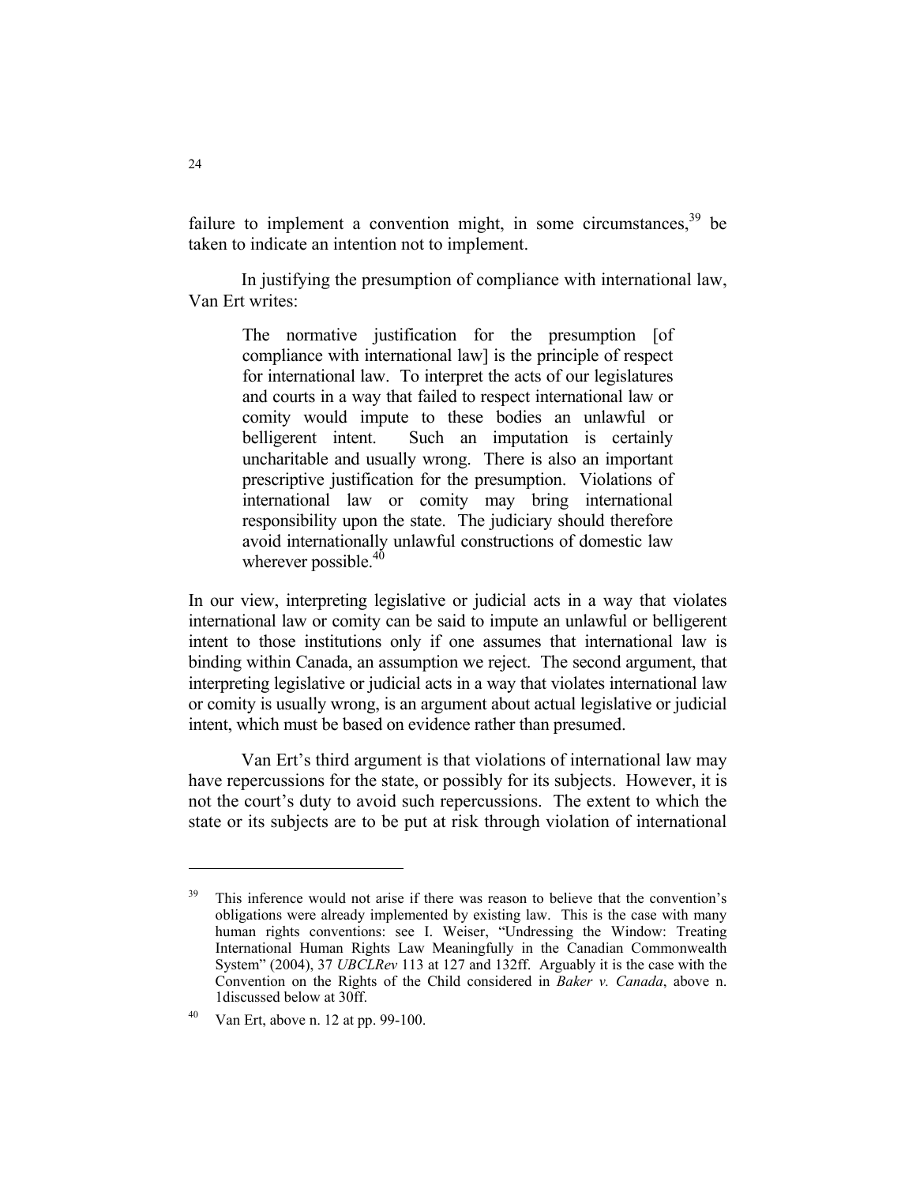failure to implement a convention might, in some circumstances,[39] be taken to indicate an intention not to implement.

In justifying the presumption of compliance with international law, Van Ert writes:

> The normative justification for the presumption [of compliance with international law] is the principle of respect for international law. To interpret the acts of our legislatures and courts in a way that failed to respect international law or comity would impute to these bodies an unlawful or belligerent intent. Such an imputation is certainly uncharitable and usually wrong. There is also an important prescriptive justification for the presumption. Violations of international law or comity may bring international responsibility upon the state. The judiciary should therefore avoid internationally unlawful constructions of domestic law wherever possible.[40]

In our view, interpreting legislative or judicial acts in a way that violates international law or comity can be said to impute an unlawful or belligerent intent to those institutions only if one assumes that international law is binding within Canada, an assumption we reject. The second argument, that interpreting legislative or judicial acts in a way that violates international law or comity is usually wrong, is an argument about actual legislative or judicial intent, which must be based on evidence rather than presumed.

Van Ert's third argument is that violations of international law may have repercussions for the state, or possibly for its subjects. However, it is not the court's duty to avoid such repercussions. The extent to which the state or its subjects are to be put at risk through violation of international

---

[39] This inference would not arise if there was reason to believe that the convention's obligations were already implemented by existing law. This is the case with many human rights conventions: see I. Weiser, "Undressing the Window: Treating International Human Rights Law Meaningfully in the Canadian Commonwealth System" (2004), 37 *UBCLRev* 113 at 127 and 132ff. Arguably it is the case with the Convention on the Rights of the Child considered in *Baker v. Canada*, above n. 1discussed below at 30ff.

[40] Van Ert, above n. 12 at pp. 99-100.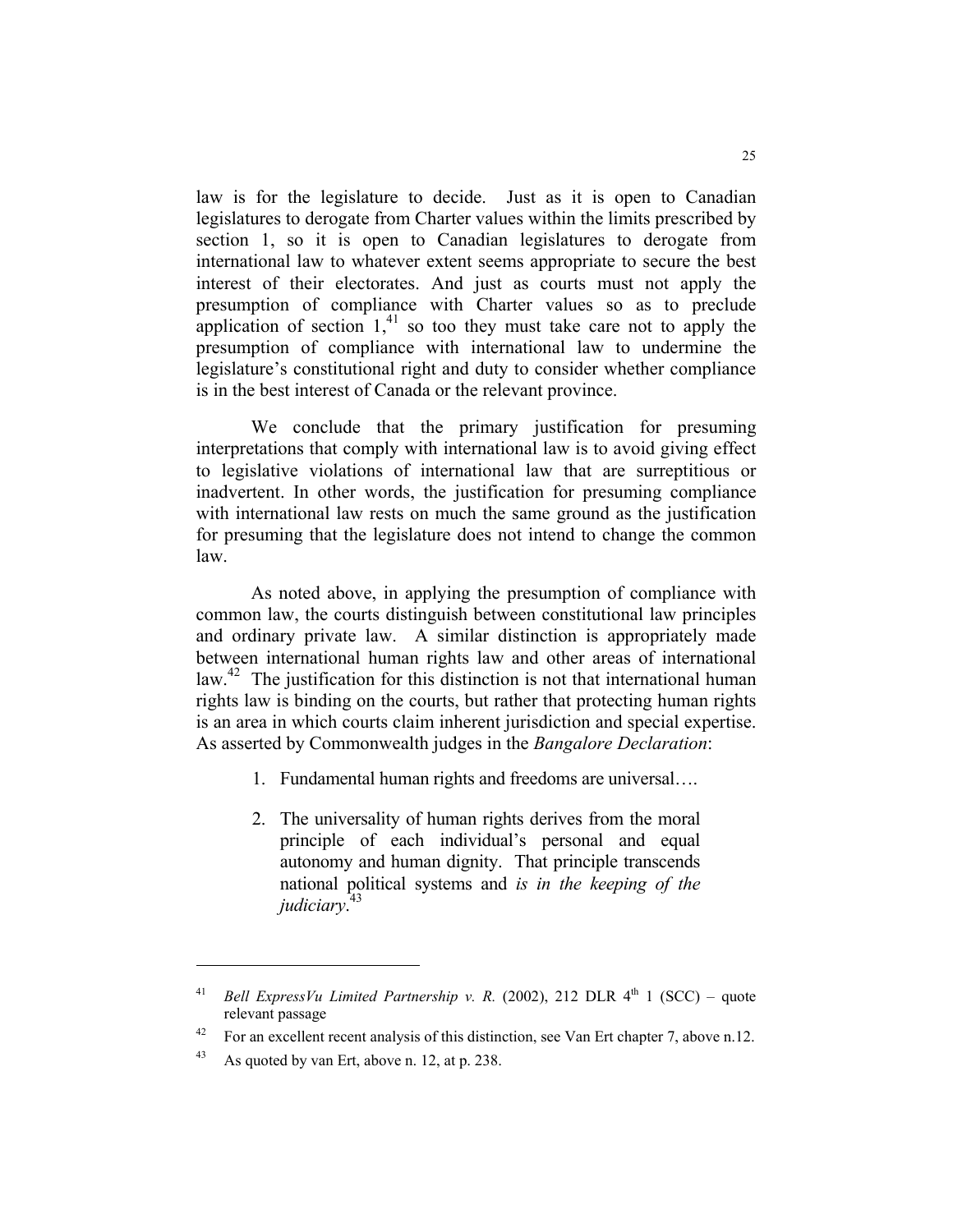law is for the legislature to decide. Just as it is open to Canadian legislatures to derogate from Charter values within the limits prescribed by section 1, so it is open to Canadian legislatures to derogate from international law to whatever extent seems appropriate to secure the best interest of their electorates. And just as courts must not apply the presumption of compliance with Charter values so as to preclude application of section 1,[41] so too they must take care not to apply the presumption of compliance with international law to undermine the legislature's constitutional right and duty to consider whether compliance is in the best interest of Canada or the relevant province.

We conclude that the primary justification for presuming interpretations that comply with international law is to avoid giving effect to legislative violations of international law that are surreptitious or inadvertent. In other words, the justification for presuming compliance with international law rests on much the same ground as the justification for presuming that the legislature does not intend to change the common law.

As noted above, in applying the presumption of compliance with common law, the courts distinguish between constitutional law principles and ordinary private law. A similar distinction is appropriately made between international human rights law and other areas of international law.[42] The justification for this distinction is not that international human rights law is binding on the courts, but rather that protecting human rights is an area in which courts claim inherent jurisdiction and special expertise. As asserted by Commonwealth judges in the *Bangalore Declaration*:

> 1. Fundamental human rights and freedoms are universal….
>
> 2. The universality of human rights derives from the moral principle of each individual's personal and equal autonomy and human dignity. That principle transcends national political systems and *is in the keeping of the judiciary*.[43]

---

[41] *Bell ExpressVu Limited Partnership v. R.* (2002), 212 DLR 4th 1 (SCC) – quote relevant passage

[42] For an excellent recent analysis of this distinction, see Van Ert chapter 7, above n.12.

[43] As quoted by van Ert, above n. 12, at p. 238.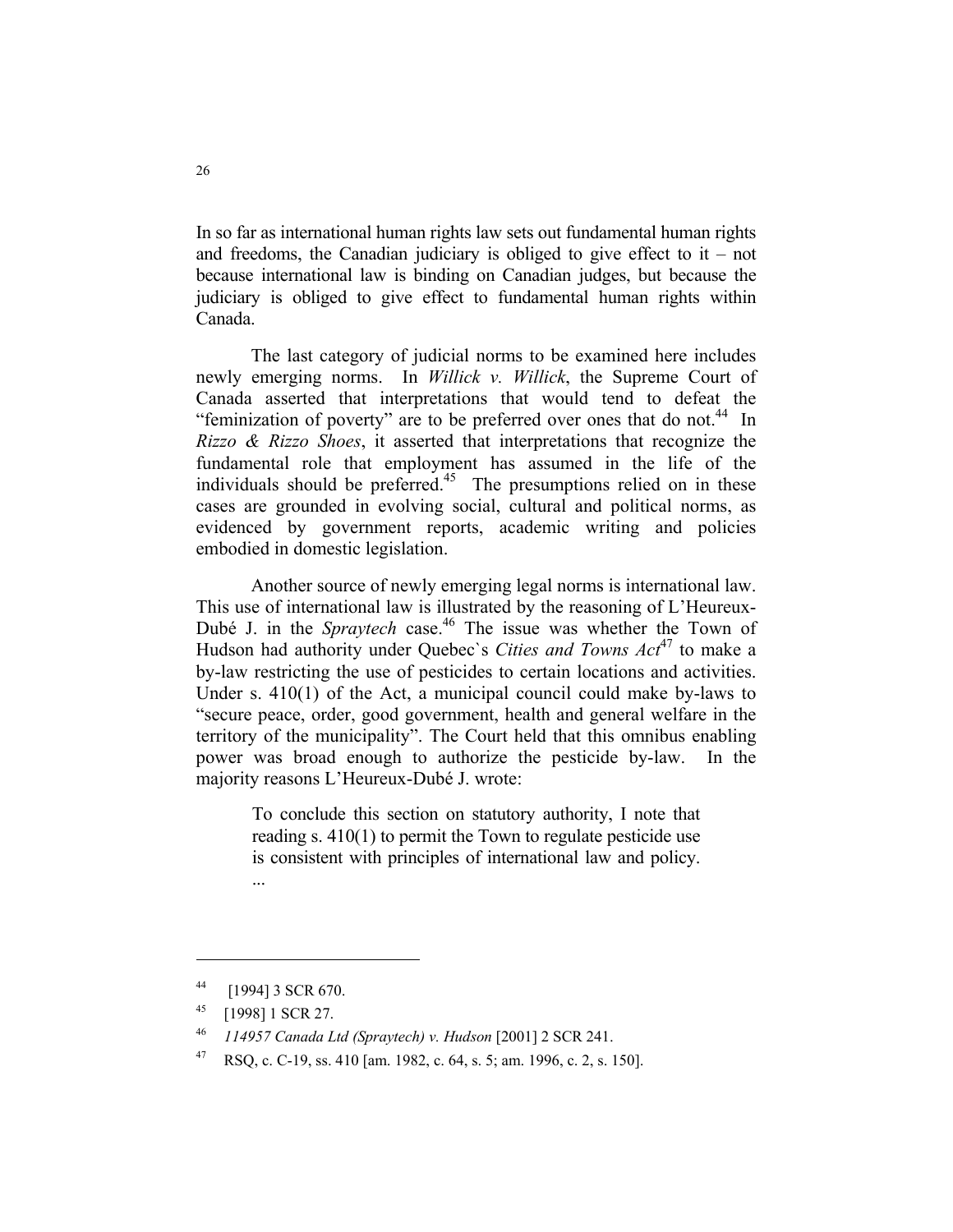In so far as international human rights law sets out fundamental human rights and freedoms, the Canadian judiciary is obliged to give effect to it – not because international law is binding on Canadian judges, but because the judiciary is obliged to give effect to fundamental human rights within Canada.

The last category of judicial norms to be examined here includes newly emerging norms. In *Willick v. Willick*, the Supreme Court of Canada asserted that interpretations that would tend to defeat the "feminization of poverty" are to be preferred over ones that do not.[44] In *Rizzo & Rizzo Shoes*, it asserted that interpretations that recognize the fundamental role that employment has assumed in the life of the individuals should be preferred.[45] The presumptions relied on in these cases are grounded in evolving social, cultural and political norms, as evidenced by government reports, academic writing and policies embodied in domestic legislation.

Another source of newly emerging legal norms is international law. This use of international law is illustrated by the reasoning of L'Heureux-Dubé J. in the *Spraytech* case.[46] The issue was whether the Town of Hudson had authority under Quebec`s *Cities and Towns Act*[47] to make a by-law restricting the use of pesticides to certain locations and activities. Under s. 410(1) of the Act, a municipal council could make by-laws to "secure peace, order, good government, health and general welfare in the territory of the municipality". The Court held that this omnibus enabling power was broad enough to authorize the pesticide by-law. In the majority reasons L'Heureux-Dubé J. wrote:

> To conclude this section on statutory authority, I note that reading s. 410(1) to permit the Town to regulate pesticide use is consistent with principles of international law and policy. ...

---

[44] [1994] 3 SCR 670.

[45] [1998] 1 SCR 27.

[46] *114957 Canada Ltd (Spraytech) v. Hudson* [2001] 2 SCR 241.

[47] RSQ, c. C-19, ss. 410 [am. 1982, c. 64, s. 5; am. 1996, c. 2, s. 150].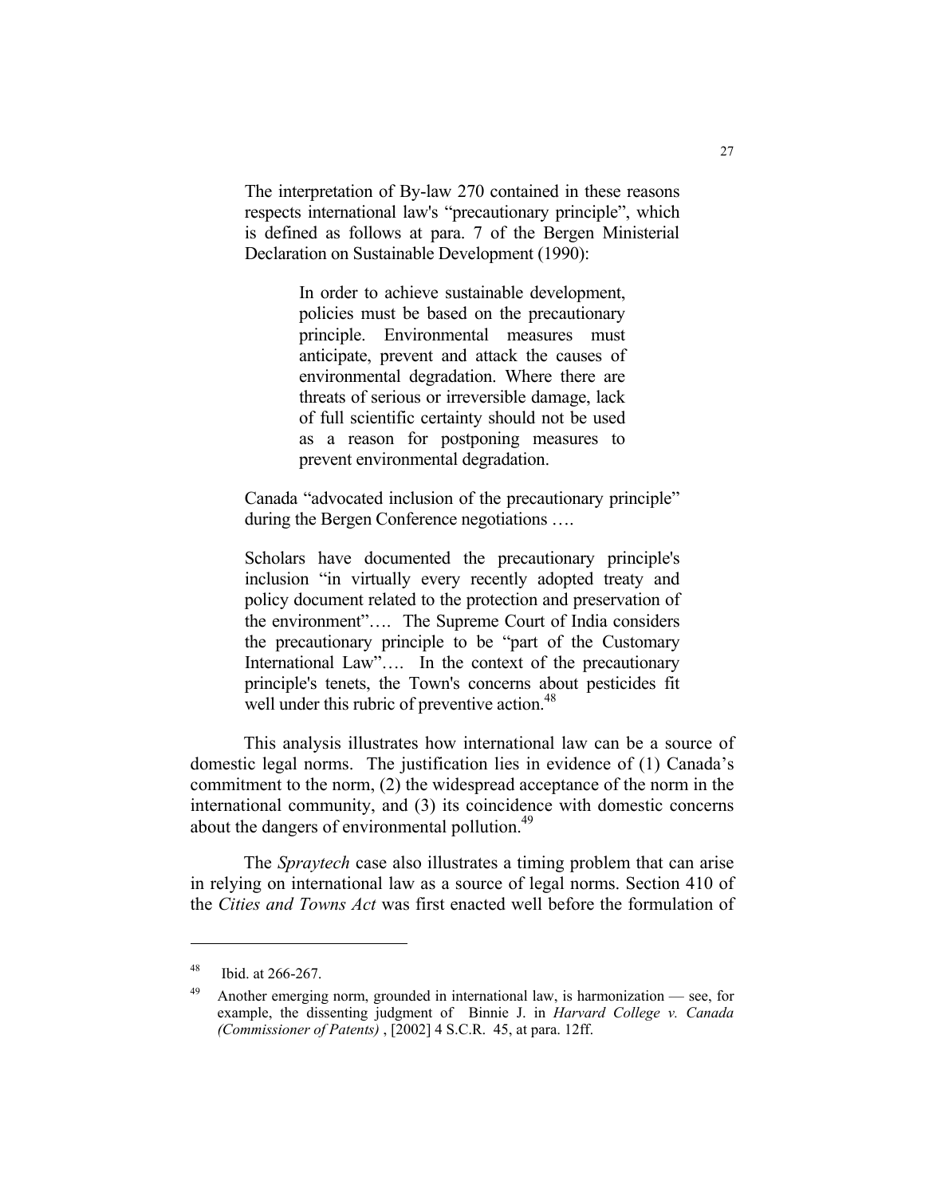> The interpretation of By-law 270 contained in these reasons respects international law's "precautionary principle", which is defined as follows at para. 7 of the Bergen Ministerial Declaration on Sustainable Development (1990):
>
> > In order to achieve sustainable development, policies must be based on the precautionary principle. Environmental measures must anticipate, prevent and attack the causes of environmental degradation. Where there are threats of serious or irreversible damage, lack of full scientific certainty should not be used as a reason for postponing measures to prevent environmental degradation.
>
> Canada "advocated inclusion of the precautionary principle" during the Bergen Conference negotiations ….
>
> Scholars have documented the precautionary principle's inclusion "in virtually every recently adopted treaty and policy document related to the protection and preservation of the environment"…. The Supreme Court of India considers the precautionary principle to be "part of the Customary International Law"…. In the context of the precautionary principle's tenets, the Town's concerns about pesticides fit well under this rubric of preventive action.[48]

This analysis illustrates how international law can be a source of domestic legal norms. The justification lies in evidence of (1) Canada's commitment to the norm, (2) the widespread acceptance of the norm in the international community, and (3) its coincidence with domestic concerns about the dangers of environmental pollution.[49]

The *Spraytech* case also illustrates a timing problem that can arise in relying on international law as a source of legal norms. Section 410 of the *Cities and Towns Act* was first enacted well before the formulation of

---

[48] Ibid. at 266-267.

[49] Another emerging norm, grounded in international law, is harmonization — see, for example, the dissenting judgment of Binnie J. in *Harvard College v. Canada (Commissioner of Patents)* , [2002] 4 S.C.R. 45, at para. 12ff.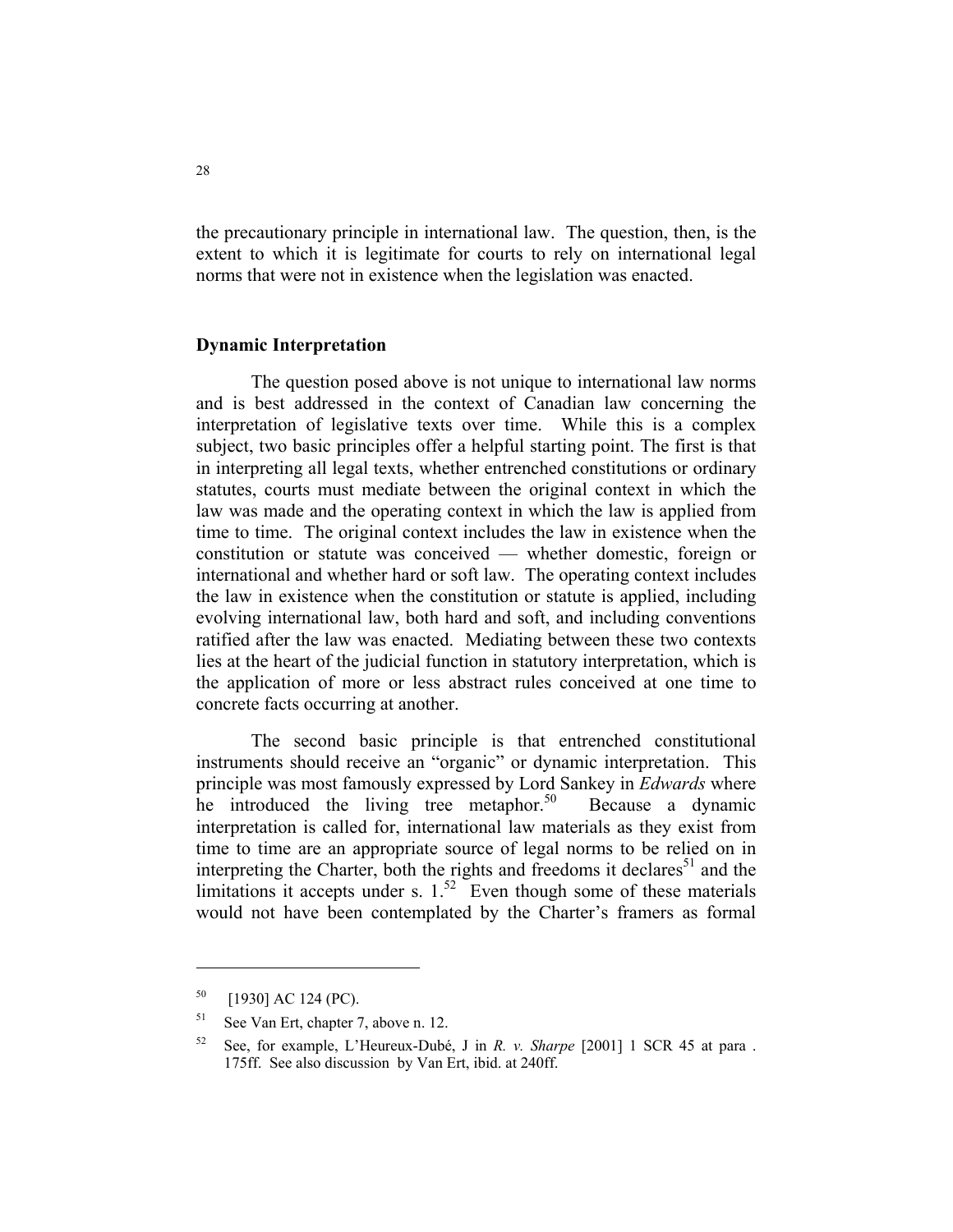the precautionary principle in international law. The question, then, is the extent to which it is legitimate for courts to rely on international legal norms that were not in existence when the legislation was enacted.

## Dynamic Interpretation

The question posed above is not unique to international law norms and is best addressed in the context of Canadian law concerning the interpretation of legislative texts over time. While this is a complex subject, two basic principles offer a helpful starting point. The first is that in interpreting all legal texts, whether entrenched constitutions or ordinary statutes, courts must mediate between the original context in which the law was made and the operating context in which the law is applied from time to time. The original context includes the law in existence when the constitution or statute was conceived — whether domestic, foreign or international and whether hard or soft law. The operating context includes the law in existence when the constitution or statute is applied, including evolving international law, both hard and soft, and including conventions ratified after the law was enacted. Mediating between these two contexts lies at the heart of the judicial function in statutory interpretation, which is the application of more or less abstract rules conceived at one time to concrete facts occurring at another.

The second basic principle is that entrenched constitutional instruments should receive an "organic" or dynamic interpretation. This principle was most famously expressed by Lord Sankey in *Edwards* where he introduced the living tree metaphor.[50] Because a dynamic interpretation is called for, international law materials as they exist from time to time are an appropriate source of legal norms to be relied on in interpreting the Charter, both the rights and freedoms it declares[51] and the limitations it accepts under s. 1.[52] Even though some of these materials would not have been contemplated by the Charter's framers as formal

---

[50] [1930] AC 124 (PC).

[51] See Van Ert, chapter 7, above n. 12.

[52] See, for example, L'Heureux-Dubé, J in *R. v. Sharpe* [2001] 1 SCR 45 at para . 175ff. See also discussion by Van Ert, ibid. at 240ff.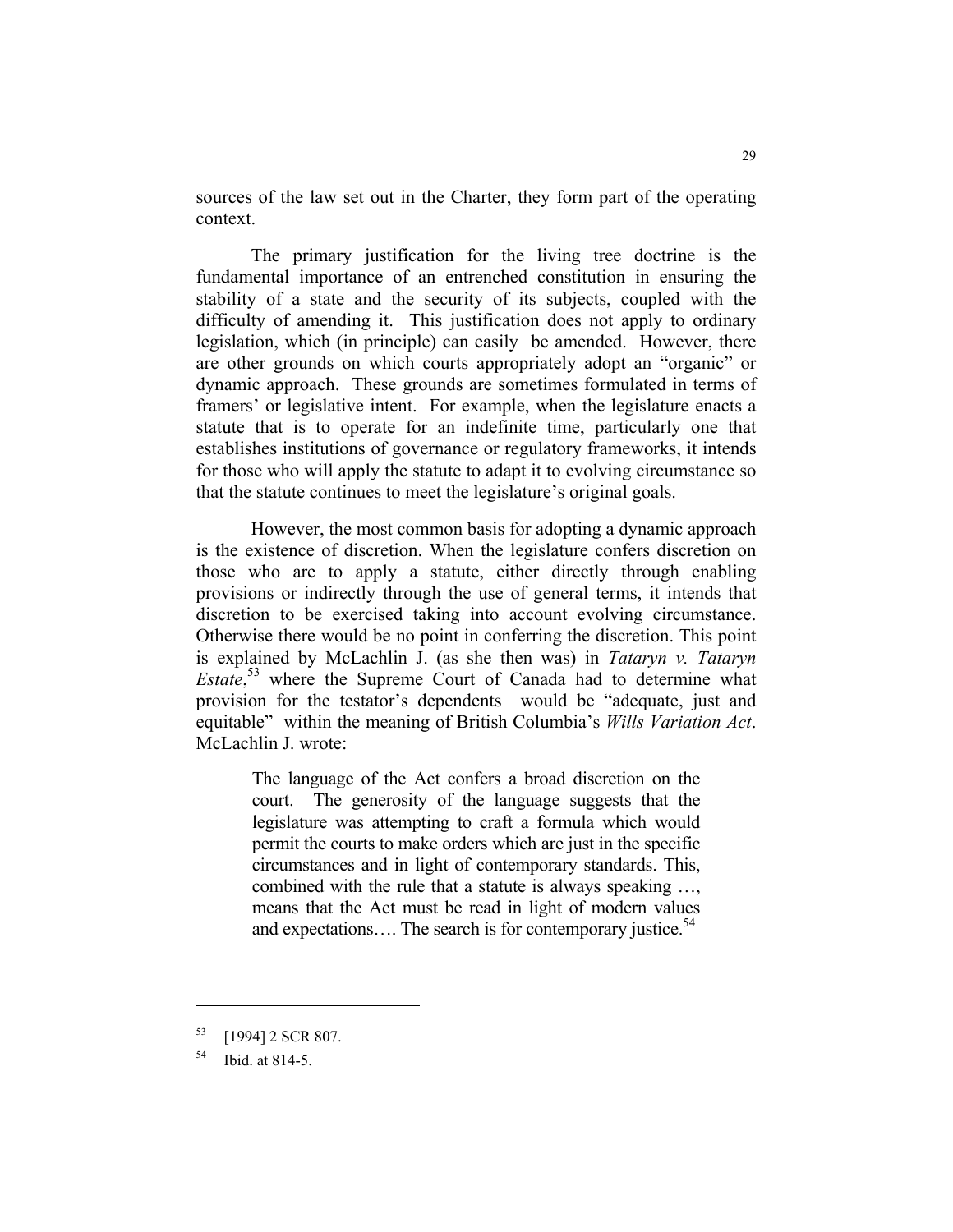sources of the law set out in the Charter, they form part of the operating context.

The primary justification for the living tree doctrine is the fundamental importance of an entrenched constitution in ensuring the stability of a state and the security of its subjects, coupled with the difficulty of amending it. This justification does not apply to ordinary legislation, which (in principle) can easily be amended. However, there are other grounds on which courts appropriately adopt an "organic" or dynamic approach. These grounds are sometimes formulated in terms of framers' or legislative intent. For example, when the legislature enacts a statute that is to operate for an indefinite time, particularly one that establishes institutions of governance or regulatory frameworks, it intends for those who will apply the statute to adapt it to evolving circumstance so that the statute continues to meet the legislature's original goals.

However, the most common basis for adopting a dynamic approach is the existence of discretion. When the legislature confers discretion on those who are to apply a statute, either directly through enabling provisions or indirectly through the use of general terms, it intends that discretion to be exercised taking into account evolving circumstance. Otherwise there would be no point in conferring the discretion. This point is explained by McLachlin J. (as she then was) in *Tataryn v. Tataryn Estate*,[53] where the Supreme Court of Canada had to determine what provision for the testator's dependents would be "adequate, just and equitable" within the meaning of British Columbia's *Wills Variation Act*. McLachlin J. wrote:

> The language of the Act confers a broad discretion on the court. The generosity of the language suggests that the legislature was attempting to craft a formula which would permit the courts to make orders which are just in the specific circumstances and in light of contemporary standards. This, combined with the rule that a statute is always speaking …, means that the Act must be read in light of modern values and expectations…. The search is for contemporary justice.[54]

---

[53] [1994] 2 SCR 807.

[54] Ibid. at 814-5.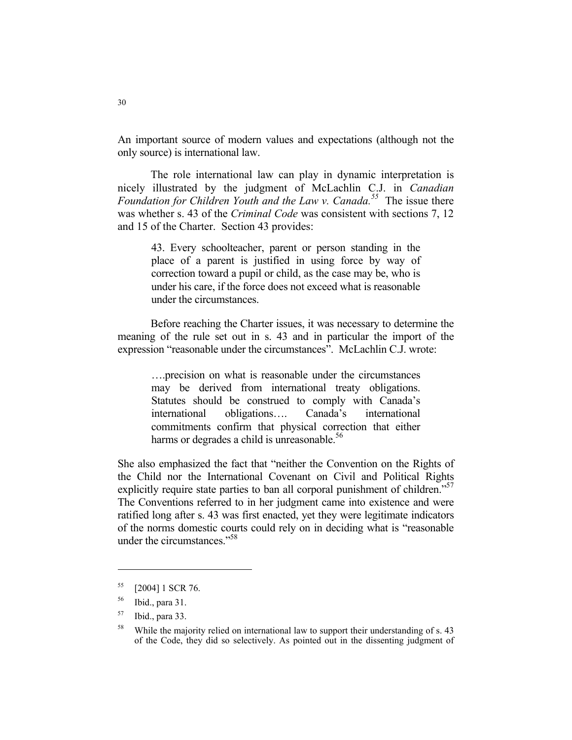An important source of modern values and expectations (although not the only source) is international law.

The role international law can play in dynamic interpretation is nicely illustrated by the judgment of McLachlin C.J. in *Canadian Foundation for Children Youth and the Law v. Canada.*[55] The issue there was whether s. 43 of the *Criminal Code* was consistent with sections 7, 12 and 15 of the Charter. Section 43 provides:

> 43. Every schoolteacher, parent or person standing in the place of a parent is justified in using force by way of correction toward a pupil or child, as the case may be, who is under his care, if the force does not exceed what is reasonable under the circumstances.

Before reaching the Charter issues, it was necessary to determine the meaning of the rule set out in s. 43 and in particular the import of the expression "reasonable under the circumstances". McLachlin C.J. wrote:

> ….precision on what is reasonable under the circumstances may be derived from international treaty obligations. Statutes should be construed to comply with Canada's international obligations…. Canada's international commitments confirm that physical correction that either harms or degrades a child is unreasonable.[56]

She also emphasized the fact that "neither the Convention on the Rights of the Child nor the International Covenant on Civil and Political Rights explicitly require state parties to ban all corporal punishment of children."[57] The Conventions referred to in her judgment came into existence and were ratified long after s. 43 was first enacted, yet they were legitimate indicators of the norms domestic courts could rely on in deciding what is "reasonable under the circumstances."[58]

---

[55] [2004] 1 SCR 76.

[56] Ibid., para 31.

[57] Ibid., para 33.

[58] While the majority relied on international law to support their understanding of s. 43 of the Code, they did so selectively. As pointed out in the dissenting judgment of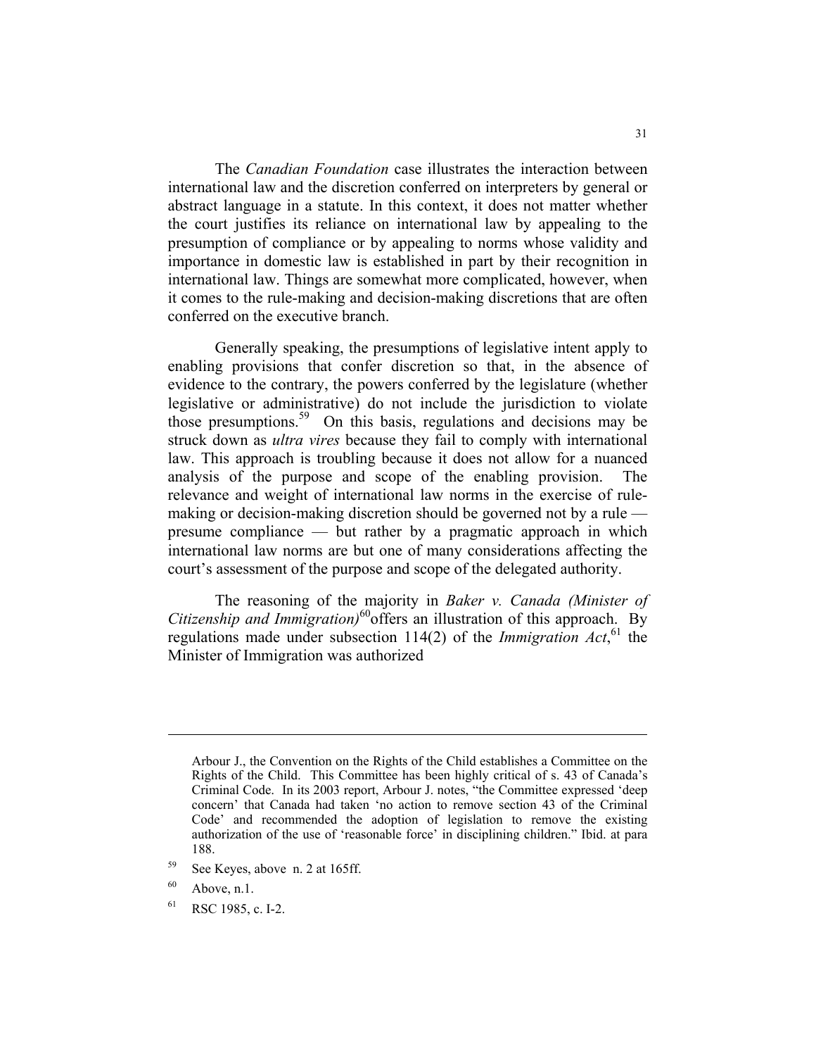The *Canadian Foundation* case illustrates the interaction between international law and the discretion conferred on interpreters by general or abstract language in a statute. In this context, it does not matter whether the court justifies its reliance on international law by appealing to the presumption of compliance or by appealing to norms whose validity and importance in domestic law is established in part by their recognition in international law. Things are somewhat more complicated, however, when it comes to the rule-making and decision-making discretions that are often conferred on the executive branch.

Generally speaking, the presumptions of legislative intent apply to enabling provisions that confer discretion so that, in the absence of evidence to the contrary, the powers conferred by the legislature (whether legislative or administrative) do not include the jurisdiction to violate those presumptions.[59] On this basis, regulations and decisions may be struck down as *ultra vires* because they fail to comply with international law. This approach is troubling because it does not allow for a nuanced analysis of the purpose and scope of the enabling provision. The relevance and weight of international law norms in the exercise of rule-making or decision-making discretion should be governed not by a rule — presume compliance — but rather by a pragmatic approach in which international law norms are but one of many considerations affecting the court's assessment of the purpose and scope of the delegated authority.

The reasoning of the majority in *Baker v. Canada (Minister of Citizenship and Immigration)*[60] offers an illustration of this approach. By regulations made under subsection 114(2) of the *Immigration Act*,[61] the Minister of Immigration was authorized

---

Arbour J., the Convention on the Rights of the Child establishes a Committee on the Rights of the Child. This Committee has been highly critical of s. 43 of Canada's Criminal Code. In its 2003 report, Arbour J. notes, "the Committee expressed 'deep concern' that Canada had taken 'no action to remove section 43 of the Criminal Code' and recommended the adoption of legislation to remove the existing authorization of the use of 'reasonable force' in disciplining children." Ibid. at para 188.

[59] See Keyes, above n. 2 at 165ff.

[60] Above, n.1.

[61] RSC 1985, c. I-2.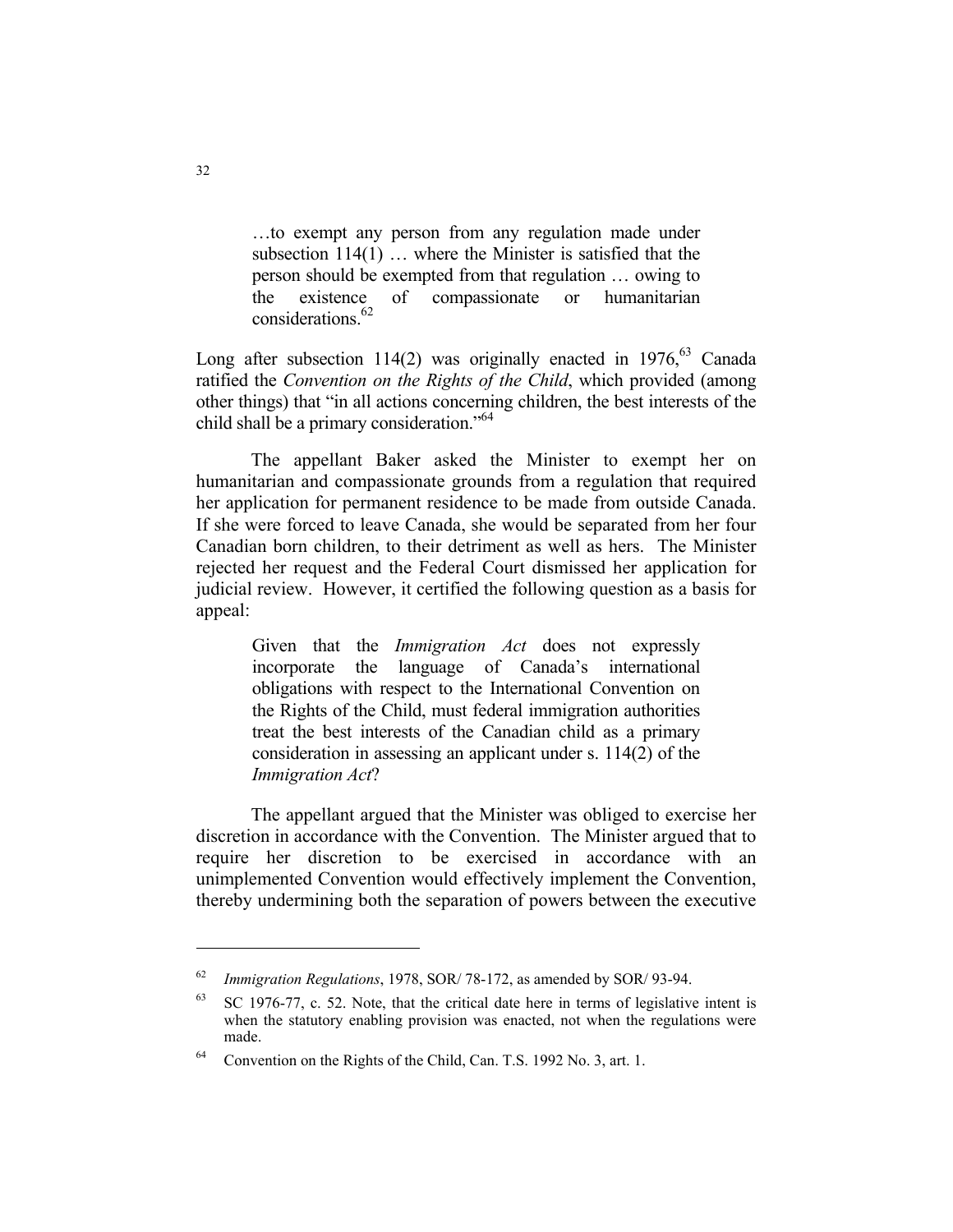> …to exempt any person from any regulation made under subsection 114(1) … where the Minister is satisfied that the person should be exempted from that regulation … owing to the existence of compassionate or humanitarian considerations.[62]

Long after subsection 114(2) was originally enacted in 1976,[63] Canada ratified the *Convention on the Rights of the Child*, which provided (among other things) that "in all actions concerning children, the best interests of the child shall be a primary consideration."[64]

The appellant Baker asked the Minister to exempt her on humanitarian and compassionate grounds from a regulation that required her application for permanent residence to be made from outside Canada. If she were forced to leave Canada, she would be separated from her four Canadian born children, to their detriment as well as hers. The Minister rejected her request and the Federal Court dismissed her application for judicial review. However, it certified the following question as a basis for appeal:

> Given that the *Immigration Act* does not expressly incorporate the language of Canada's international obligations with respect to the International Convention on the Rights of the Child, must federal immigration authorities treat the best interests of the Canadian child as a primary consideration in assessing an applicant under s. 114(2) of the *Immigration Act*?

The appellant argued that the Minister was obliged to exercise her discretion in accordance with the Convention. The Minister argued that to require her discretion to be exercised in accordance with an unimplemented Convention would effectively implement the Convention, thereby undermining both the separation of powers between the executive

---

[62] *Immigration Regulations*, 1978, SOR/ 78-172, as amended by SOR/ 93-94.

[63] SC 1976-77, c. 52. Note, that the critical date here in terms of legislative intent is when the statutory enabling provision was enacted, not when the regulations were made.

[64] Convention on the Rights of the Child, Can. T.S. 1992 No. 3, art. 1.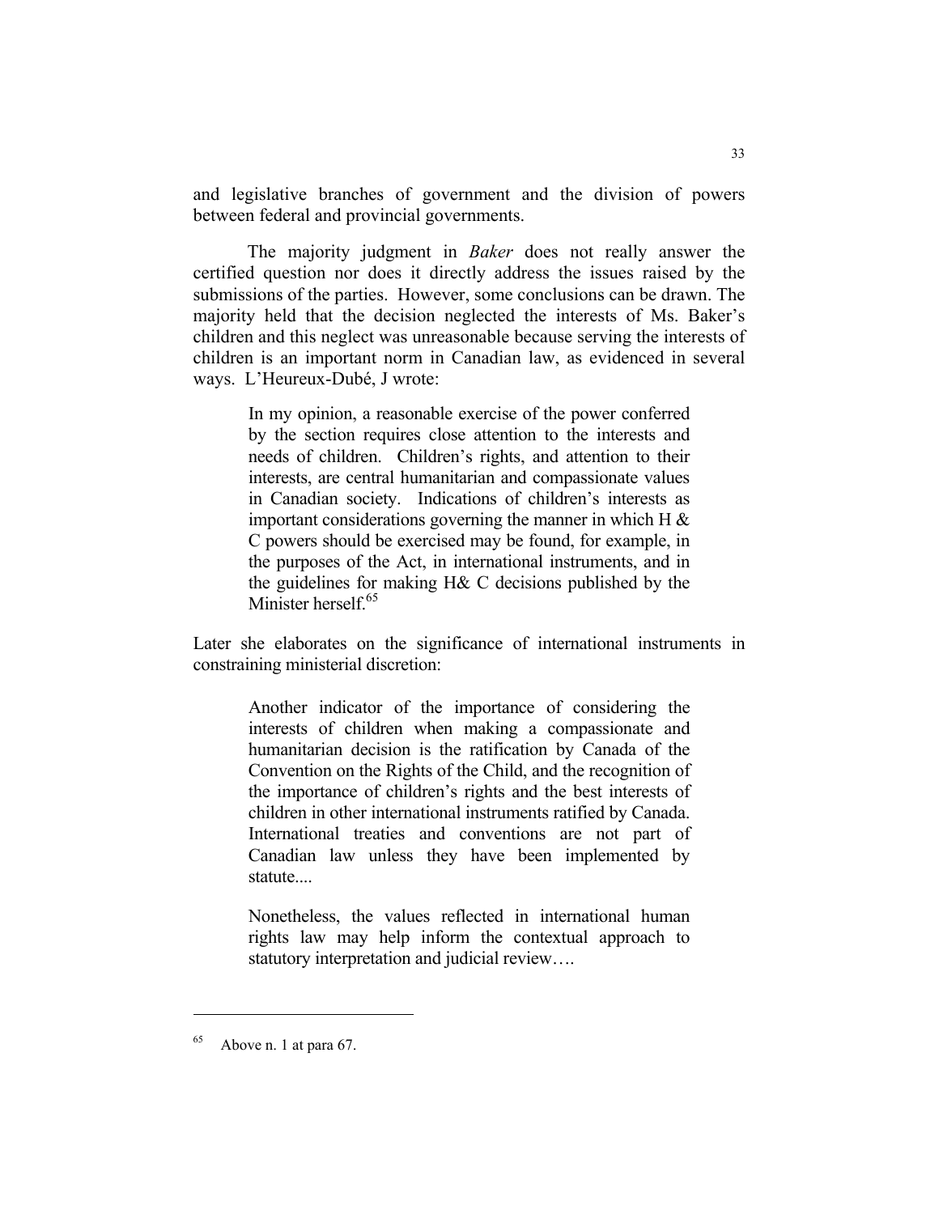and legislative branches of government and the division of powers between federal and provincial governments.

The majority judgment in *Baker* does not really answer the certified question nor does it directly address the issues raised by the submissions of the parties. However, some conclusions can be drawn. The majority held that the decision neglected the interests of Ms. Baker's children and this neglect was unreasonable because serving the interests of children is an important norm in Canadian law, as evidenced in several ways. L'Heureux-Dubé, J wrote:

> In my opinion, a reasonable exercise of the power conferred by the section requires close attention to the interests and needs of children. Children's rights, and attention to their interests, are central humanitarian and compassionate values in Canadian society. Indications of children's interests as important considerations governing the manner in which H & C powers should be exercised may be found, for example, in the purposes of the Act, in international instruments, and in the guidelines for making H& C decisions published by the Minister herself.[65]

Later she elaborates on the significance of international instruments in constraining ministerial discretion:

> Another indicator of the importance of considering the interests of children when making a compassionate and humanitarian decision is the ratification by Canada of the Convention on the Rights of the Child, and the recognition of the importance of children's rights and the best interests of children in other international instruments ratified by Canada. International treaties and conventions are not part of Canadian law unless they have been implemented by statute....
>
> Nonetheless, the values reflected in international human rights law may help inform the contextual approach to statutory interpretation and judicial review….

[65] Above n. 1 at para 67.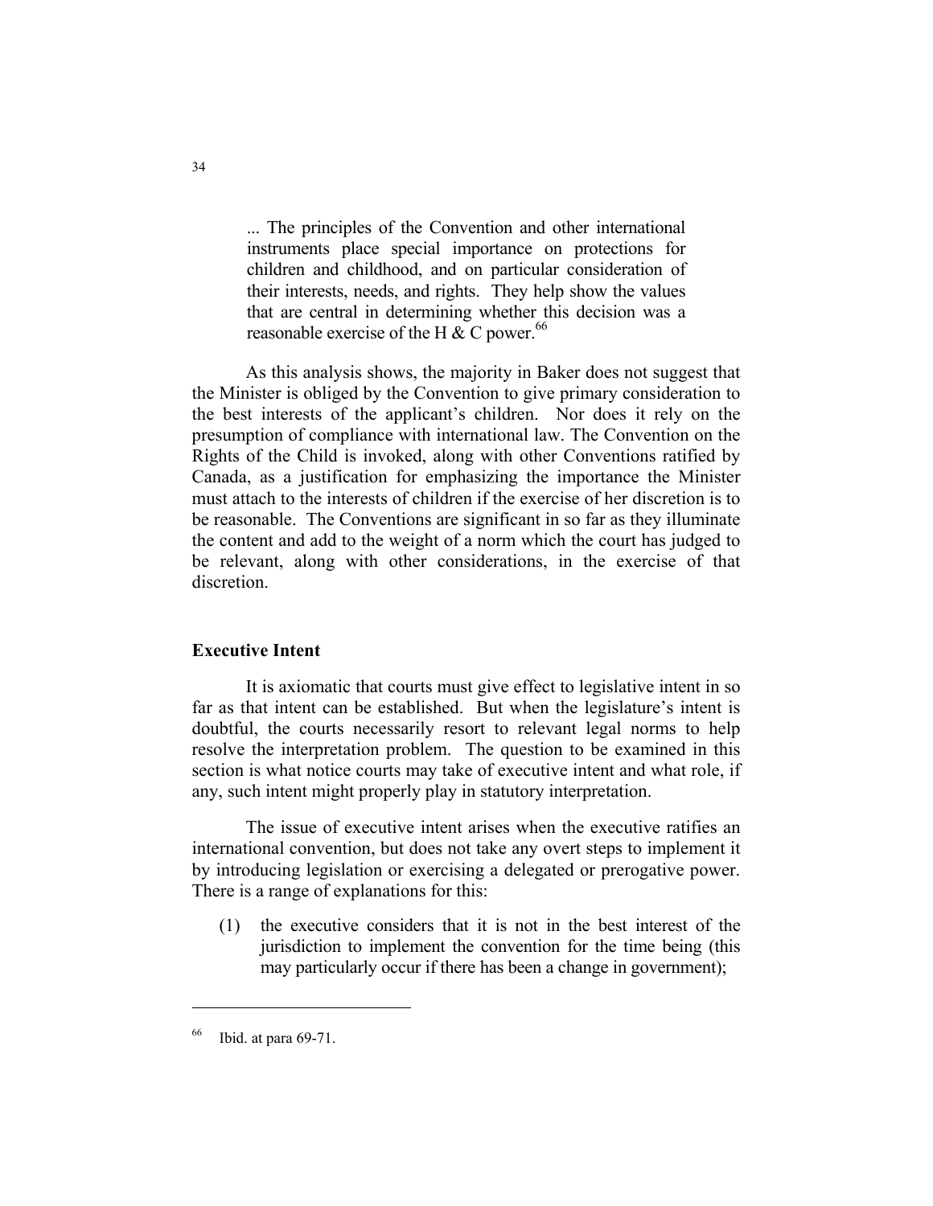> ... The principles of the Convention and other international instruments place special importance on protections for children and childhood, and on particular consideration of their interests, needs, and rights. They help show the values that are central in determining whether this decision was a reasonable exercise of the H & C power.[66]

As this analysis shows, the majority in Baker does not suggest that the Minister is obliged by the Convention to give primary consideration to the best interests of the applicant's children. Nor does it rely on the presumption of compliance with international law. The Convention on the Rights of the Child is invoked, along with other Conventions ratified by Canada, as a justification for emphasizing the importance the Minister must attach to the interests of children if the exercise of her discretion is to be reasonable. The Conventions are significant in so far as they illuminate the content and add to the weight of a norm which the court has judged to be relevant, along with other considerations, in the exercise of that discretion.

**Executive Intent**

It is axiomatic that courts must give effect to legislative intent in so far as that intent can be established. But when the legislature's intent is doubtful, the courts necessarily resort to relevant legal norms to help resolve the interpretation problem. The question to be examined in this section is what notice courts may take of executive intent and what role, if any, such intent might properly play in statutory interpretation.

The issue of executive intent arises when the executive ratifies an international convention, but does not take any overt steps to implement it by introducing legislation or exercising a delegated or prerogative power. There is a range of explanations for this:

(1) the executive considers that it is not in the best interest of the jurisdiction to implement the convention for the time being (this may particularly occur if there has been a change in government);

---

[66] Ibid. at para 69-71.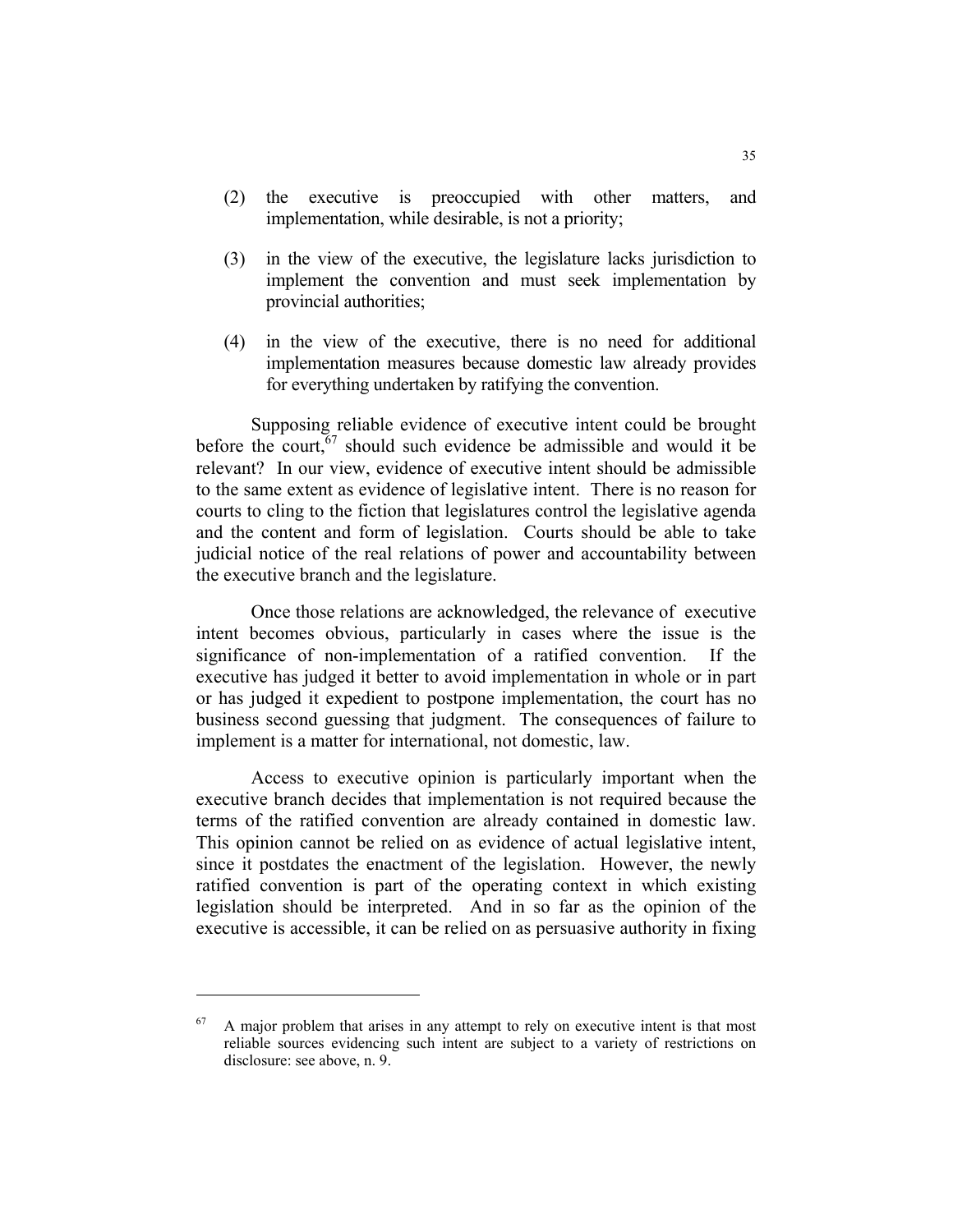(2) the executive is preoccupied with other matters, and implementation, while desirable, is not a priority;

(3) in the view of the executive, the legislature lacks jurisdiction to implement the convention and must seek implementation by provincial authorities;

(4) in the view of the executive, there is no need for additional implementation measures because domestic law already provides for everything undertaken by ratifying the convention.

Supposing reliable evidence of executive intent could be brought before the court,[67] should such evidence be admissible and would it be relevant? In our view, evidence of executive intent should be admissible to the same extent as evidence of legislative intent. There is no reason for courts to cling to the fiction that legislatures control the legislative agenda and the content and form of legislation. Courts should be able to take judicial notice of the real relations of power and accountability between the executive branch and the legislature.

Once those relations are acknowledged, the relevance of executive intent becomes obvious, particularly in cases where the issue is the significance of non-implementation of a ratified convention. If the executive has judged it better to avoid implementation in whole or in part or has judged it expedient to postpone implementation, the court has no business second guessing that judgment. The consequences of failure to implement is a matter for international, not domestic, law.

Access to executive opinion is particularly important when the executive branch decides that implementation is not required because the terms of the ratified convention are already contained in domestic law. This opinion cannot be relied on as evidence of actual legislative intent, since it postdates the enactment of the legislation. However, the newly ratified convention is part of the operating context in which existing legislation should be interpreted. And in so far as the opinion of the executive is accessible, it can be relied on as persuasive authority in fixing

---

[67] A major problem that arises in any attempt to rely on executive intent is that most reliable sources evidencing such intent are subject to a variety of restrictions on disclosure: see above, n. 9.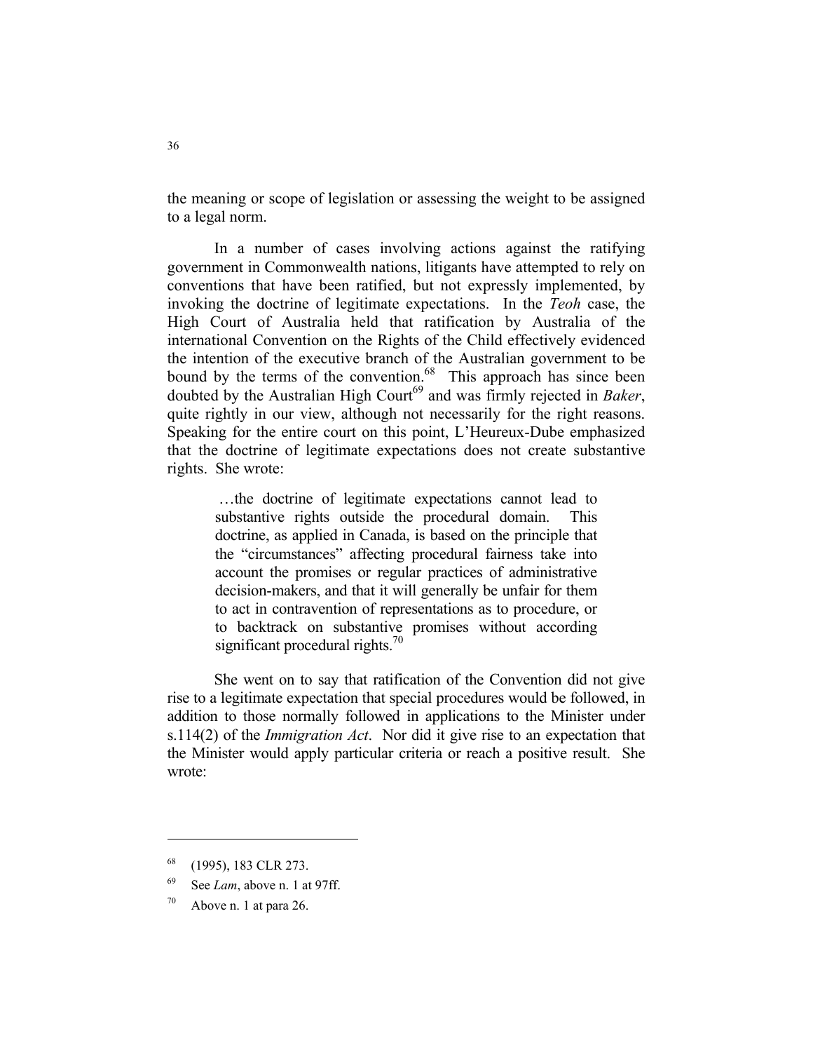the meaning or scope of legislation or assessing the weight to be assigned to a legal norm.

In a number of cases involving actions against the ratifying government in Commonwealth nations, litigants have attempted to rely on conventions that have been ratified, but not expressly implemented, by invoking the doctrine of legitimate expectations. In the *Teoh* case, the High Court of Australia held that ratification by Australia of the international Convention on the Rights of the Child effectively evidenced the intention of the executive branch of the Australian government to be bound by the terms of the convention.[68] This approach has since been doubted by the Australian High Court[69] and was firmly rejected in *Baker*, quite rightly in our view, although not necessarily for the right reasons. Speaking for the entire court on this point, L'Heureux-Dube emphasized that the doctrine of legitimate expectations does not create substantive rights. She wrote:

> …the doctrine of legitimate expectations cannot lead to substantive rights outside the procedural domain. This doctrine, as applied in Canada, is based on the principle that the "circumstances" affecting procedural fairness take into account the promises or regular practices of administrative decision-makers, and that it will generally be unfair for them to act in contravention of representations as to procedure, or to backtrack on substantive promises without according significant procedural rights.[70]

She went on to say that ratification of the Convention did not give rise to a legitimate expectation that special procedures would be followed, in addition to those normally followed in applications to the Minister under s.114(2) of the *Immigration Act*. Nor did it give rise to an expectation that the Minister would apply particular criteria or reach a positive result. She wrote:

---

[68] (1995), 183 CLR 273.

[69] See *Lam*, above n. 1 at 97ff.

[70] Above n. 1 at para 26.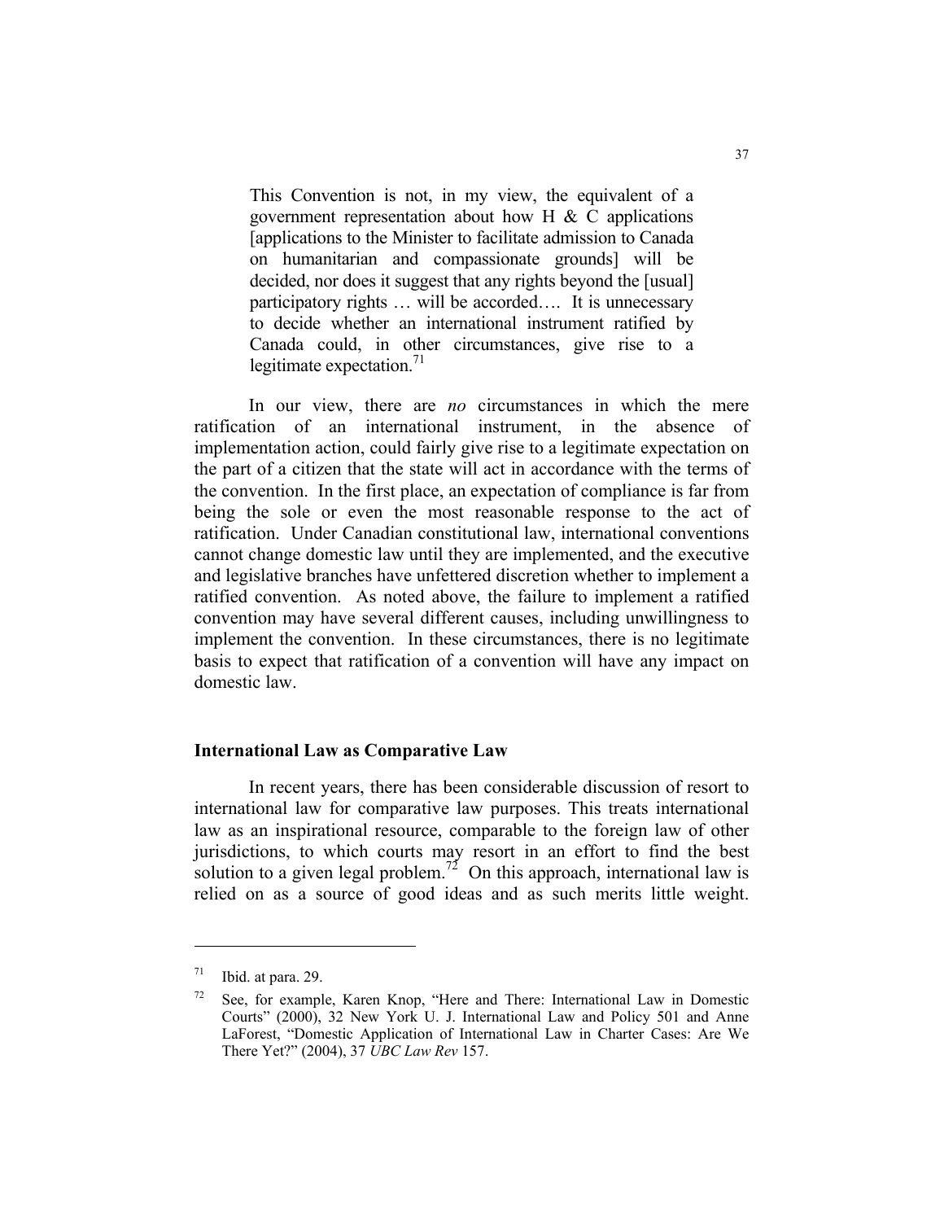> This Convention is not, in my view, the equivalent of a government representation about how H & C applications [applications to the Minister to facilitate admission to Canada on humanitarian and compassionate grounds] will be decided, nor does it suggest that any rights beyond the [usual] participatory rights … will be accorded…. It is unnecessary to decide whether an international instrument ratified by Canada could, in other circumstances, give rise to a legitimate expectation.[71]

In our view, there are *no* circumstances in which the mere ratification of an international instrument, in the absence of implementation action, could fairly give rise to a legitimate expectation on the part of a citizen that the state will act in accordance with the terms of the convention. In the first place, an expectation of compliance is far from being the sole or even the most reasonable response to the act of ratification. Under Canadian constitutional law, international conventions cannot change domestic law until they are implemented, and the executive and legislative branches have unfettered discretion whether to implement a ratified convention. As noted above, the failure to implement a ratified convention may have several different causes, including unwillingness to implement the convention. In these circumstances, there is no legitimate basis to expect that ratification of a convention will have any impact on domestic law.

**International Law as Comparative Law**

In recent years, there has been considerable discussion of resort to international law for comparative law purposes. This treats international law as an inspirational resource, comparable to the foreign law of other jurisdictions, to which courts may resort in an effort to find the best solution to a given legal problem.[72] On this approach, international law is relied on as a source of good ideas and as such merits little weight.

---

[71] Ibid. at para. 29.

[72] See, for example, Karen Knop, "Here and There: International Law in Domestic Courts" (2000), 32 New York U. J. International Law and Policy 501 and Anne LaForest, "Domestic Application of International Law in Charter Cases: Are We There Yet?" (2004), 37 *UBC Law Rev* 157.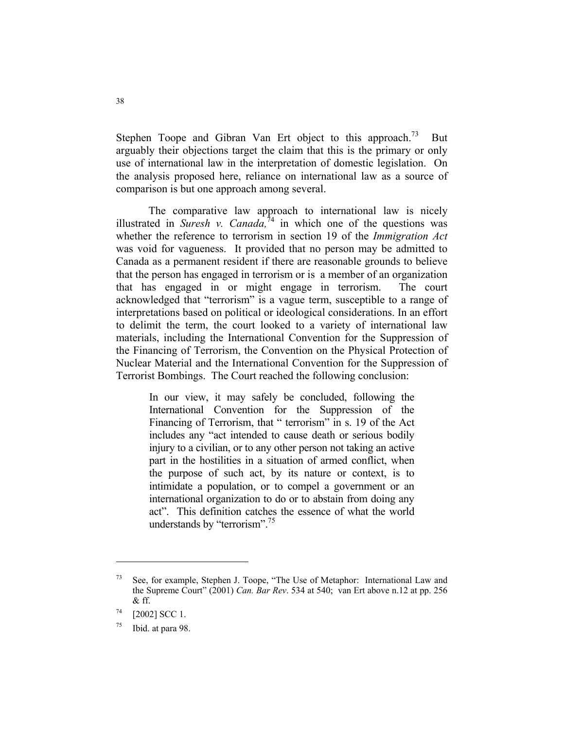Stephen Toope and Gibran Van Ert object to this approach.[73] But arguably their objections target the claim that this is the primary or only use of international law in the interpretation of domestic legislation. On the analysis proposed here, reliance on international law as a source of comparison is but one approach among several.

The comparative law approach to international law is nicely illustrated in *Suresh v. Canada,*[74] in which one of the questions was whether the reference to terrorism in section 19 of the *Immigration Act* was void for vagueness. It provided that no person may be admitted to Canada as a permanent resident if there are reasonable grounds to believe that the person has engaged in terrorism or is a member of an organization that has engaged in or might engage in terrorism. The court acknowledged that "terrorism" is a vague term, susceptible to a range of interpretations based on political or ideological considerations. In an effort to delimit the term, the court looked to a variety of international law materials, including the International Convention for the Suppression of the Financing of Terrorism, the Convention on the Physical Protection of Nuclear Material and the International Convention for the Suppression of Terrorist Bombings. The Court reached the following conclusion:

> In our view, it may safely be concluded, following the International Convention for the Suppression of the Financing of Terrorism, that " terrorism" in s. 19 of the Act includes any "act intended to cause death or serious bodily injury to a civilian, or to any other person not taking an active part in the hostilities in a situation of armed conflict, when the purpose of such act, by its nature or context, is to intimidate a population, or to compel a government or an international organization to do or to abstain from doing any act". This definition catches the essence of what the world understands by "terrorism".[75]

---

[73] See, for example, Stephen J. Toope, "The Use of Metaphor: International Law and the Supreme Court" (2001) *Can. Bar Rev*. 534 at 540; van Ert above n.12 at pp. 256 & ff.

[74] [2002] SCC 1.

[75] Ibid. at para 98.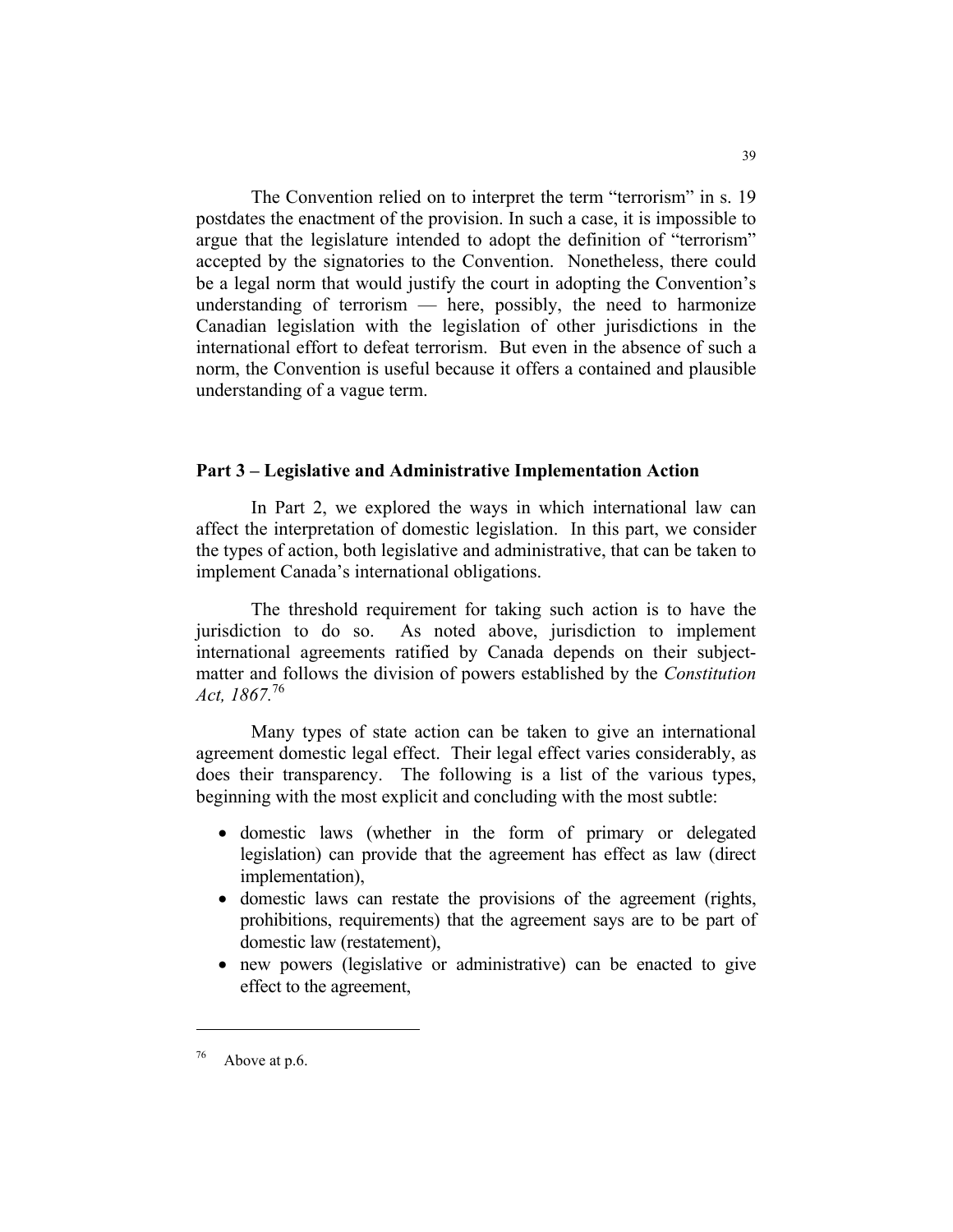The Convention relied on to interpret the term "terrorism" in s. 19 postdates the enactment of the provision. In such a case, it is impossible to argue that the legislature intended to adopt the definition of "terrorism" accepted by the signatories to the Convention. Nonetheless, there could be a legal norm that would justify the court in adopting the Convention's understanding of terrorism — here, possibly, the need to harmonize Canadian legislation with the legislation of other jurisdictions in the international effort to defeat terrorism. But even in the absence of such a norm, the Convention is useful because it offers a contained and plausible understanding of a vague term.

## Part 3 – Legislative and Administrative Implementation Action

In Part 2, we explored the ways in which international law can affect the interpretation of domestic legislation. In this part, we consider the types of action, both legislative and administrative, that can be taken to implement Canada's international obligations.

The threshold requirement for taking such action is to have the jurisdiction to do so. As noted above, jurisdiction to implement international agreements ratified by Canada depends on their subject-matter and follows the division of powers established by the *Constitution Act, 1867*.[76]

Many types of state action can be taken to give an international agreement domestic legal effect. Their legal effect varies considerably, as does their transparency. The following is a list of the various types, beginning with the most explicit and concluding with the most subtle:

- domestic laws (whether in the form of primary or delegated legislation) can provide that the agreement has effect as law (direct implementation),
- domestic laws can restate the provisions of the agreement (rights, prohibitions, requirements) that the agreement says are to be part of domestic law (restatement),
- new powers (legislative or administrative) can be enacted to give effect to the agreement,

[76] Above at p.6.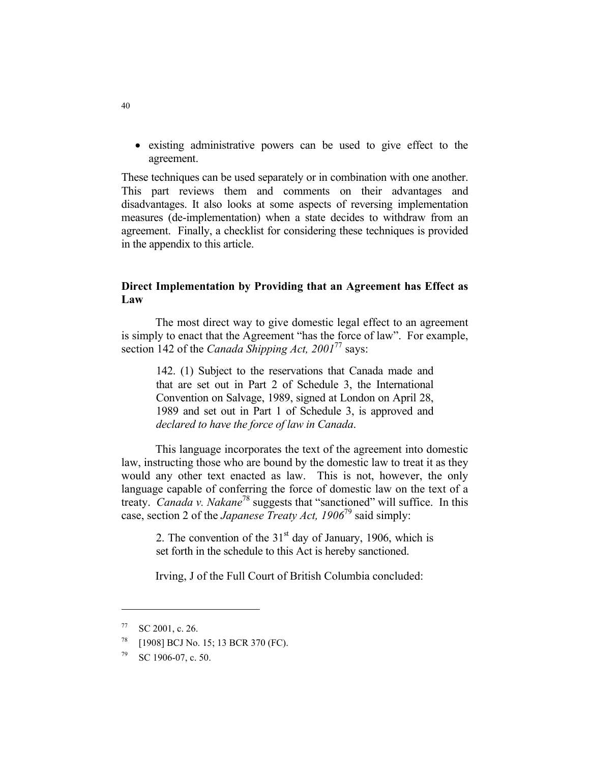- existing administrative powers can be used to give effect to the agreement.

These techniques can be used separately or in combination with one another. This part reviews them and comments on their advantages and disadvantages. It also looks at some aspects of reversing implementation measures (de-implementation) when a state decides to withdraw from an agreement. Finally, a checklist for considering these techniques is provided in the appendix to this article.

## Direct Implementation by Providing that an Agreement has Effect as Law

The most direct way to give domestic legal effect to an agreement is simply to enact that the Agreement "has the force of law". For example, section 142 of the *Canada Shipping Act, 2001*[77] says:

> 142. (1) Subject to the reservations that Canada made and that are set out in Part 2 of Schedule 3, the International Convention on Salvage, 1989, signed at London on April 28, 1989 and set out in Part 1 of Schedule 3, is approved and *declared to have the force of law in Canada*.

This language incorporates the text of the agreement into domestic law, instructing those who are bound by the domestic law to treat it as they would any other text enacted as law. This is not, however, the only language capable of conferring the force of domestic law on the text of a treaty. *Canada v. Nakane*[78] suggests that "sanctioned" will suffice. In this case, section 2 of the *Japanese Treaty Act, 1906*[79] said simply:

> 2. The convention of the 31st day of January, 1906, which is set forth in the schedule to this Act is hereby sanctioned.

Irving, J of the Full Court of British Columbia concluded:

---

[77] SC 2001, c. 26.

[78] [1908] BCJ No. 15; 13 BCR 370 (FC).

[79] SC 1906-07, c. 50.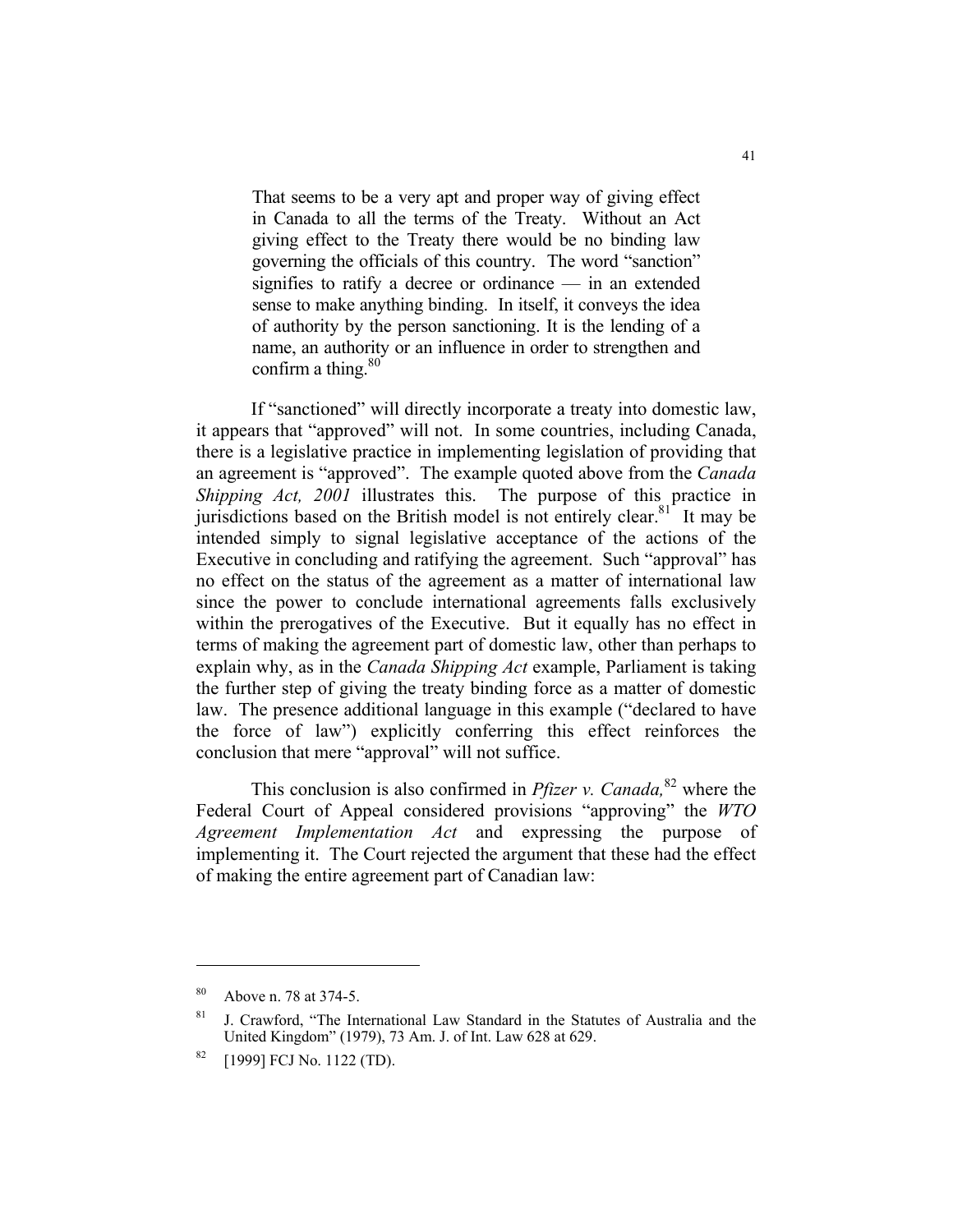> That seems to be a very apt and proper way of giving effect in Canada to all the terms of the Treaty. Without an Act giving effect to the Treaty there would be no binding law governing the officials of this country. The word "sanction" signifies to ratify a decree or ordinance — in an extended sense to make anything binding. In itself, it conveys the idea of authority by the person sanctioning. It is the lending of a name, an authority or an influence in order to strengthen and confirm a thing.[80]

If "sanctioned" will directly incorporate a treaty into domestic law, it appears that "approved" will not. In some countries, including Canada, there is a legislative practice in implementing legislation of providing that an agreement is "approved". The example quoted above from the *Canada Shipping Act, 2001* illustrates this. The purpose of this practice in jurisdictions based on the British model is not entirely clear.[81] It may be intended simply to signal legislative acceptance of the actions of the Executive in concluding and ratifying the agreement. Such "approval" has no effect on the status of the agreement as a matter of international law since the power to conclude international agreements falls exclusively within the prerogatives of the Executive. But it equally has no effect in terms of making the agreement part of domestic law, other than perhaps to explain why, as in the *Canada Shipping Act* example, Parliament is taking the further step of giving the treaty binding force as a matter of domestic law. The presence additional language in this example ("declared to have the force of law") explicitly conferring this effect reinforces the conclusion that mere "approval" will not suffice.

This conclusion is also confirmed in *Pfizer v. Canada,*[82] where the Federal Court of Appeal considered provisions "approving" the *WTO Agreement Implementation Act* and expressing the purpose of implementing it. The Court rejected the argument that these had the effect of making the entire agreement part of Canadian law:

---

[80] Above n. 78 at 374-5.

[81] J. Crawford, "The International Law Standard in the Statutes of Australia and the United Kingdom" (1979), 73 Am. J. of Int. Law 628 at 629.

[82] [1999] FCJ No. 1122 (TD).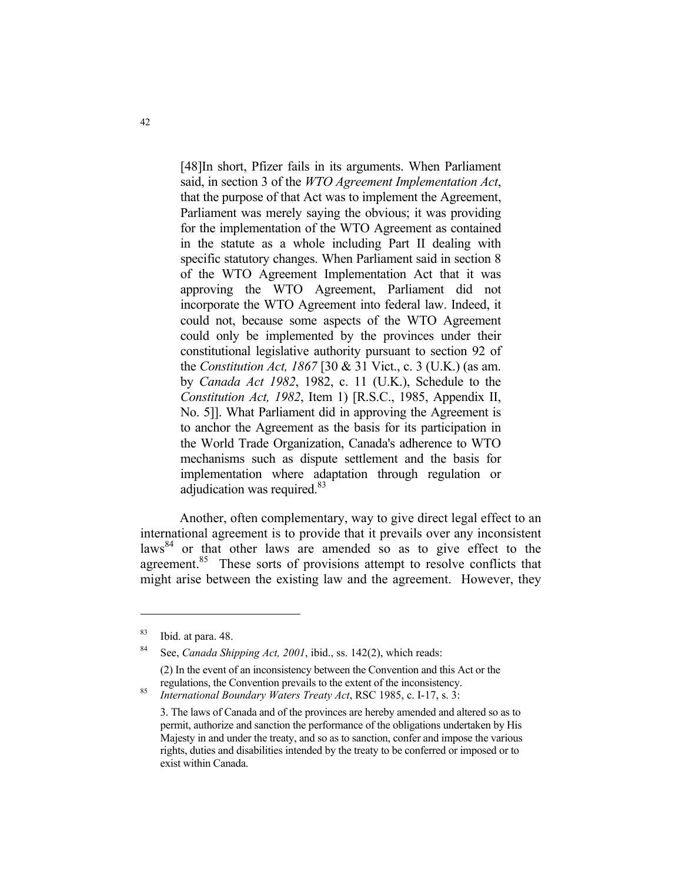> [48]In short, Pfizer fails in its arguments. When Parliament said, in section 3 of the *WTO Agreement Implementation Act*, that the purpose of that Act was to implement the Agreement, Parliament was merely saying the obvious; it was providing for the implementation of the WTO Agreement as contained in the statute as a whole including Part II dealing with specific statutory changes. When Parliament said in section 8 of the WTO Agreement Implementation Act that it was approving the WTO Agreement, Parliament did not incorporate the WTO Agreement into federal law. Indeed, it could not, because some aspects of the WTO Agreement could only be implemented by the provinces under their constitutional legislative authority pursuant to section 92 of the *Constitution Act, 1867* [30 & 31 Vict., c. 3 (U.K.) (as am. by *Canada Act 1982*, 1982, c. 11 (U.K.), Schedule to the *Constitution Act, 1982*, Item 1) [R.S.C., 1985, Appendix II, No. 5]]. What Parliament did in approving the Agreement is to anchor the Agreement as the basis for its participation in the World Trade Organization, Canada's adherence to WTO mechanisms such as dispute settlement and the basis for implementation where adaptation through regulation or adjudication was required.[83]

Another, often complementary, way to give direct legal effect to an international agreement is to provide that it prevails over any inconsistent laws[84] or that other laws are amended so as to give effect to the agreement.[85] These sorts of provisions attempt to resolve conflicts that might arise between the existing law and the agreement. However, they

---

[83] Ibid. at para. 48.

[84] See, *Canada Shipping Act, 2001*, ibid., ss. 142(2), which reads:

> (2) In the event of an inconsistency between the Convention and this Act or the regulations, the Convention prevails to the extent of the inconsistency.

[85] *International Boundary Waters Treaty Act*, RSC 1985, c. I-17, s. 3:

> 3. The laws of Canada and of the provinces are hereby amended and altered so as to permit, authorize and sanction the performance of the obligations undertaken by His Majesty in and under the treaty, and so as to sanction, confer and impose the various rights, duties and disabilities intended by the treaty to be conferred or imposed or to exist within Canada.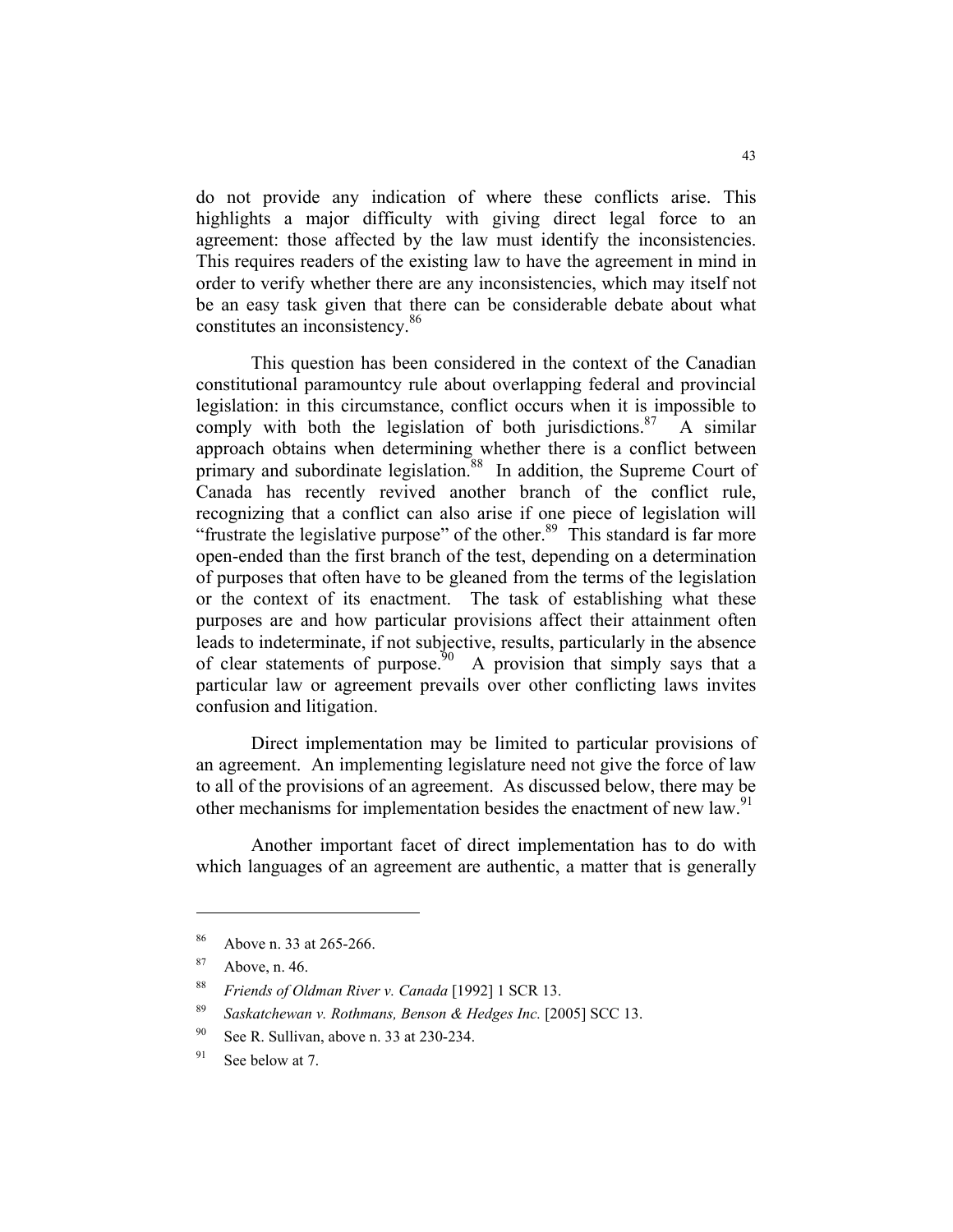do not provide any indication of where these conflicts arise. This highlights a major difficulty with giving direct legal force to an agreement: those affected by the law must identify the inconsistencies. This requires readers of the existing law to have the agreement in mind in order to verify whether there are any inconsistencies, which may itself not be an easy task given that there can be considerable debate about what constitutes an inconsistency.[86]

This question has been considered in the context of the Canadian constitutional paramountcy rule about overlapping federal and provincial legislation: in this circumstance, conflict occurs when it is impossible to comply with both the legislation of both jurisdictions.[87] A similar approach obtains when determining whether there is a conflict between primary and subordinate legislation.[88] In addition, the Supreme Court of Canada has recently revived another branch of the conflict rule, recognizing that a conflict can also arise if one piece of legislation will "frustrate the legislative purpose" of the other.[89] This standard is far more open-ended than the first branch of the test, depending on a determination of purposes that often have to be gleaned from the terms of the legislation or the context of its enactment. The task of establishing what these purposes are and how particular provisions affect their attainment often leads to indeterminate, if not subjective, results, particularly in the absence of clear statements of purpose.[90] A provision that simply says that a particular law or agreement prevails over other conflicting laws invites confusion and litigation.

Direct implementation may be limited to particular provisions of an agreement. An implementing legislature need not give the force of law to all of the provisions of an agreement. As discussed below, there may be other mechanisms for implementation besides the enactment of new law.[91]

Another important facet of direct implementation has to do with which languages of an agreement are authentic, a matter that is generally

---

[86] Above n. 33 at 265-266.

[87] Above, n. 46.

[88] *Friends of Oldman River v. Canada* [1992] 1 SCR 13.

[89] *Saskatchewan v. Rothmans, Benson & Hedges Inc.* [2005] SCC 13.

[90] See R. Sullivan, above n. 33 at 230-234.

[91] See below at 7.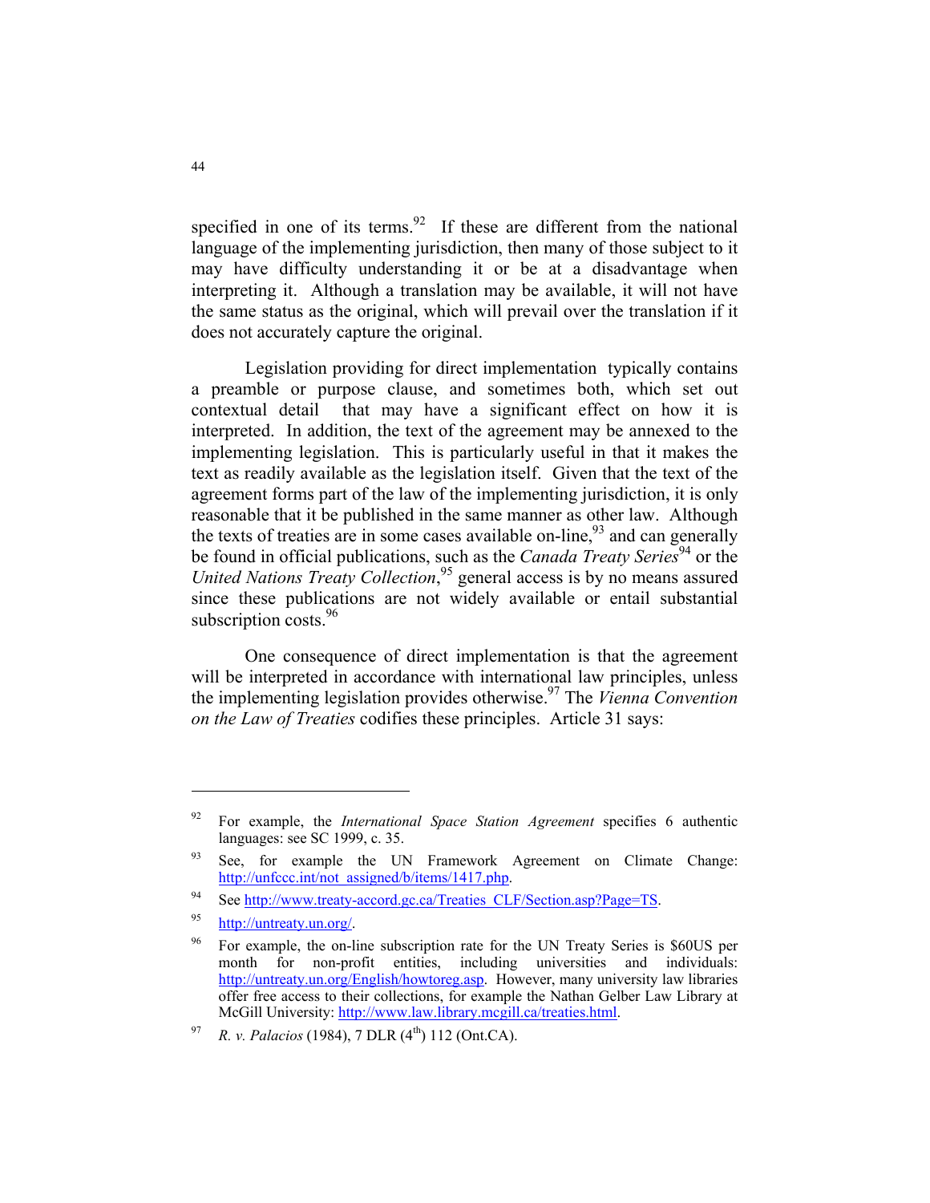specified in one of its terms.[92] If these are different from the national language of the implementing jurisdiction, then many of those subject to it may have difficulty understanding it or be at a disadvantage when interpreting it. Although a translation may be available, it will not have the same status as the original, which will prevail over the translation if it does not accurately capture the original.

Legislation providing for direct implementation typically contains a preamble or purpose clause, and sometimes both, which set out contextual detail that may have a significant effect on how it is interpreted. In addition, the text of the agreement may be annexed to the implementing legislation. This is particularly useful in that it makes the text as readily available as the legislation itself. Given that the text of the agreement forms part of the law of the implementing jurisdiction, it is only reasonable that it be published in the same manner as other law. Although the texts of treaties are in some cases available on-line,[93] and can generally be found in official publications, such as the *Canada Treaty Series*[94] or the *United Nations Treaty Collection*,[95] general access is by no means assured since these publications are not widely available or entail substantial subscription costs.[96]

One consequence of direct implementation is that the agreement will be interpreted in accordance with international law principles, unless the implementing legislation provides otherwise.[97] The *Vienna Convention on the Law of Treaties* codifies these principles. Article 31 says:

---

[92] For example, the *International Space Station Agreement* specifies 6 authentic languages: see SC 1999, c. 35.

[93] See, for example the UN Framework Agreement on Climate Change: http://unfccc.int/not_assigned/b/items/1417.php.

[94] See http://www.treaty-accord.gc.ca/Treaties_CLF/Section.asp?Page=TS.

[95] http://untreaty.un.org/.

[96] For example, the on-line subscription rate for the UN Treaty Series is $60US per month for non-profit entities, including universities and individuals: http://untreaty.un.org/English/howtoreg.asp. However, many university law libraries offer free access to their collections, for example the Nathan Gelber Law Library at McGill University: http://www.law.library.mcgill.ca/treaties.html.

[97] *R. v. Palacios* (1984), 7 DLR (4th) 112 (Ont.CA).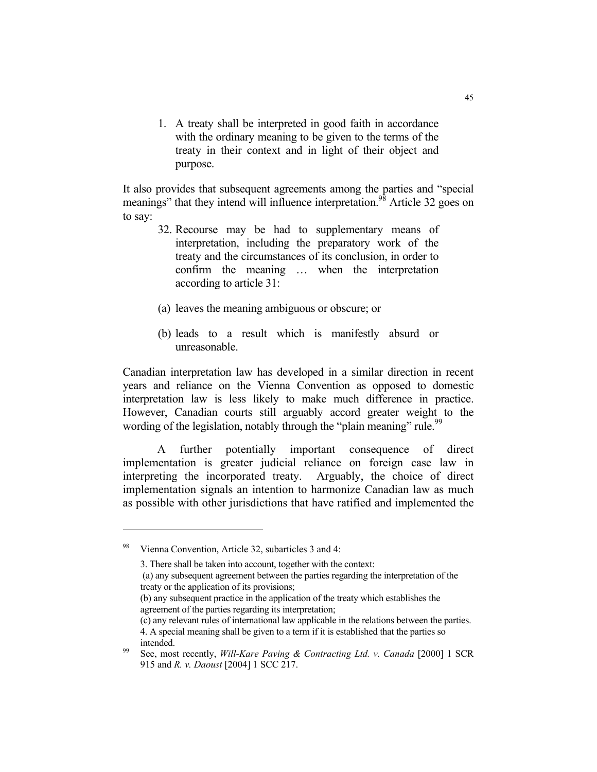1. A treaty shall be interpreted in good faith in accordance with the ordinary meaning to be given to the terms of the treaty in their context and in light of their object and purpose.

It also provides that subsequent agreements among the parties and "special meanings" that they intend will influence interpretation.[98] Article 32 goes on to say:

> 32. Recourse may be had to supplementary means of interpretation, including the preparatory work of the treaty and the circumstances of its conclusion, in order to confirm the meaning … when the interpretation according to article 31:
>
> (a) leaves the meaning ambiguous or obscure; or
>
> (b) leads to a result which is manifestly absurd or unreasonable.

Canadian interpretation law has developed in a similar direction in recent years and reliance on the Vienna Convention as opposed to domestic interpretation law is less likely to make much difference in practice. However, Canadian courts still arguably accord greater weight to the wording of the legislation, notably through the "plain meaning" rule.[99]

A further potentially important consequence of direct implementation is greater judicial reliance on foreign case law in interpreting the incorporated treaty. Arguably, the choice of direct implementation signals an intention to harmonize Canadian law as much as possible with other jurisdictions that have ratified and implemented the

---

[98] Vienna Convention, Article 32, subarticles 3 and 4:

3. There shall be taken into account, together with the context:
(a) any subsequent agreement between the parties regarding the interpretation of the treaty or the application of its provisions;
(b) any subsequent practice in the application of the treaty which establishes the agreement of the parties regarding its interpretation;
(c) any relevant rules of international law applicable in the relations between the parties.
4. A special meaning shall be given to a term if it is established that the parties so intended.

[99] See, most recently, *Will-Kare Paving & Contracting Ltd. v. Canada* [2000] 1 SCR 915 and *R. v. Daoust* [2004] 1 SCC 217.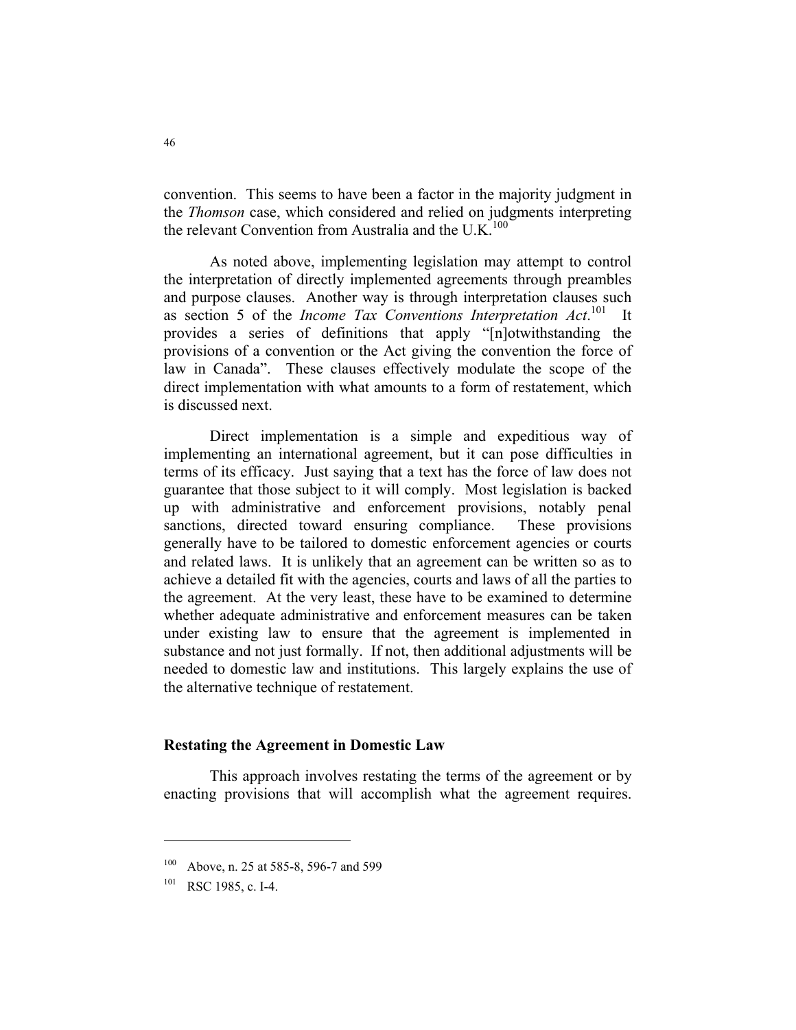convention. This seems to have been a factor in the majority judgment in the *Thomson* case, which considered and relied on judgments interpreting the relevant Convention from Australia and the U.K.[100]

As noted above, implementing legislation may attempt to control the interpretation of directly implemented agreements through preambles and purpose clauses. Another way is through interpretation clauses such as section 5 of the *Income Tax Conventions Interpretation Act*.[101] It provides a series of definitions that apply "[n]otwithstanding the provisions of a convention or the Act giving the convention the force of law in Canada". These clauses effectively modulate the scope of the direct implementation with what amounts to a form of restatement, which is discussed next.

Direct implementation is a simple and expeditious way of implementing an international agreement, but it can pose difficulties in terms of its efficacy. Just saying that a text has the force of law does not guarantee that those subject to it will comply. Most legislation is backed up with administrative and enforcement provisions, notably penal sanctions, directed toward ensuring compliance. These provisions generally have to be tailored to domestic enforcement agencies or courts and related laws. It is unlikely that an agreement can be written so as to achieve a detailed fit with the agencies, courts and laws of all the parties to the agreement. At the very least, these have to be examined to determine whether adequate administrative and enforcement measures can be taken under existing law to ensure that the agreement is implemented in substance and not just formally. If not, then additional adjustments will be needed to domestic law and institutions. This largely explains the use of the alternative technique of restatement.

### Restating the Agreement in Domestic Law

This approach involves restating the terms of the agreement or by enacting provisions that will accomplish what the agreement requires.

---

[100] Above, n. 25 at 585-8, 596-7 and 599

[101] RSC 1985, c. I-4.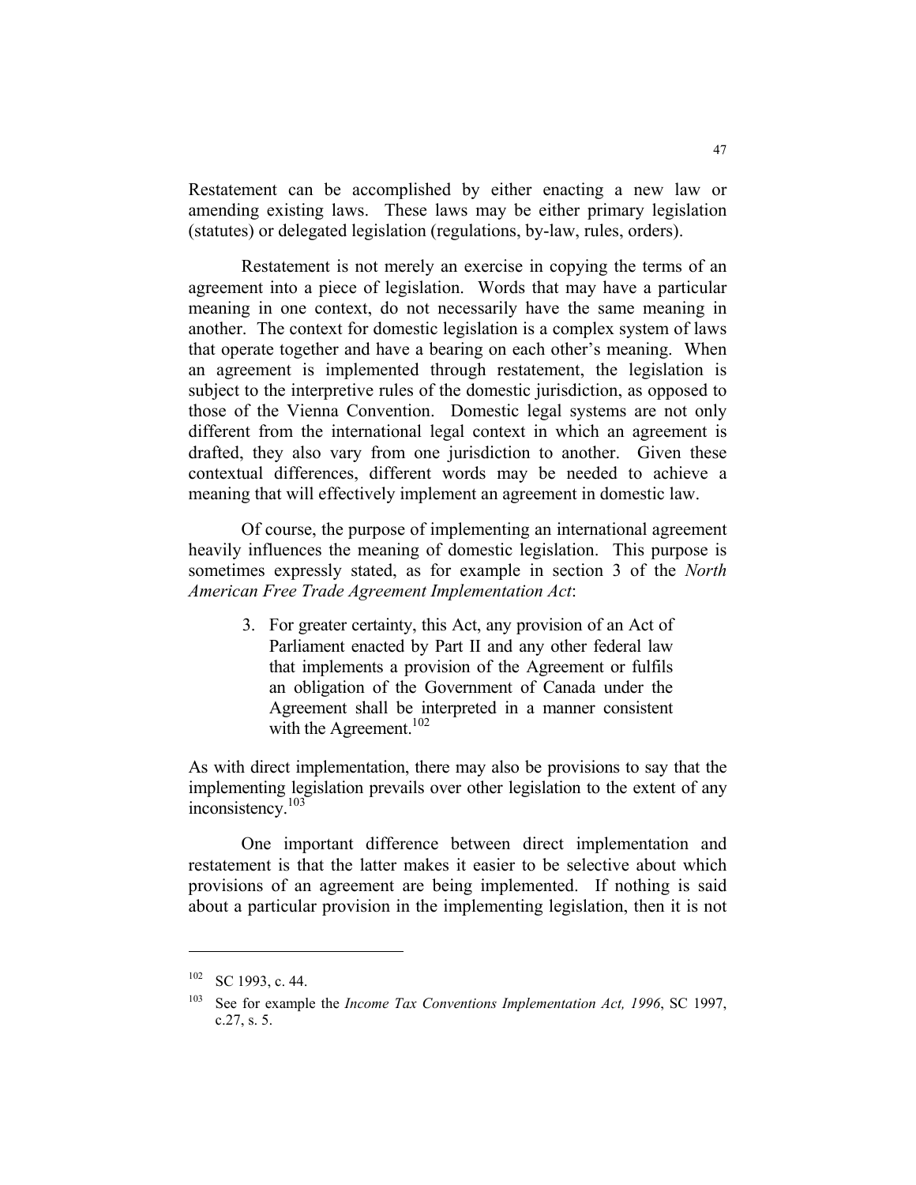Restatement can be accomplished by either enacting a new law or amending existing laws. These laws may be either primary legislation (statutes) or delegated legislation (regulations, by-law, rules, orders).

Restatement is not merely an exercise in copying the terms of an agreement into a piece of legislation. Words that may have a particular meaning in one context, do not necessarily have the same meaning in another. The context for domestic legislation is a complex system of laws that operate together and have a bearing on each other's meaning. When an agreement is implemented through restatement, the legislation is subject to the interpretive rules of the domestic jurisdiction, as opposed to those of the Vienna Convention. Domestic legal systems are not only different from the international legal context in which an agreement is drafted, they also vary from one jurisdiction to another. Given these contextual differences, different words may be needed to achieve a meaning that will effectively implement an agreement in domestic law.

Of course, the purpose of implementing an international agreement heavily influences the meaning of domestic legislation. This purpose is sometimes expressly stated, as for example in section 3 of the *North American Free Trade Agreement Implementation Act*:

> 3. For greater certainty, this Act, any provision of an Act of Parliament enacted by Part II and any other federal law that implements a provision of the Agreement or fulfils an obligation of the Government of Canada under the Agreement shall be interpreted in a manner consistent with the Agreement.[102]

As with direct implementation, there may also be provisions to say that the implementing legislation prevails over other legislation to the extent of any inconsistency.[103]

One important difference between direct implementation and restatement is that the latter makes it easier to be selective about which provisions of an agreement are being implemented. If nothing is said about a particular provision in the implementing legislation, then it is not

---

[102] SC 1993, c. 44.

[103] See for example the *Income Tax Conventions Implementation Act, 1996*, SC 1997, c.27, s. 5.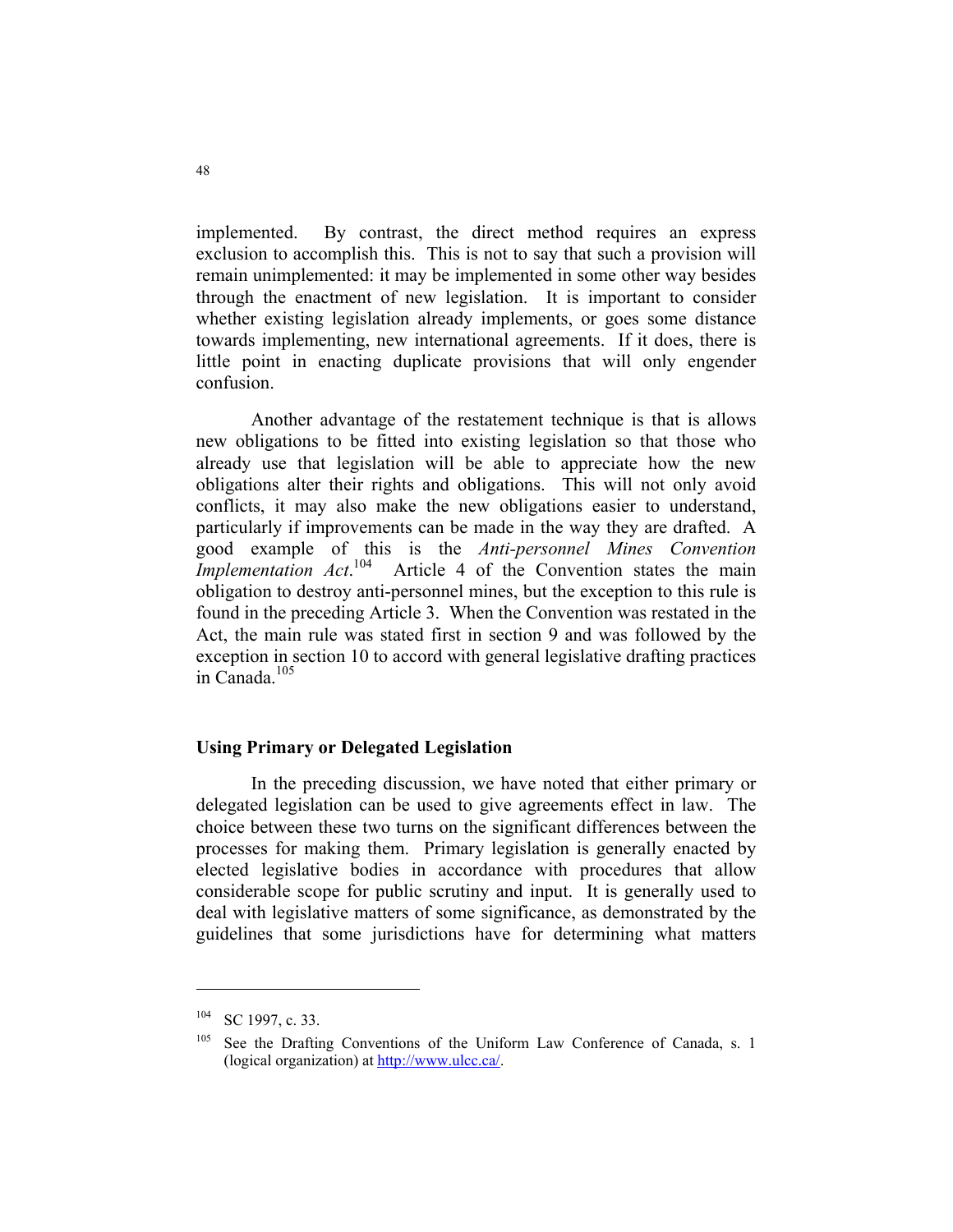implemented. By contrast, the direct method requires an express exclusion to accomplish this. This is not to say that such a provision will remain unimplemented: it may be implemented in some other way besides through the enactment of new legislation. It is important to consider whether existing legislation already implements, or goes some distance towards implementing, new international agreements. If it does, there is little point in enacting duplicate provisions that will only engender confusion.

Another advantage of the restatement technique is that is allows new obligations to be fitted into existing legislation so that those who already use that legislation will be able to appreciate how the new obligations alter their rights and obligations. This will not only avoid conflicts, it may also make the new obligations easier to understand, particularly if improvements can be made in the way they are drafted. A good example of this is the *Anti-personnel Mines Convention Implementation Act*.[104] Article 4 of the Convention states the main obligation to destroy anti-personnel mines, but the exception to this rule is found in the preceding Article 3. When the Convention was restated in the Act, the main rule was stated first in section 9 and was followed by the exception in section 10 to accord with general legislative drafting practices in Canada.[105]

### Using Primary or Delegated Legislation

In the preceding discussion, we have noted that either primary or delegated legislation can be used to give agreements effect in law. The choice between these two turns on the significant differences between the processes for making them. Primary legislation is generally enacted by elected legislative bodies in accordance with procedures that allow considerable scope for public scrutiny and input. It is generally used to deal with legislative matters of some significance, as demonstrated by the guidelines that some jurisdictions have for determining what matters

---

[104] SC 1997, c. 33.

[105] See the Drafting Conventions of the Uniform Law Conference of Canada, s. 1 (logical organization) at http://www.ulcc.ca/.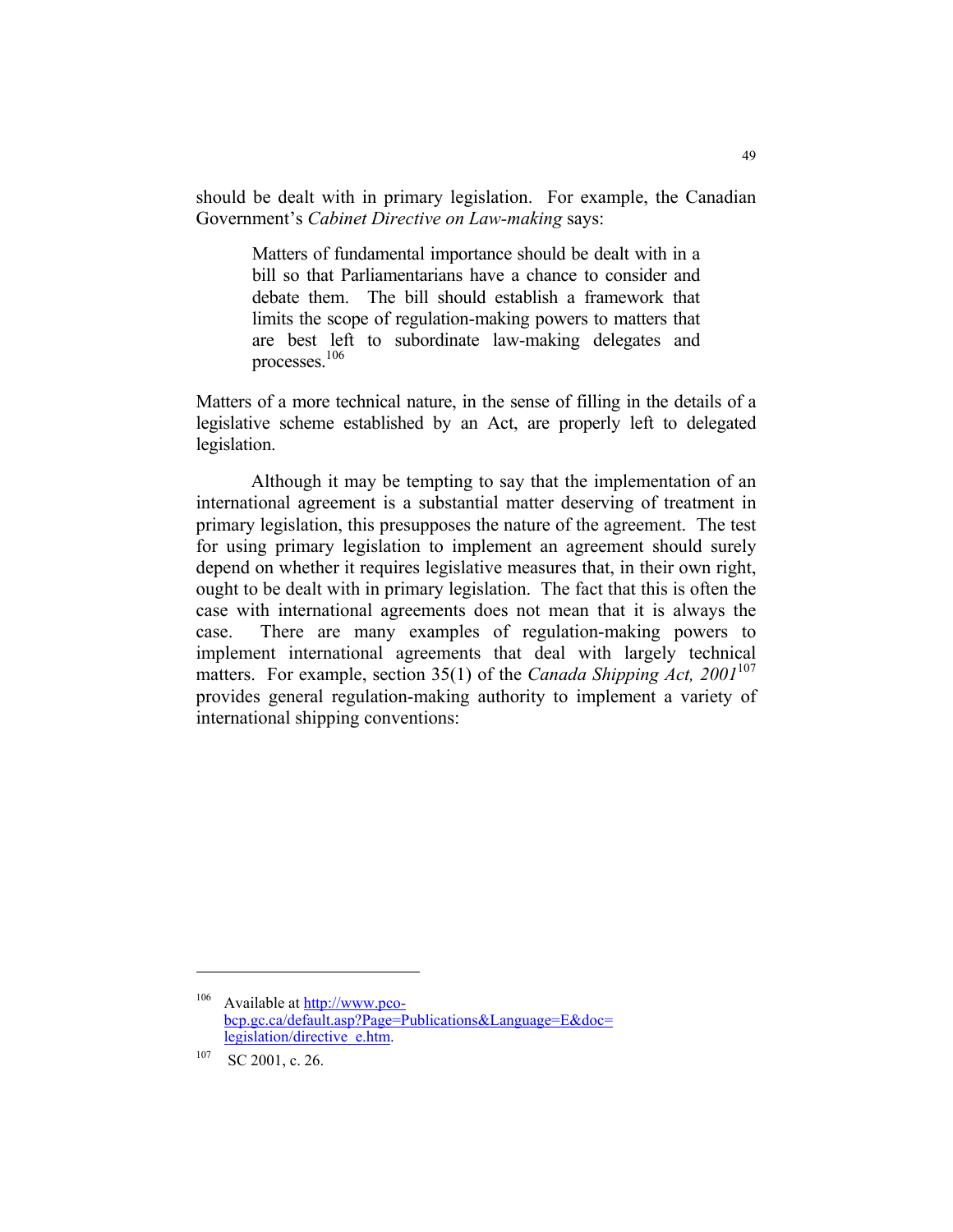should be dealt with in primary legislation. For example, the Canadian Government's *Cabinet Directive on Law-making* says:

> Matters of fundamental importance should be dealt with in a bill so that Parliamentarians have a chance to consider and debate them. The bill should establish a framework that limits the scope of regulation-making powers to matters that are best left to subordinate law-making delegates and processes.[106]

Matters of a more technical nature, in the sense of filling in the details of a legislative scheme established by an Act, are properly left to delegated legislation.

Although it may be tempting to say that the implementation of an international agreement is a substantial matter deserving of treatment in primary legislation, this presupposes the nature of the agreement. The test for using primary legislation to implement an agreement should surely depend on whether it requires legislative measures that, in their own right, ought to be dealt with in primary legislation. The fact that this is often the case with international agreements does not mean that it is always the case. There are many examples of regulation-making powers to implement international agreements that deal with largely technical matters. For example, section 35(1) of the *Canada Shipping Act, 2001*[107] provides general regulation-making authority to implement a variety of international shipping conventions:

---

[106] Available at http://www.pco-bcp.gc.ca/default.asp?Page=Publications&Language=E&doc=legislation/directive_e.htm.

[107] SC 2001, c. 26.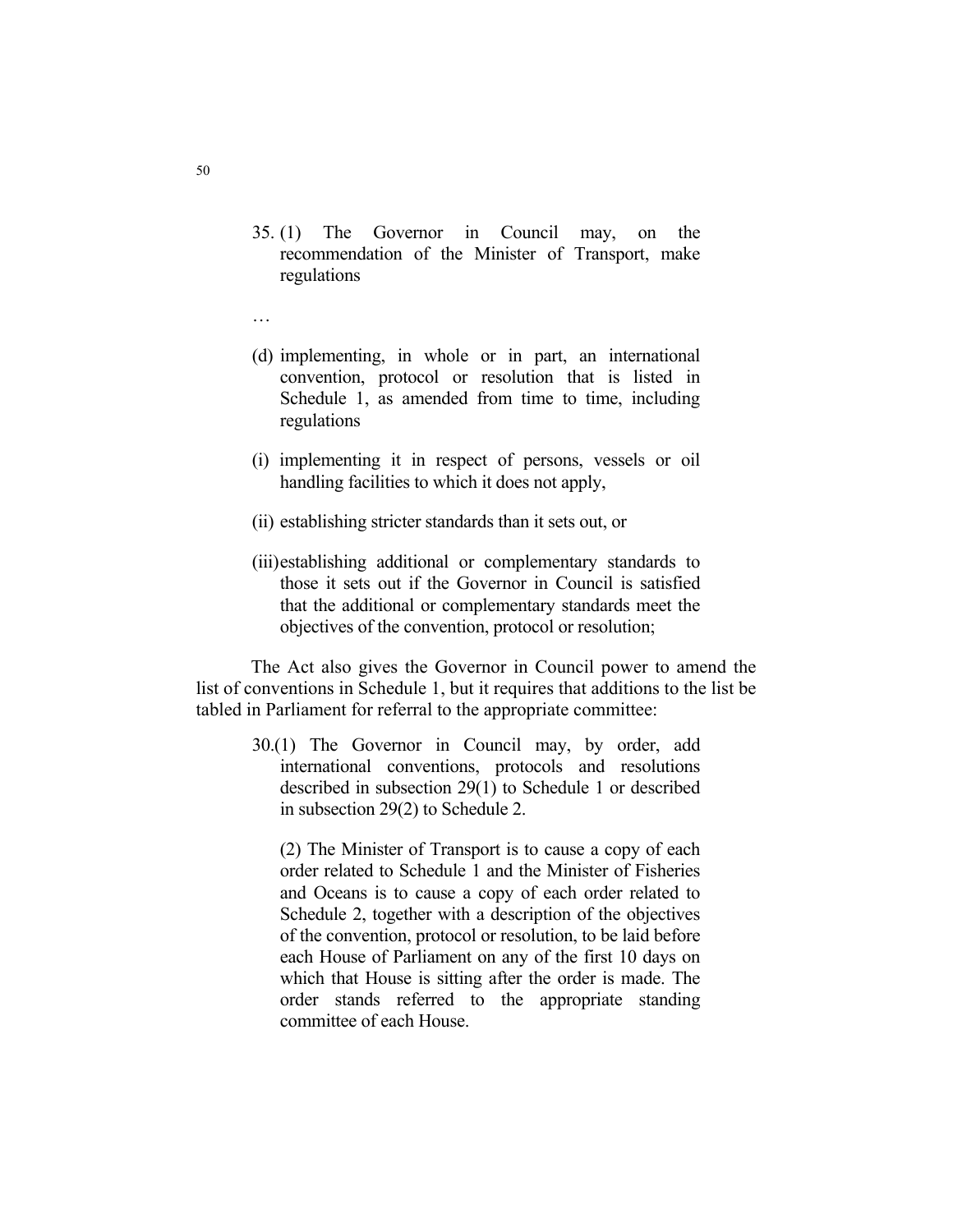> 35. (1) The Governor in Council may, on the recommendation of the Minister of Transport, make regulations
>
> …
>
> (d) implementing, in whole or in part, an international convention, protocol or resolution that is listed in Schedule 1, as amended from time to time, including regulations
>
> (i) implementing it in respect of persons, vessels or oil handling facilities to which it does not apply,
>
> (ii) establishing stricter standards than it sets out, or
>
> (iii) establishing additional or complementary standards to those it sets out if the Governor in Council is satisfied that the additional or complementary standards meet the objectives of the convention, protocol or resolution;

The Act also gives the Governor in Council power to amend the list of conventions in Schedule 1, but it requires that additions to the list be tabled in Parliament for referral to the appropriate committee:

> 30.(1) The Governor in Council may, by order, add international conventions, protocols and resolutions described in subsection 29(1) to Schedule 1 or described in subsection 29(2) to Schedule 2.
>
> (2) The Minister of Transport is to cause a copy of each order related to Schedule 1 and the Minister of Fisheries and Oceans is to cause a copy of each order related to Schedule 2, together with a description of the objectives of the convention, protocol or resolution, to be laid before each House of Parliament on any of the first 10 days on which that House is sitting after the order is made. The order stands referred to the appropriate standing committee of each House.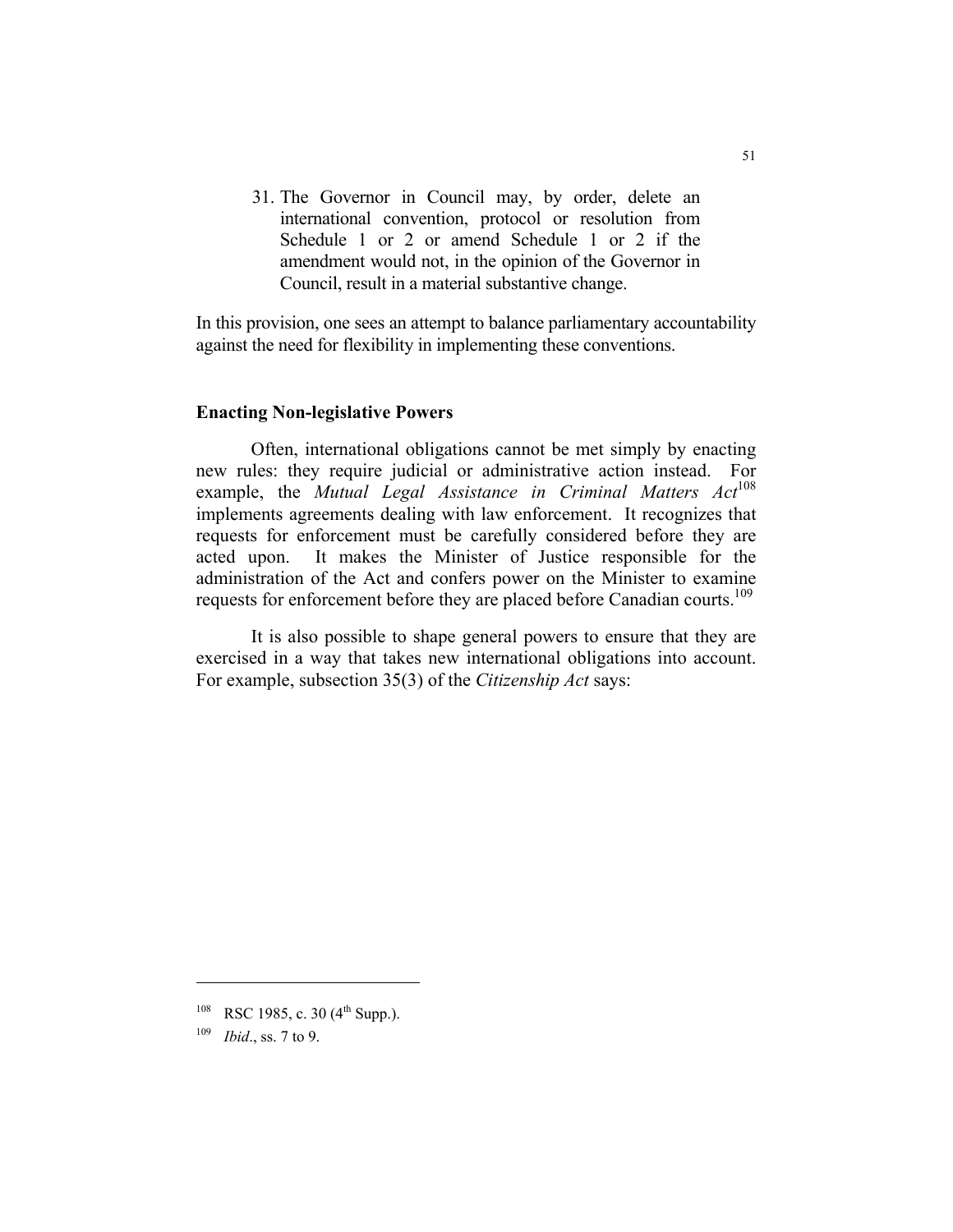> 31. The Governor in Council may, by order, delete an international convention, protocol or resolution from Schedule 1 or 2 or amend Schedule 1 or 2 if the amendment would not, in the opinion of the Governor in Council, result in a material substantive change.

In this provision, one sees an attempt to balance parliamentary accountability against the need for flexibility in implementing these conventions.

## Enacting Non-legislative Powers

Often, international obligations cannot be met simply by enacting new rules: they require judicial or administrative action instead. For example, the *Mutual Legal Assistance in Criminal Matters Act*[108] implements agreements dealing with law enforcement. It recognizes that requests for enforcement must be carefully considered before they are acted upon. It makes the Minister of Justice responsible for the administration of the Act and confers power on the Minister to examine requests for enforcement before they are placed before Canadian courts.[109]

It is also possible to shape general powers to ensure that they are exercised in a way that takes new international obligations into account. For example, subsection 35(3) of the *Citizenship Act* says:

---

[108] RSC 1985, c. 30 (4th Supp.).

[109] *Ibid*., ss. 7 to 9.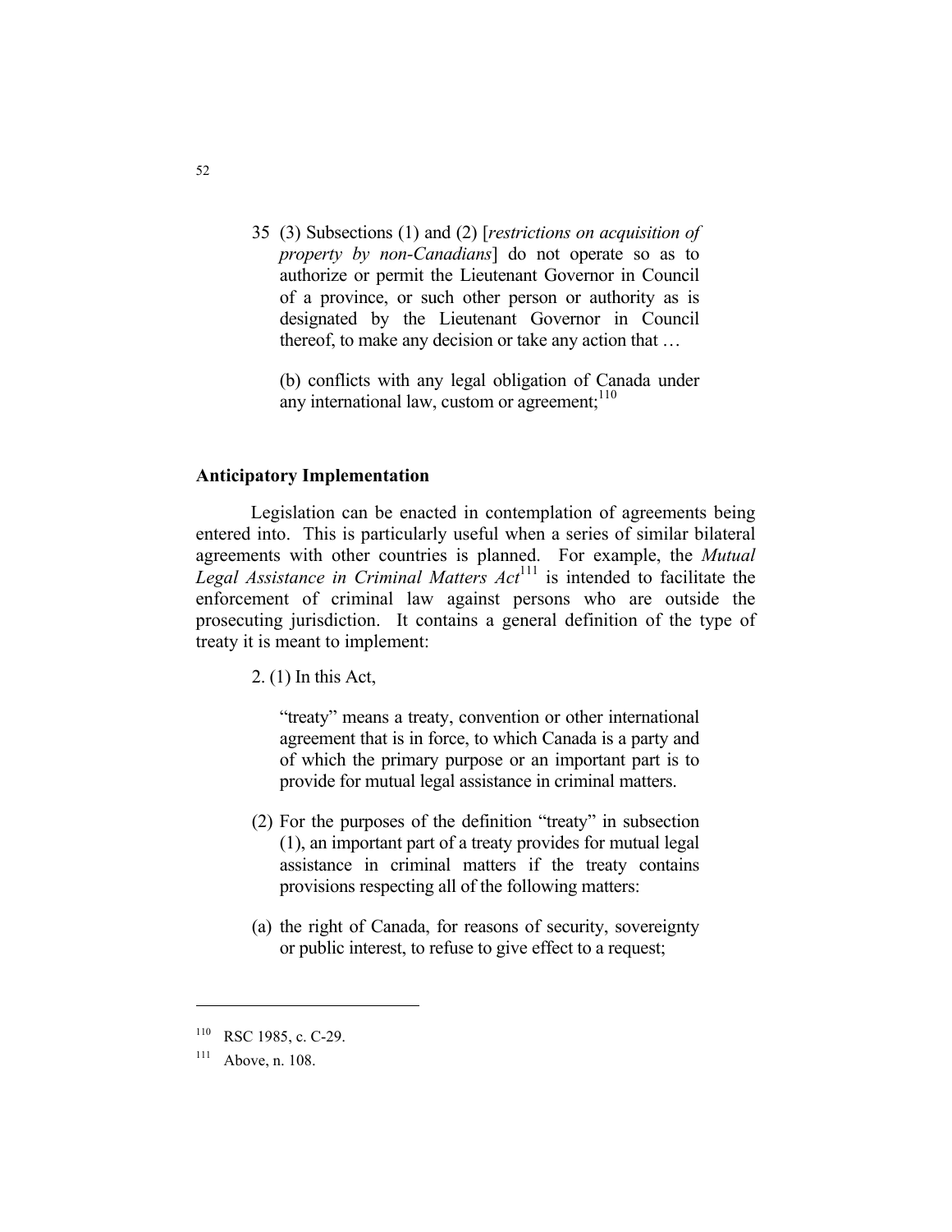> 35 (3) Subsections (1) and (2) [*restrictions on acquisition of property by non-Canadians*] do not operate so as to authorize or permit the Lieutenant Governor in Council of a province, or such other person or authority as is designated by the Lieutenant Governor in Council thereof, to make any decision or take any action that …
>
> (b) conflicts with any legal obligation of Canada under any international law, custom or agreement;[110]

**Anticipatory Implementation**

Legislation can be enacted in contemplation of agreements being entered into. This is particularly useful when a series of similar bilateral agreements with other countries is planned. For example, the *Mutual Legal Assistance in Criminal Matters Act*[111] is intended to facilitate the enforcement of criminal law against persons who are outside the prosecuting jurisdiction. It contains a general definition of the type of treaty it is meant to implement:

> 2. (1) In this Act,
>
> "treaty" means a treaty, convention or other international agreement that is in force, to which Canada is a party and of which the primary purpose or an important part is to provide for mutual legal assistance in criminal matters.
>
> (2) For the purposes of the definition "treaty" in subsection (1), an important part of a treaty provides for mutual legal assistance in criminal matters if the treaty contains provisions respecting all of the following matters:
>
> (a) the right of Canada, for reasons of security, sovereignty or public interest, to refuse to give effect to a request;

---

[110] RSC 1985, c. C-29.

[111] Above, n. 108.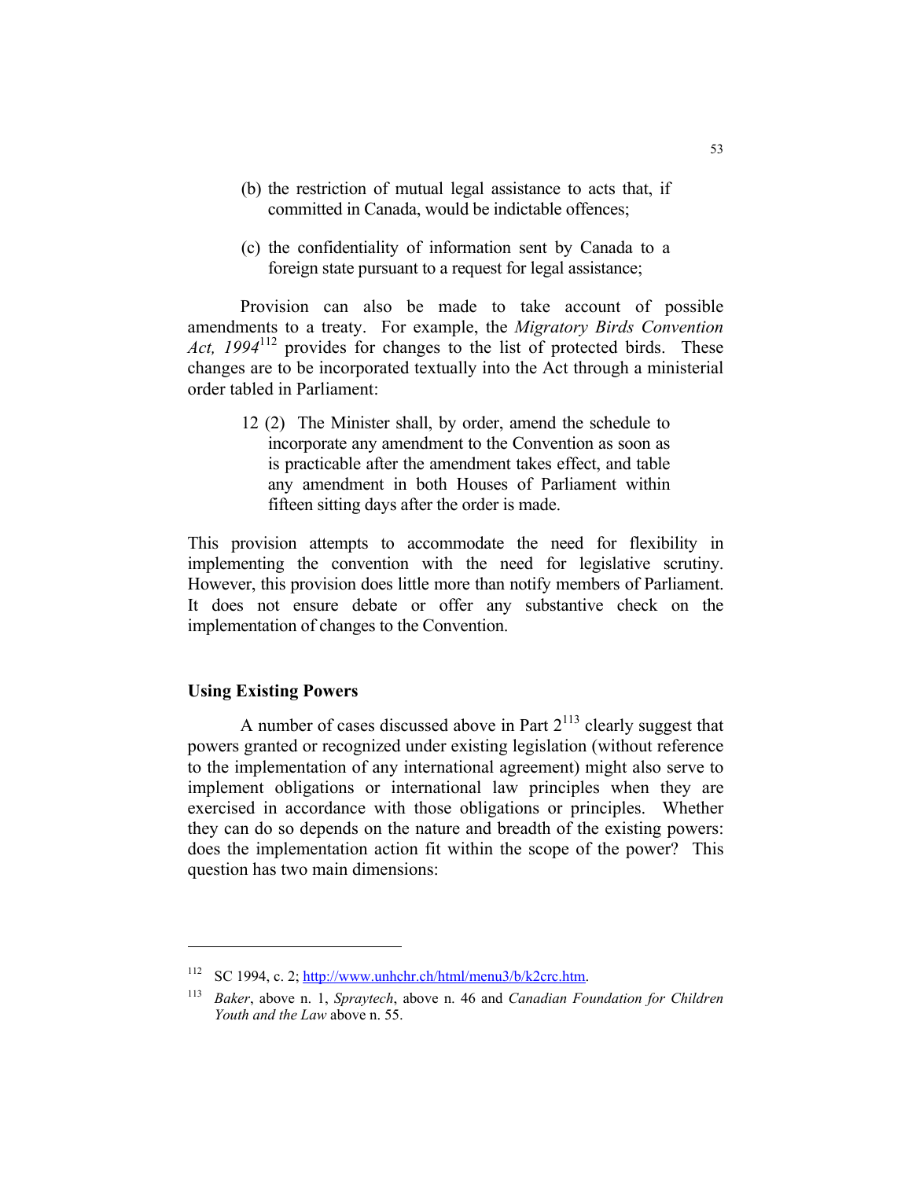(b) the restriction of mutual legal assistance to acts that, if committed in Canada, would be indictable offences;

(c) the confidentiality of information sent by Canada to a foreign state pursuant to a request for legal assistance;

Provision can also be made to take account of possible amendments to a treaty. For example, the *Migratory Birds Convention Act, 1994*[112] provides for changes to the list of protected birds. These changes are to be incorporated textually into the Act through a ministerial order tabled in Parliament:

> 12 (2) The Minister shall, by order, amend the schedule to incorporate any amendment to the Convention as soon as is practicable after the amendment takes effect, and table any amendment in both Houses of Parliament within fifteen sitting days after the order is made.

This provision attempts to accommodate the need for flexibility in implementing the convention with the need for legislative scrutiny. However, this provision does little more than notify members of Parliament. It does not ensure debate or offer any substantive check on the implementation of changes to the Convention.

### Using Existing Powers

A number of cases discussed above in Part 2[113] clearly suggest that powers granted or recognized under existing legislation (without reference to the implementation of any international agreement) might also serve to implement obligations or international law principles when they are exercised in accordance with those obligations or principles. Whether they can do so depends on the nature and breadth of the existing powers: does the implementation action fit within the scope of the power? This question has two main dimensions:

---

[112] SC 1994, c. 2; http://www.unhchr.ch/html/menu3/b/k2crc.htm.

[113] *Baker*, above n. 1, *Spraytech*, above n. 46 and *Canadian Foundation for Children Youth and the Law* above n. 55.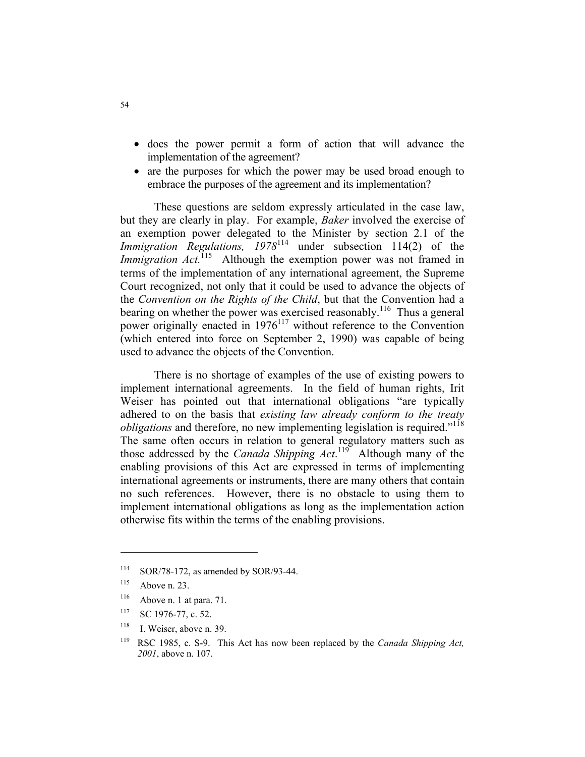- does the power permit a form of action that will advance the implementation of the agreement?
- are the purposes for which the power may be used broad enough to embrace the purposes of the agreement and its implementation?

These questions are seldom expressly articulated in the case law, but they are clearly in play. For example, *Baker* involved the exercise of an exemption power delegated to the Minister by section 2.1 of the *Immigration Regulations, 1978*[114] under subsection 114(2) of the *Immigration Act*.[115] Although the exemption power was not framed in terms of the implementation of any international agreement, the Supreme Court recognized, not only that it could be used to advance the objects of the *Convention on the Rights of the Child*, but that the Convention had a bearing on whether the power was exercised reasonably.[116] Thus a general power originally enacted in 1976[117] without reference to the Convention (which entered into force on September 2, 1990) was capable of being used to advance the objects of the Convention.

There is no shortage of examples of the use of existing powers to implement international agreements. In the field of human rights, Irit Weiser has pointed out that international obligations "are typically adhered to on the basis that *existing law already conform to the treaty obligations* and therefore, no new implementing legislation is required."[118] The same often occurs in relation to general regulatory matters such as those addressed by the *Canada Shipping Act*.[119] Although many of the enabling provisions of this Act are expressed in terms of implementing international agreements or instruments, there are many others that contain no such references. However, there is no obstacle to using them to implement international obligations as long as the implementation action otherwise fits within the terms of the enabling provisions.

---

[114] SOR/78-172, as amended by SOR/93-44.

[115] Above n. 23.

[116] Above n. 1 at para. 71.

[117] SC 1976-77, c. 52.

[118] I. Weiser, above n. 39.

[119] RSC 1985, c. S-9. This Act has now been replaced by the *Canada Shipping Act, 2001*, above n. 107.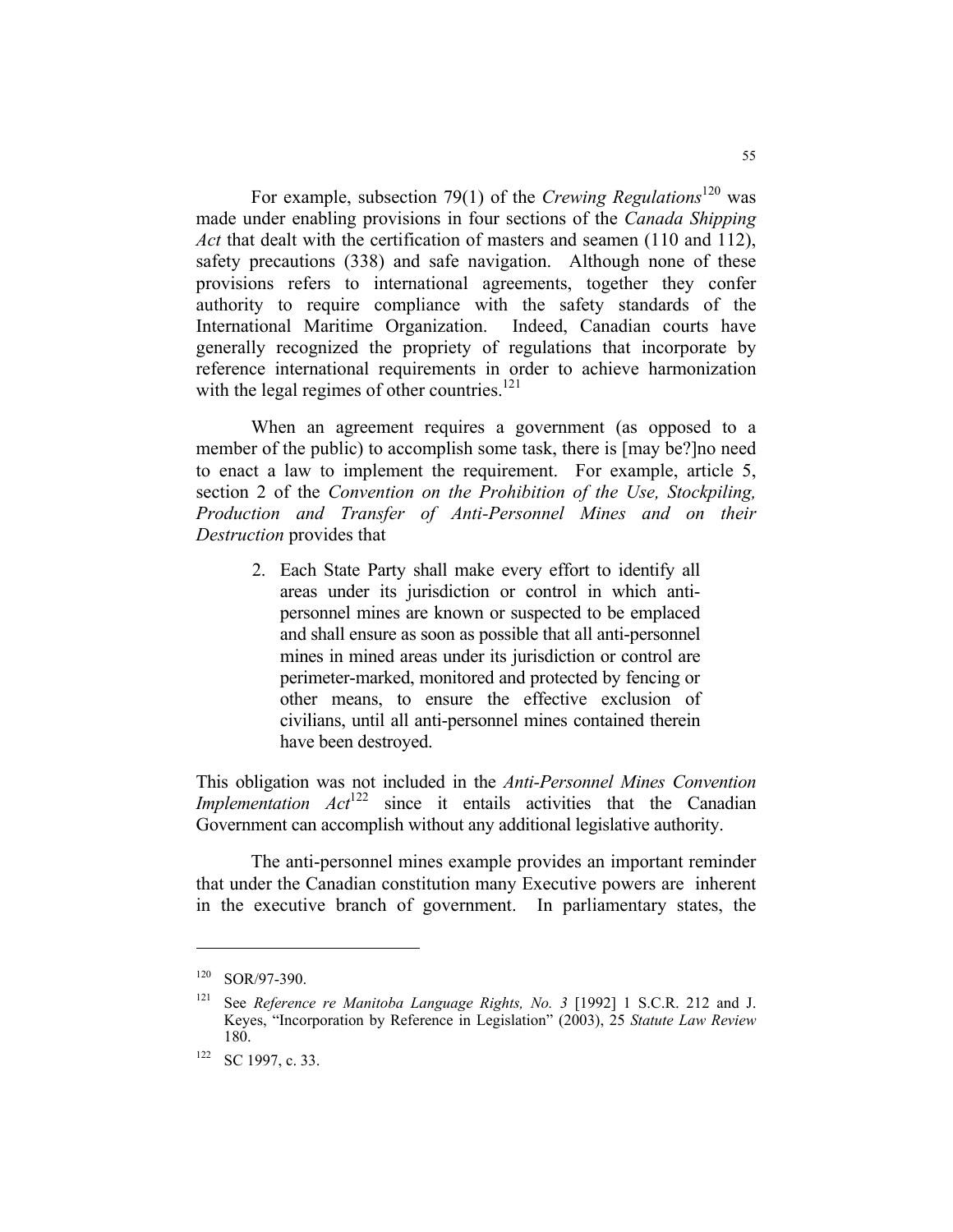For example, subsection 79(1) of the *Crewing Regulations*[120] was made under enabling provisions in four sections of the *Canada Shipping Act* that dealt with the certification of masters and seamen (110 and 112), safety precautions (338) and safe navigation. Although none of these provisions refers to international agreements, together they confer authority to require compliance with the safety standards of the International Maritime Organization. Indeed, Canadian courts have generally recognized the propriety of regulations that incorporate by reference international requirements in order to achieve harmonization with the legal regimes of other countries.[121]

When an agreement requires a government (as opposed to a member of the public) to accomplish some task, there is [may be?]no need to enact a law to implement the requirement. For example, article 5, section 2 of the *Convention on the Prohibition of the Use, Stockpiling, Production and Transfer of Anti-Personnel Mines and on their Destruction* provides that

> 2. Each State Party shall make every effort to identify all areas under its jurisdiction or control in which anti-personnel mines are known or suspected to be emplaced and shall ensure as soon as possible that all anti-personnel mines in mined areas under its jurisdiction or control are perimeter-marked, monitored and protected by fencing or other means, to ensure the effective exclusion of civilians, until all anti-personnel mines contained therein have been destroyed.

This obligation was not included in the *Anti-Personnel Mines Convention Implementation Act*[122] since it entails activities that the Canadian Government can accomplish without any additional legislative authority.

The anti-personnel mines example provides an important reminder that under the Canadian constitution many Executive powers are inherent in the executive branch of government. In parliamentary states, the

---

[120] SOR/97-390.

[121] See *Reference re Manitoba Language Rights, No. 3* [1992] 1 S.C.R. 212 and J. Keyes, "Incorporation by Reference in Legislation" (2003), 25 *Statute Law Review* 180.

[122] SC 1997, c. 33.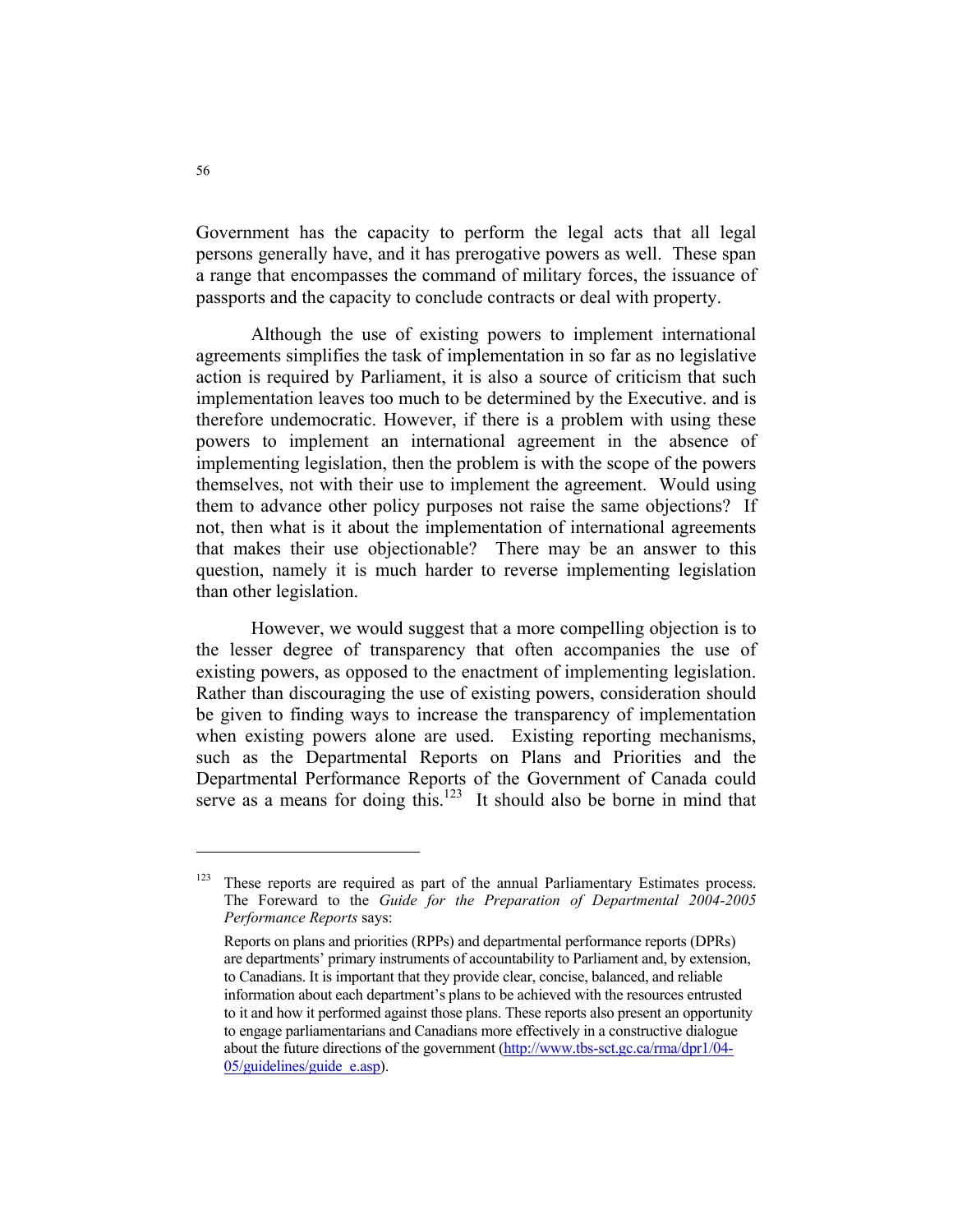Government has the capacity to perform the legal acts that all legal persons generally have, and it has prerogative powers as well. These span a range that encompasses the command of military forces, the issuance of passports and the capacity to conclude contracts or deal with property.

Although the use of existing powers to implement international agreements simplifies the task of implementation in so far as no legislative action is required by Parliament, it is also a source of criticism that such implementation leaves too much to be determined by the Executive. and is therefore undemocratic. However, if there is a problem with using these powers to implement an international agreement in the absence of implementing legislation, then the problem is with the scope of the powers themselves, not with their use to implement the agreement. Would using them to advance other policy purposes not raise the same objections? If not, then what is it about the implementation of international agreements that makes their use objectionable? There may be an answer to this question, namely it is much harder to reverse implementing legislation than other legislation.

However, we would suggest that a more compelling objection is to the lesser degree of transparency that often accompanies the use of existing powers, as opposed to the enactment of implementing legislation. Rather than discouraging the use of existing powers, consideration should be given to finding ways to increase the transparency of implementation when existing powers alone are used. Existing reporting mechanisms, such as the Departmental Reports on Plans and Priorities and the Departmental Performance Reports of the Government of Canada could serve as a means for doing this.[123] It should also be borne in mind that

---

[123] These reports are required as part of the annual Parliamentary Estimates process. The Foreward to the *Guide for the Preparation of Departmental 2004-2005 Performance Reports* says:

> Reports on plans and priorities (RPPs) and departmental performance reports (DPRs) are departments' primary instruments of accountability to Parliament and, by extension, to Canadians. It is important that they provide clear, concise, balanced, and reliable information about each department's plans to be achieved with the resources entrusted to it and how it performed against those plans. These reports also present an opportunity to engage parliamentarians and Canadians more effectively in a constructive dialogue about the future directions of the government (http://www.tbs-sct.gc.ca/rma/dpr1/04-05/guidelines/guide_e.asp).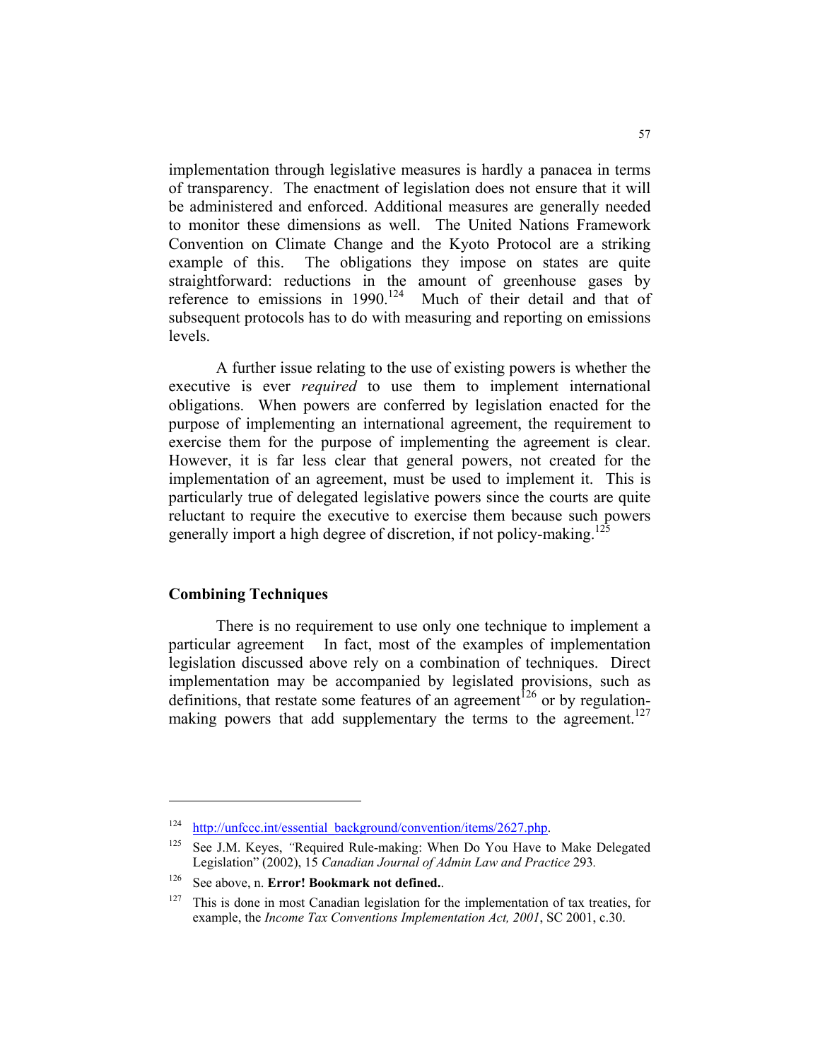implementation through legislative measures is hardly a panacea in terms of transparency. The enactment of legislation does not ensure that it will be administered and enforced. Additional measures are generally needed to monitor these dimensions as well. The United Nations Framework Convention on Climate Change and the Kyoto Protocol are a striking example of this. The obligations they impose on states are quite straightforward: reductions in the amount of greenhouse gases by reference to emissions in 1990.[124] Much of their detail and that of subsequent protocols has to do with measuring and reporting on emissions levels.

A further issue relating to the use of existing powers is whether the executive is ever *required* to use them to implement international obligations. When powers are conferred by legislation enacted for the purpose of implementing an international agreement, the requirement to exercise them for the purpose of implementing the agreement is clear. However, it is far less clear that general powers, not created for the implementation of an agreement, must be used to implement it. This is particularly true of delegated legislative powers since the courts are quite reluctant to require the executive to exercise them because such powers generally import a high degree of discretion, if not policy-making.[125]

## Combining Techniques

There is no requirement to use only one technique to implement a particular agreement In fact, most of the examples of implementation legislation discussed above rely on a combination of techniques. Direct implementation may be accompanied by legislated provisions, such as definitions, that restate some features of an agreement[126] or by regulation-making powers that add supplementary the terms to the agreement.[127]

---

[124] http://unfccc.int/essential_background/convention/items/2627.php.

[125] See J.M. Keyes, "Required Rule-making: When Do You Have to Make Delegated Legislation" (2002), 15 *Canadian Journal of Admin Law and Practice* 293.

[126] See above, n. **Error! Bookmark not defined.**.

[127] This is done in most Canadian legislation for the implementation of tax treaties, for example, the *Income Tax Conventions Implementation Act, 2001*, SC 2001, c.30.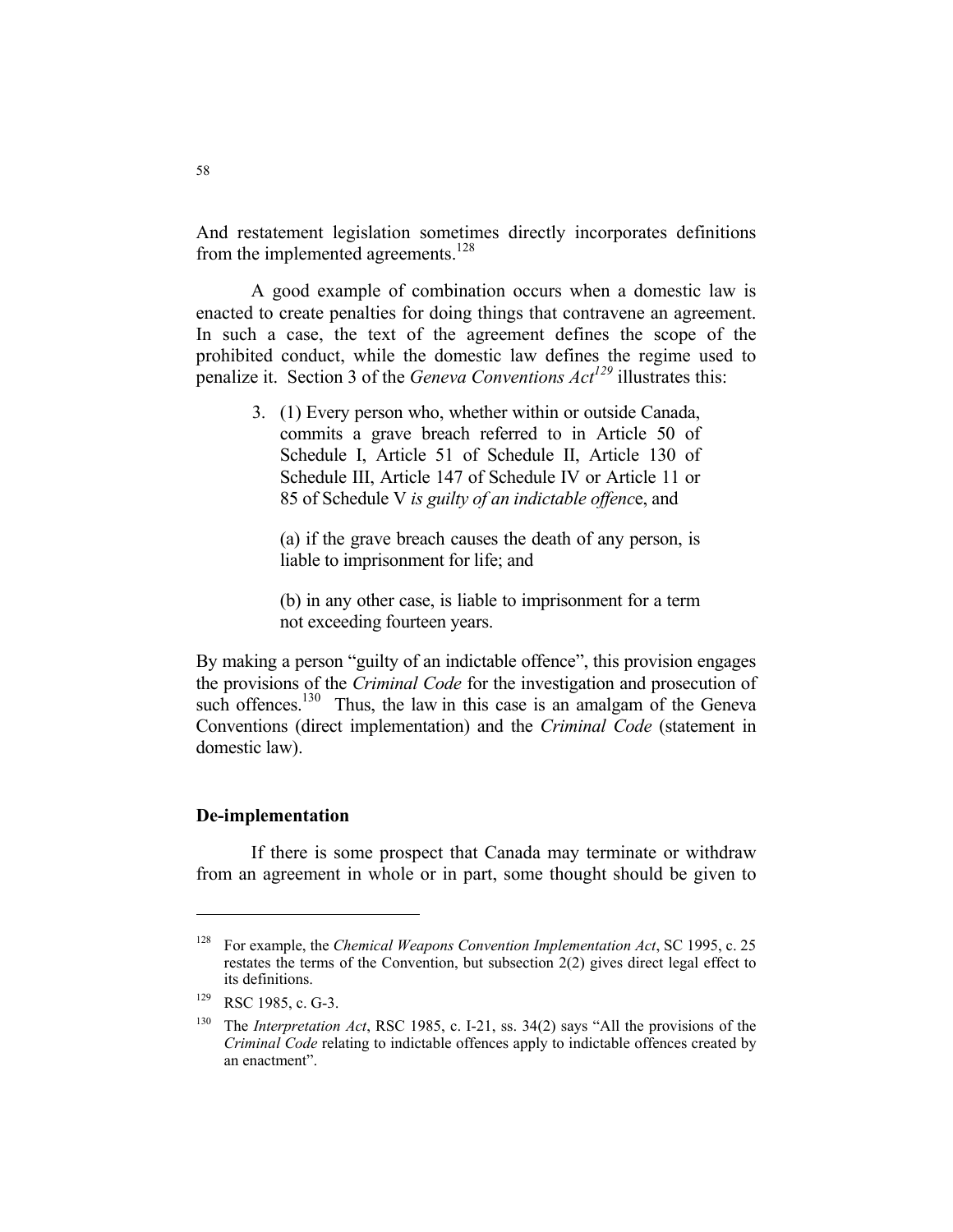And restatement legislation sometimes directly incorporates definitions from the implemented agreements.[128]

A good example of combination occurs when a domestic law is enacted to create penalties for doing things that contravene an agreement. In such a case, the text of the agreement defines the scope of the prohibited conduct, while the domestic law defines the regime used to penalize it. Section 3 of the *Geneva Conventions Act*[129] illustrates this:

> 3. (1) Every person who, whether within or outside Canada, commits a grave breach referred to in Article 50 of Schedule I, Article 51 of Schedule II, Article 130 of Schedule III, Article 147 of Schedule IV or Article 11 or 85 of Schedule V *is guilty of an indictable offenc*e, and
>
> (a) if the grave breach causes the death of any person, is liable to imprisonment for life; and
>
> (b) in any other case, is liable to imprisonment for a term not exceeding fourteen years.

By making a person "guilty of an indictable offence", this provision engages the provisions of the *Criminal Code* for the investigation and prosecution of such offences.[130] Thus, the law in this case is an amalgam of the Geneva Conventions (direct implementation) and the *Criminal Code* (statement in domestic law).

### De-implementation

If there is some prospect that Canada may terminate or withdraw from an agreement in whole or in part, some thought should be given to

---

[128] For example, the *Chemical Weapons Convention Implementation Act*, SC 1995, c. 25 restates the terms of the Convention, but subsection 2(2) gives direct legal effect to its definitions.

[129] RSC 1985, c. G-3.

[130] The *Interpretation Act*, RSC 1985, c. I-21, ss. 34(2) says "All the provisions of the *Criminal Code* relating to indictable offences apply to indictable offences created by an enactment".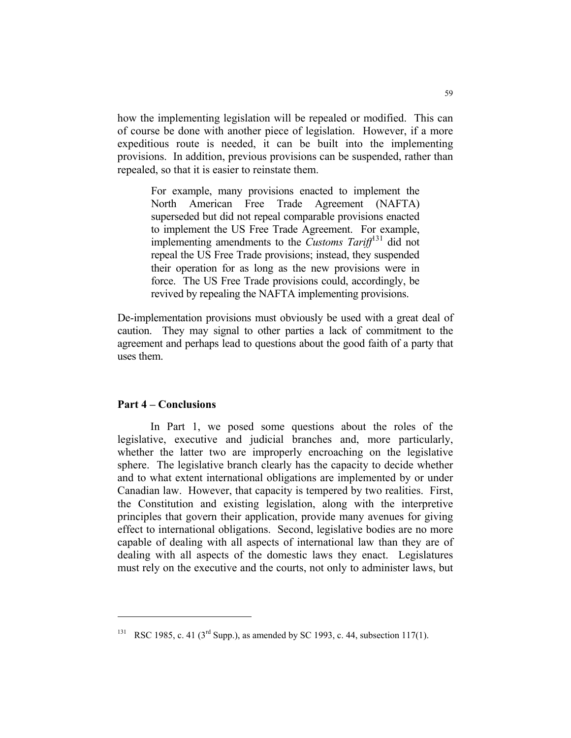how the implementing legislation will be repealed or modified. This can of course be done with another piece of legislation. However, if a more expeditious route is needed, it can be built into the implementing provisions. In addition, previous provisions can be suspended, rather than repealed, so that it is easier to reinstate them.

> For example, many provisions enacted to implement the North American Free Trade Agreement (NAFTA) superseded but did not repeal comparable provisions enacted to implement the US Free Trade Agreement. For example, implementing amendments to the *Customs Tariff*[131] did not repeal the US Free Trade provisions; instead, they suspended their operation for as long as the new provisions were in force. The US Free Trade provisions could, accordingly, be revived by repealing the NAFTA implementing provisions.

De-implementation provisions must obviously be used with a great deal of caution. They may signal to other parties a lack of commitment to the agreement and perhaps lead to questions about the good faith of a party that uses them.

## Part 4 – Conclusions

In Part 1, we posed some questions about the roles of the legislative, executive and judicial branches and, more particularly, whether the latter two are improperly encroaching on the legislative sphere. The legislative branch clearly has the capacity to decide whether and to what extent international obligations are implemented by or under Canadian law. However, that capacity is tempered by two realities. First, the Constitution and existing legislation, along with the interpretive principles that govern their application, provide many avenues for giving effect to international obligations. Second, legislative bodies are no more capable of dealing with all aspects of international law than they are of dealing with all aspects of the domestic laws they enact. Legislatures must rely on the executive and the courts, not only to administer laws, but

---

[131] RSC 1985, c. 41 (3rd Supp.), as amended by SC 1993, c. 44, subsection 117(1).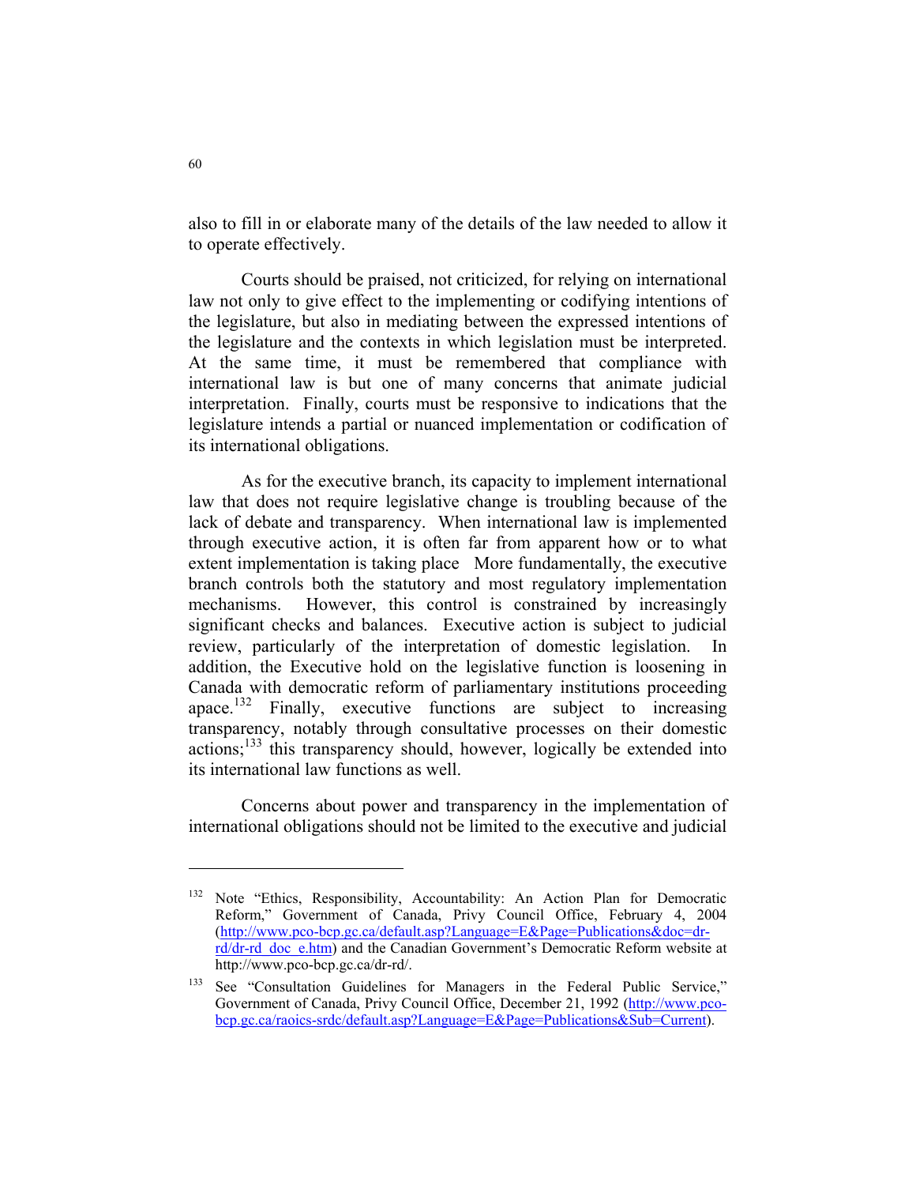also to fill in or elaborate many of the details of the law needed to allow it to operate effectively.

Courts should be praised, not criticized, for relying on international law not only to give effect to the implementing or codifying intentions of the legislature, but also in mediating between the expressed intentions of the legislature and the contexts in which legislation must be interpreted. At the same time, it must be remembered that compliance with international law is but one of many concerns that animate judicial interpretation. Finally, courts must be responsive to indications that the legislature intends a partial or nuanced implementation or codification of its international obligations.

As for the executive branch, its capacity to implement international law that does not require legislative change is troubling because of the lack of debate and transparency. When international law is implemented through executive action, it is often far from apparent how or to what extent implementation is taking place More fundamentally, the executive branch controls both the statutory and most regulatory implementation mechanisms. However, this control is constrained by increasingly significant checks and balances. Executive action is subject to judicial review, particularly of the interpretation of domestic legislation. In addition, the Executive hold on the legislative function is loosening in Canada with democratic reform of parliamentary institutions proceeding apace.[132] Finally, executive functions are subject to increasing transparency, notably through consultative processes on their domestic actions;[133] this transparency should, however, logically be extended into its international law functions as well.

Concerns about power and transparency in the implementation of international obligations should not be limited to the executive and judicial

---

[132] Note "Ethics, Responsibility, Accountability: An Action Plan for Democratic Reform," Government of Canada, Privy Council Office, February 4, 2004 (http://www.pco-bcp.gc.ca/default.asp?Language=E&Page=Publications&doc=dr-rd/dr-rd_doc_e.htm) and the Canadian Government's Democratic Reform website at http://www.pco-bcp.gc.ca/dr-rd/.

[133] See "Consultation Guidelines for Managers in the Federal Public Service," Government of Canada, Privy Council Office, December 21, 1992 (http://www.pco-bcp.gc.ca/raoics-srdc/default.asp?Language=E&Page=Publications&Sub=Current).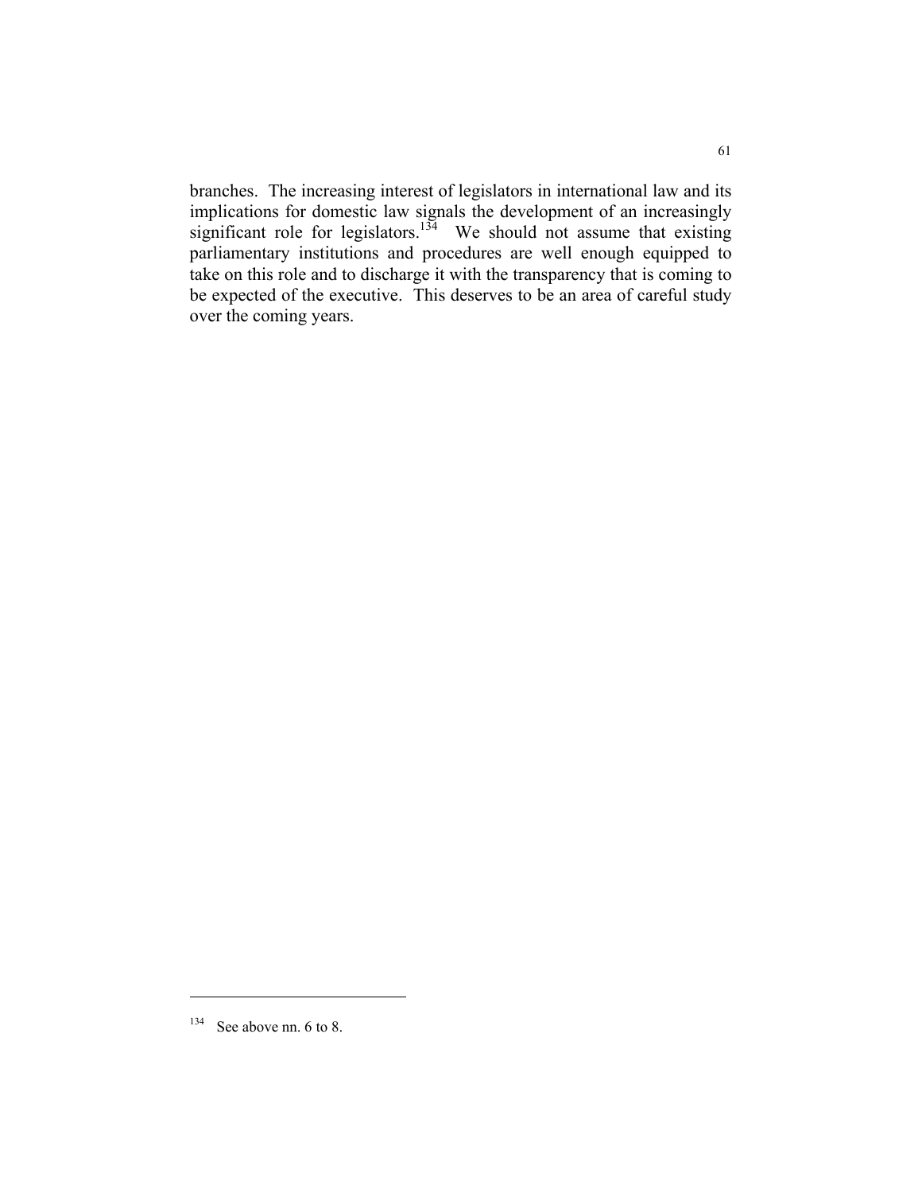branches. The increasing interest of legislators in international law and its implications for domestic law signals the development of an increasingly significant role for legislators.[134] We should not assume that existing parliamentary institutions and procedures are well enough equipped to take on this role and to discharge it with the transparency that is coming to be expected of the executive. This deserves to be an area of careful study over the coming years.

---

[134] See above nn. 6 to 8.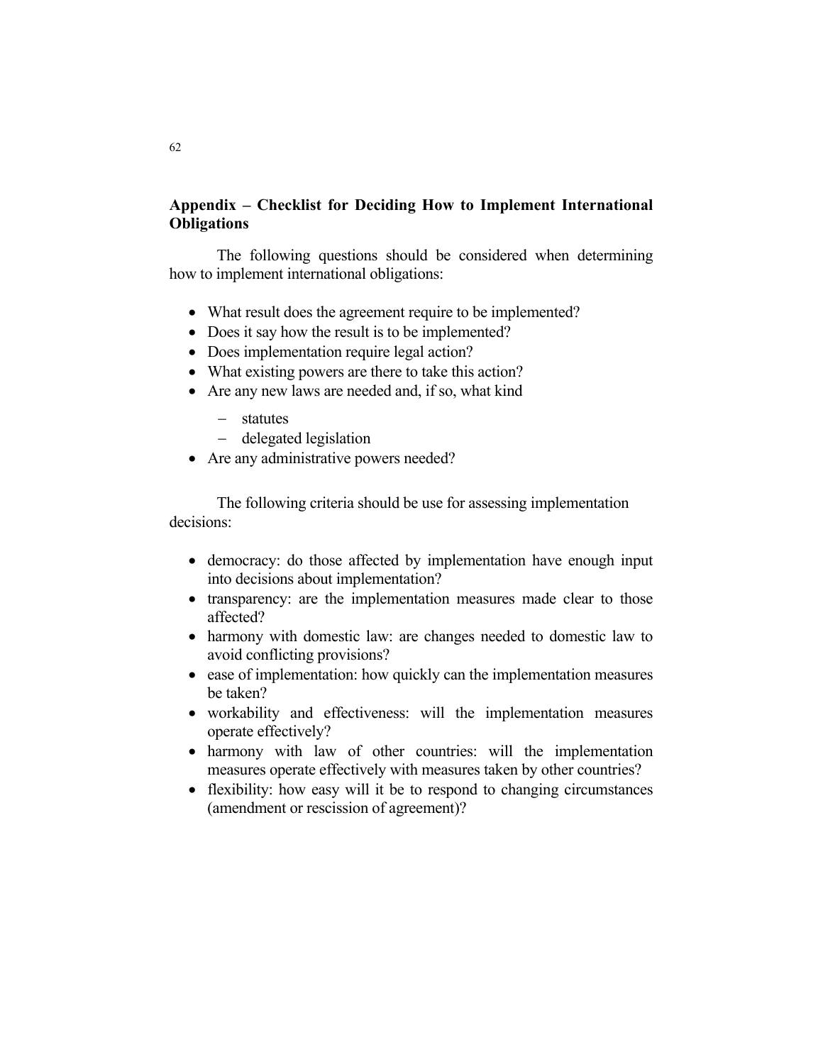## Appendix – Checklist for Deciding How to Implement International Obligations

The following questions should be considered when determining how to implement international obligations:

- What result does the agreement require to be implemented?
- Does it say how the result is to be implemented?
- Does implementation require legal action?
- What existing powers are there to take this action?
- Are any new laws are needed and, if so, what kind
  - statutes
  - delegated legislation
- Are any administrative powers needed?

The following criteria should be use for assessing implementation decisions:

- democracy: do those affected by implementation have enough input into decisions about implementation?
- transparency: are the implementation measures made clear to those affected?
- harmony with domestic law: are changes needed to domestic law to avoid conflicting provisions?
- ease of implementation: how quickly can the implementation measures be taken?
- workability and effectiveness: will the implementation measures operate effectively?
- harmony with law of other countries: will the implementation measures operate effectively with measures taken by other countries?
- flexibility: how easy will it be to respond to changing circumstances (amendment or rescission of agreement)?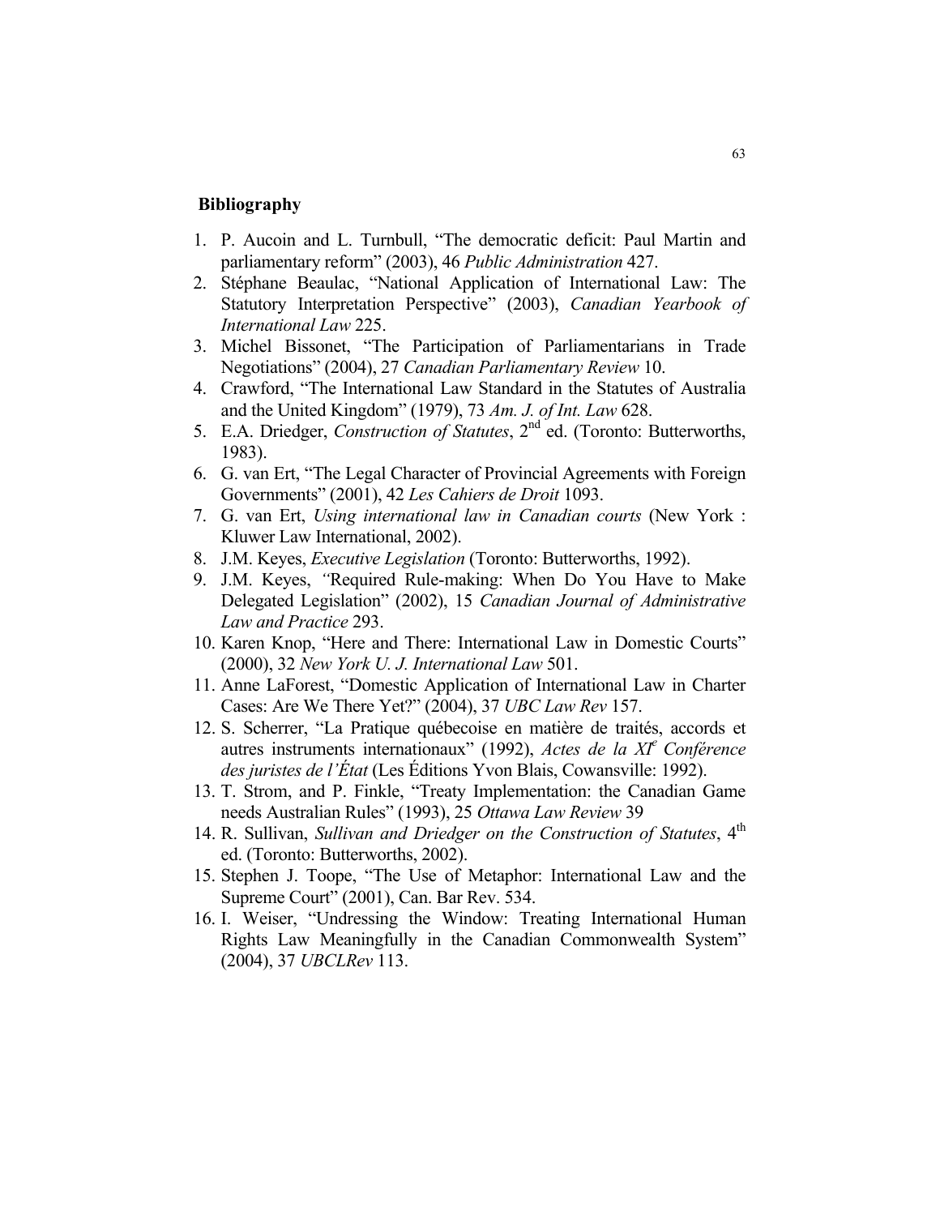**Bibliography**

1. P. Aucoin and L. Turnbull, "The democratic deficit: Paul Martin and parliamentary reform" (2003), 46 *Public Administration* 427.
2. Stéphane Beaulac, "National Application of International Law: The Statutory Interpretation Perspective" (2003), *Canadian Yearbook of International Law* 225.
3. Michel Bissonet, "The Participation of Parliamentarians in Trade Negotiations" (2004), 27 *Canadian Parliamentary Review* 10.
4. Crawford, "The International Law Standard in the Statutes of Australia and the United Kingdom" (1979), 73 *Am. J. of Int. Law* 628.
5. E.A. Driedger, *Construction of Statutes*, 2nd ed. (Toronto: Butterworths, 1983).
6. G. van Ert, "The Legal Character of Provincial Agreements with Foreign Governments" (2001), 42 *Les Cahiers de Droit* 1093.
7. G. van Ert, *Using international law in Canadian courts* (New York : Kluwer Law International, 2002).
8. J.M. Keyes, *Executive Legislation* (Toronto: Butterworths, 1992).
9. J.M. Keyes, "Required Rule-making: When Do You Have to Make Delegated Legislation" (2002), 15 *Canadian Journal of Administrative Law and Practice* 293.
10. Karen Knop, "Here and There: International Law in Domestic Courts" (2000), 32 *New York U. J. International Law* 501.
11. Anne LaForest, "Domestic Application of International Law in Charter Cases: Are We There Yet?" (2004), 37 *UBC Law Rev* 157.
12. S. Scherrer, "La Pratique québecoise en matière de traités, accords et autres instruments internationaux" (1992), *Actes de la XIe Conférence des juristes de l'État* (Les Éditions Yvon Blais, Cowansville: 1992).
13. T. Strom, and P. Finkle, "Treaty Implementation: the Canadian Game needs Australian Rules" (1993), 25 *Ottawa Law Review* 39
14. R. Sullivan, *Sullivan and Driedger on the Construction of Statutes*, 4th ed. (Toronto: Butterworths, 2002).
15. Stephen J. Toope, "The Use of Metaphor: International Law and the Supreme Court" (2001), Can. Bar Rev. 534.
16. I. Weiser, "Undressing the Window: Treating International Human Rights Law Meaningfully in the Canadian Commonwealth System" (2004), 37 *UBCLRev* 113.